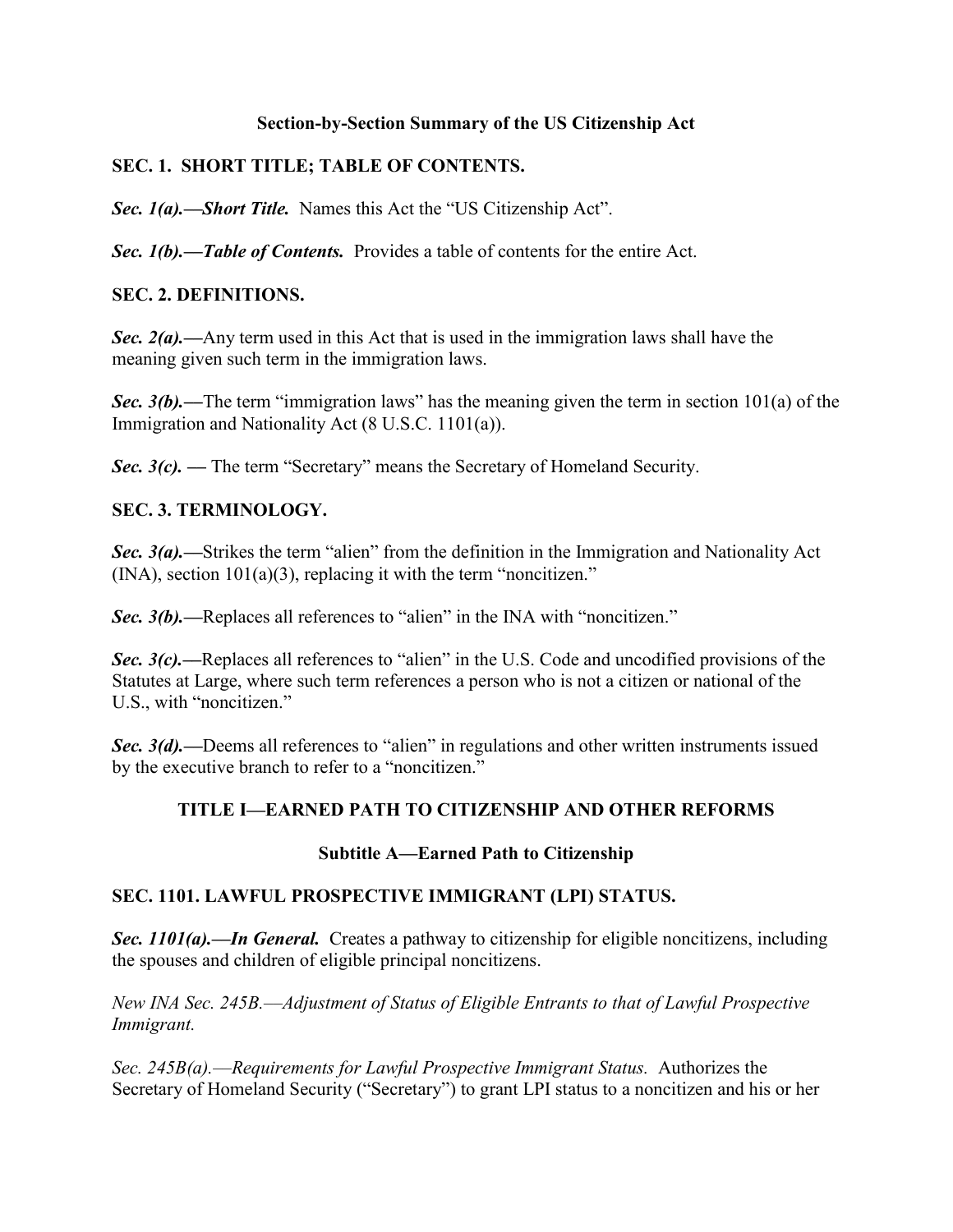# Section-by-Section Summary of the US Citizenship Act

## SEC. 1. SHORT TITLE; TABLE OF CONTENTS.

***Sec. 1(a).—Short Title.*** Names this Act the "US Citizenship Act".

***Sec. 1(b).—Table of Contents.*** Provides a table of contents for the entire Act.

## SEC. 2. DEFINITIONS.

***Sec. 2(a).—***Any term used in this Act that is used in the immigration laws shall have the meaning given such term in the immigration laws.

***Sec. 3(b).—***The term "immigration laws" has the meaning given the term in section 101(a) of the Immigration and Nationality Act (8 U.S.C. 1101(a)).

***Sec. 3(c). —*** The term "Secretary" means the Secretary of Homeland Security.

## SEC. 3. TERMINOLOGY.

***Sec. 3(a).—***Strikes the term "alien" from the definition in the Immigration and Nationality Act (INA), section 101(a)(3), replacing it with the term "noncitizen."

***Sec. 3(b).—***Replaces all references to "alien" in the INA with "noncitizen."

***Sec. 3(c).—***Replaces all references to "alien" in the U.S. Code and uncodified provisions of the Statutes at Large, where such term references a person who is not a citizen or national of the U.S., with "noncitizen."

***Sec. 3(d).—***Deems all references to "alien" in regulations and other written instruments issued by the executive branch to refer to a "noncitizen."

## TITLE I—EARNED PATH TO CITIZENSHIP AND OTHER REFORMS

### Subtitle A—Earned Path to Citizenship

## SEC. 1101. LAWFUL PROSPECTIVE IMMIGRANT (LPI) STATUS.

***Sec. 1101(a).—In General.*** Creates a pathway to citizenship for eligible noncitizens, including the spouses and children of eligible principal noncitizens.

*New INA Sec. 245B.—Adjustment of Status of Eligible Entrants to that of Lawful Prospective Immigrant.*

*Sec. 245B(a).—Requirements for Lawful Prospective Immigrant Status.* Authorizes the Secretary of Homeland Security ("Secretary") to grant LPI status to a noncitizen and his or her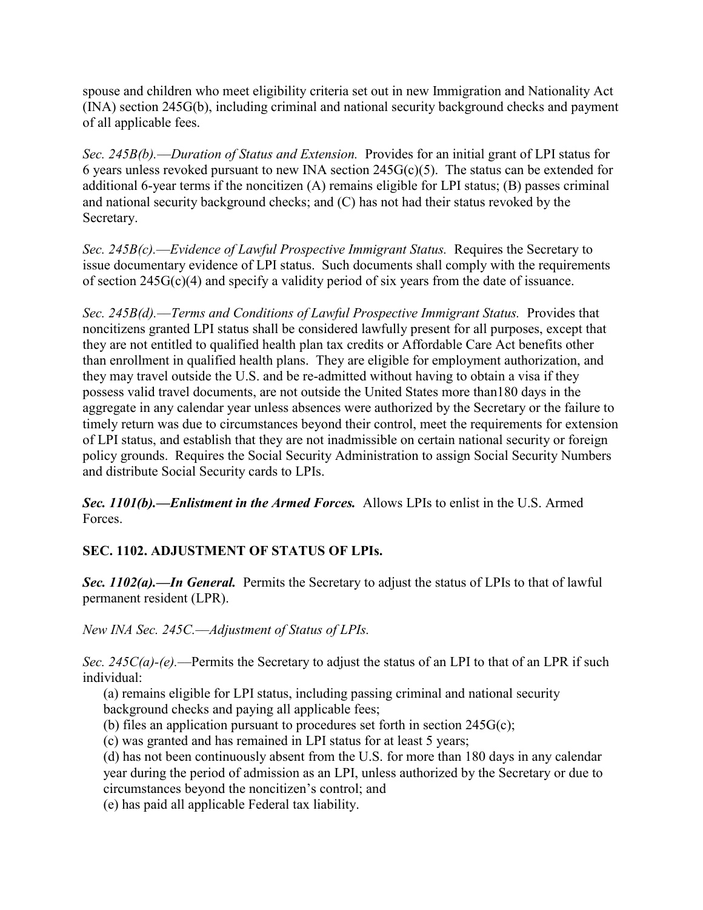spouse and children who meet eligibility criteria set out in new Immigration and Nationality Act (INA) section 245G(b), including criminal and national security background checks and payment of all applicable fees.

*Sec. 245B(b).—Duration of Status and Extension.* Provides for an initial grant of LPI status for 6 years unless revoked pursuant to new INA section 245G(c)(5). The status can be extended for additional 6-year terms if the noncitizen (A) remains eligible for LPI status; (B) passes criminal and national security background checks; and (C) has not had their status revoked by the Secretary.

*Sec. 245B(c).—Evidence of Lawful Prospective Immigrant Status.* Requires the Secretary to issue documentary evidence of LPI status. Such documents shall comply with the requirements of section 245G(c)(4) and specify a validity period of six years from the date of issuance.

*Sec. 245B(d).—Terms and Conditions of Lawful Prospective Immigrant Status.* Provides that noncitizens granted LPI status shall be considered lawfully present for all purposes, except that they are not entitled to qualified health plan tax credits or Affordable Care Act benefits other than enrollment in qualified health plans. They are eligible for employment authorization, and they may travel outside the U.S. and be re-admitted without having to obtain a visa if they possess valid travel documents, are not outside the United States more than180 days in the aggregate in any calendar year unless absences were authorized by the Secretary or the failure to timely return was due to circumstances beyond their control, meet the requirements for extension of LPI status, and establish that they are not inadmissible on certain national security or foreign policy grounds. Requires the Social Security Administration to assign Social Security Numbers and distribute Social Security cards to LPIs.

***Sec. 1101(b).—Enlistment in the Armed Forces.*** Allows LPIs to enlist in the U.S. Armed Forces.

**SEC. 1102. ADJUSTMENT OF STATUS OF LPIs.**

***Sec. 1102(a).—In General.*** Permits the Secretary to adjust the status of LPIs to that of lawful permanent resident (LPR).

*New INA Sec. 245C.—Adjustment of Status of LPIs.*

*Sec. 245C(a)-(e).*—Permits the Secretary to adjust the status of an LPI to that of an LPR if such individual:

(a) remains eligible for LPI status, including passing criminal and national security background checks and paying all applicable fees;
(b) files an application pursuant to procedures set forth in section 245G(c);
(c) was granted and has remained in LPI status for at least 5 years;
(d) has not been continuously absent from the U.S. for more than 180 days in any calendar year during the period of admission as an LPI, unless authorized by the Secretary or due to circumstances beyond the noncitizen's control; and
(e) has paid all applicable Federal tax liability.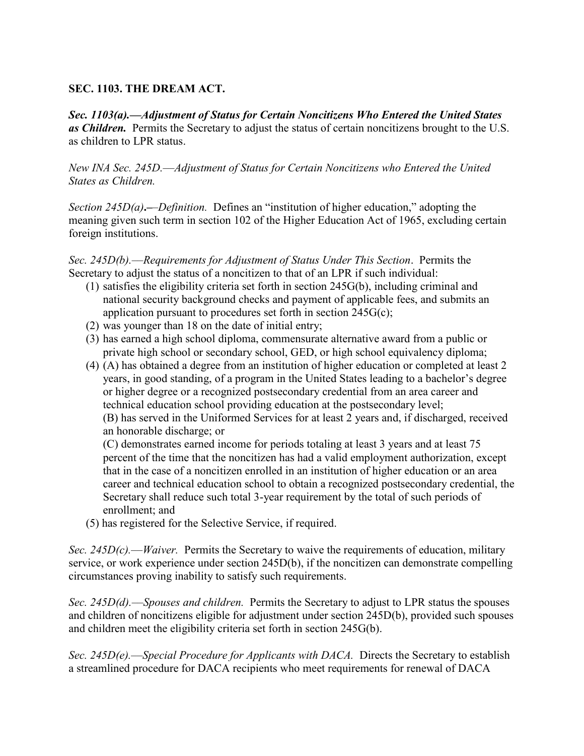**SEC. 1103. THE DREAM ACT.**

***Sec. 1103(a).—Adjustment of Status for Certain Noncitizens Who Entered the United States as Children.*** Permits the Secretary to adjust the status of certain noncitizens brought to the U.S. as children to LPR status.

*New INA Sec. 245D.—Adjustment of Status for Certain Noncitizens who Entered the United States as Children.*

*Section 245D(a).—Definition.* Defines an "institution of higher education," adopting the meaning given such term in section 102 of the Higher Education Act of 1965, excluding certain foreign institutions.

*Sec. 245D(b).—Requirements for Adjustment of Status Under This Section*. Permits the Secretary to adjust the status of a noncitizen to that of an LPR if such individual:

1. satisfies the eligibility criteria set forth in section 245G(b), including criminal and national security background checks and payment of applicable fees, and submits an application pursuant to procedures set forth in section 245G(c);
2. was younger than 18 on the date of initial entry;
3. has earned a high school diploma, commensurate alternative award from a public or private high school or secondary school, GED, or high school equivalency diploma;
4. (A) has obtained a degree from an institution of higher education or completed at least 2 years, in good standing, of a program in the United States leading to a bachelor's degree or higher degree or a recognized postsecondary credential from an area career and technical education school providing education at the postsecondary level;
   (B) has served in the Uniformed Services for at least 2 years and, if discharged, received an honorable discharge; or
   (C) demonstrates earned income for periods totaling at least 3 years and at least 75 percent of the time that the noncitizen has had a valid employment authorization, except that in the case of a noncitizen enrolled in an institution of higher education or an area career and technical education school to obtain a recognized postsecondary credential, the Secretary shall reduce such total 3-year requirement by the total of such periods of enrollment; and
5. has registered for the Selective Service, if required.

*Sec. 245D(c).—Waiver.* Permits the Secretary to waive the requirements of education, military service, or work experience under section 245D(b), if the noncitizen can demonstrate compelling circumstances proving inability to satisfy such requirements.

*Sec. 245D(d).—Spouses and children.* Permits the Secretary to adjust to LPR status the spouses and children of noncitizens eligible for adjustment under section 245D(b), provided such spouses and children meet the eligibility criteria set forth in section 245G(b).

*Sec. 245D(e).—Special Procedure for Applicants with DACA.* Directs the Secretary to establish a streamlined procedure for DACA recipients who meet requirements for renewal of DACA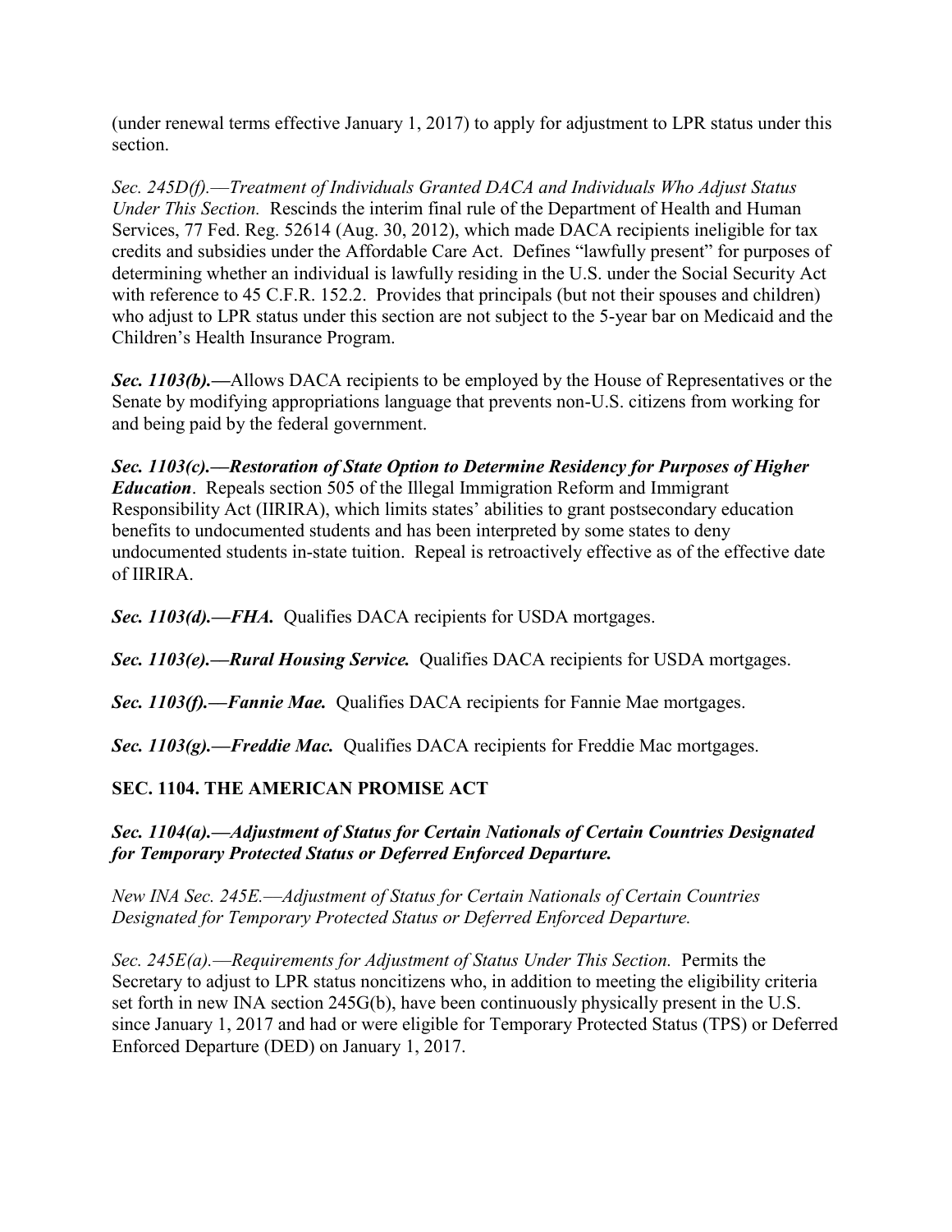(under renewal terms effective January 1, 2017) to apply for adjustment to LPR status under this section.

*Sec. 245D(f).—Treatment of Individuals Granted DACA and Individuals Who Adjust Status Under This Section.* Rescinds the interim final rule of the Department of Health and Human Services, 77 Fed. Reg. 52614 (Aug. 30, 2012), which made DACA recipients ineligible for tax credits and subsidies under the Affordable Care Act. Defines "lawfully present" for purposes of determining whether an individual is lawfully residing in the U.S. under the Social Security Act with reference to 45 C.F.R. 152.2. Provides that principals (but not their spouses and children) who adjust to LPR status under this section are not subject to the 5-year bar on Medicaid and the Children's Health Insurance Program.

***Sec. 1103(b).—***Allows DACA recipients to be employed by the House of Representatives or the Senate by modifying appropriations language that prevents non-U.S. citizens from working for and being paid by the federal government.

***Sec. 1103(c).—Restoration of State Option to Determine Residency for Purposes of Higher Education***. Repeals section 505 of the Illegal Immigration Reform and Immigrant Responsibility Act (IIRIRA), which limits states' abilities to grant postsecondary education benefits to undocumented students and has been interpreted by some states to deny undocumented students in-state tuition. Repeal is retroactively effective as of the effective date of IIRIRA.

***Sec. 1103(d).—FHA.*** Qualifies DACA recipients for USDA mortgages.

***Sec. 1103(e).—Rural Housing Service.*** Qualifies DACA recipients for USDA mortgages.

***Sec. 1103(f).—Fannie Mae.*** Qualifies DACA recipients for Fannie Mae mortgages.

***Sec. 1103(g).—Freddie Mac.*** Qualifies DACA recipients for Freddie Mac mortgages.

## SEC. 1104. THE AMERICAN PROMISE ACT

### *Sec. 1104(a).—Adjustment of Status for Certain Nationals of Certain Countries Designated for Temporary Protected Status or Deferred Enforced Departure.*

*New INA Sec. 245E.—Adjustment of Status for Certain Nationals of Certain Countries Designated for Temporary Protected Status or Deferred Enforced Departure.*

*Sec. 245E(a).—Requirements for Adjustment of Status Under This Section.* Permits the Secretary to adjust to LPR status noncitizens who, in addition to meeting the eligibility criteria set forth in new INA section 245G(b), have been continuously physically present in the U.S. since January 1, 2017 and had or were eligible for Temporary Protected Status (TPS) or Deferred Enforced Departure (DED) on January 1, 2017.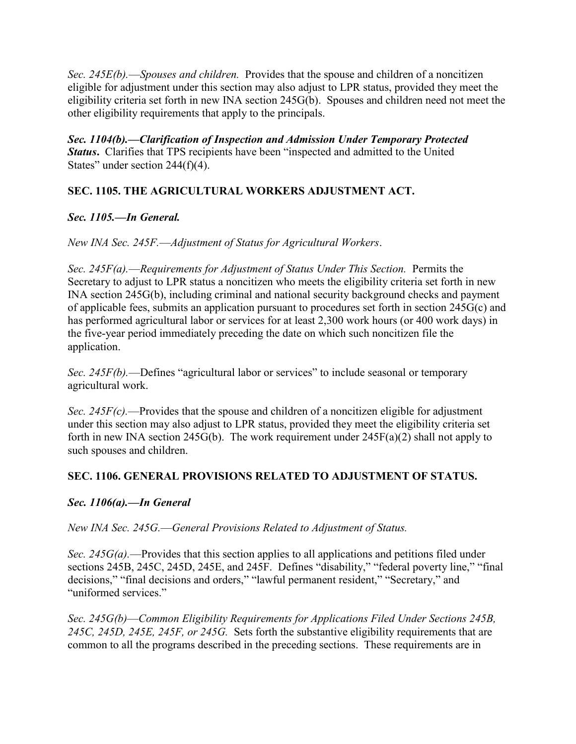*Sec. 245E(b).—Spouses and children.* Provides that the spouse and children of a noncitizen eligible for adjustment under this section may also adjust to LPR status, provided they meet the eligibility criteria set forth in new INA section 245G(b). Spouses and children need not meet the other eligibility requirements that apply to the principals.

***Sec. 1104(b).—Clarification of Inspection and Admission Under Temporary Protected Status*.** Clarifies that TPS recipients have been "inspected and admitted to the United States" under section 244(f)(4).

## SEC. 1105. THE AGRICULTURAL WORKERS ADJUSTMENT ACT.

***Sec. 1105.—In General.***

*New INA Sec. 245F.—Adjustment of Status for Agricultural Workers*.

*Sec. 245F(a).—Requirements for Adjustment of Status Under This Section.* Permits the Secretary to adjust to LPR status a noncitizen who meets the eligibility criteria set forth in new INA section 245G(b), including criminal and national security background checks and payment of applicable fees, submits an application pursuant to procedures set forth in section 245G(c) and has performed agricultural labor or services for at least 2,300 work hours (or 400 work days) in the five-year period immediately preceding the date on which such noncitizen file the application.

*Sec. 245F(b).*—Defines "agricultural labor or services" to include seasonal or temporary agricultural work.

*Sec. 245F(c).*—Provides that the spouse and children of a noncitizen eligible for adjustment under this section may also adjust to LPR status, provided they meet the eligibility criteria set forth in new INA section 245G(b). The work requirement under 245F(a)(2) shall not apply to such spouses and children.

## SEC. 1106. GENERAL PROVISIONS RELATED TO ADJUSTMENT OF STATUS.

***Sec. 1106(a).—In General***

*New INA Sec. 245G.—General Provisions Related to Adjustment of Status.*

*Sec. 245G(a).*—Provides that this section applies to all applications and petitions filed under sections 245B, 245C, 245D, 245E, and 245F. Defines "disability," "federal poverty line," "final decisions," "final decisions and orders," "lawful permanent resident," "Secretary," and "uniformed services."

*Sec. 245G(b)—Common Eligibility Requirements for Applications Filed Under Sections 245B, 245C, 245D, 245E, 245F, or 245G.* Sets forth the substantive eligibility requirements that are common to all the programs described in the preceding sections. These requirements are in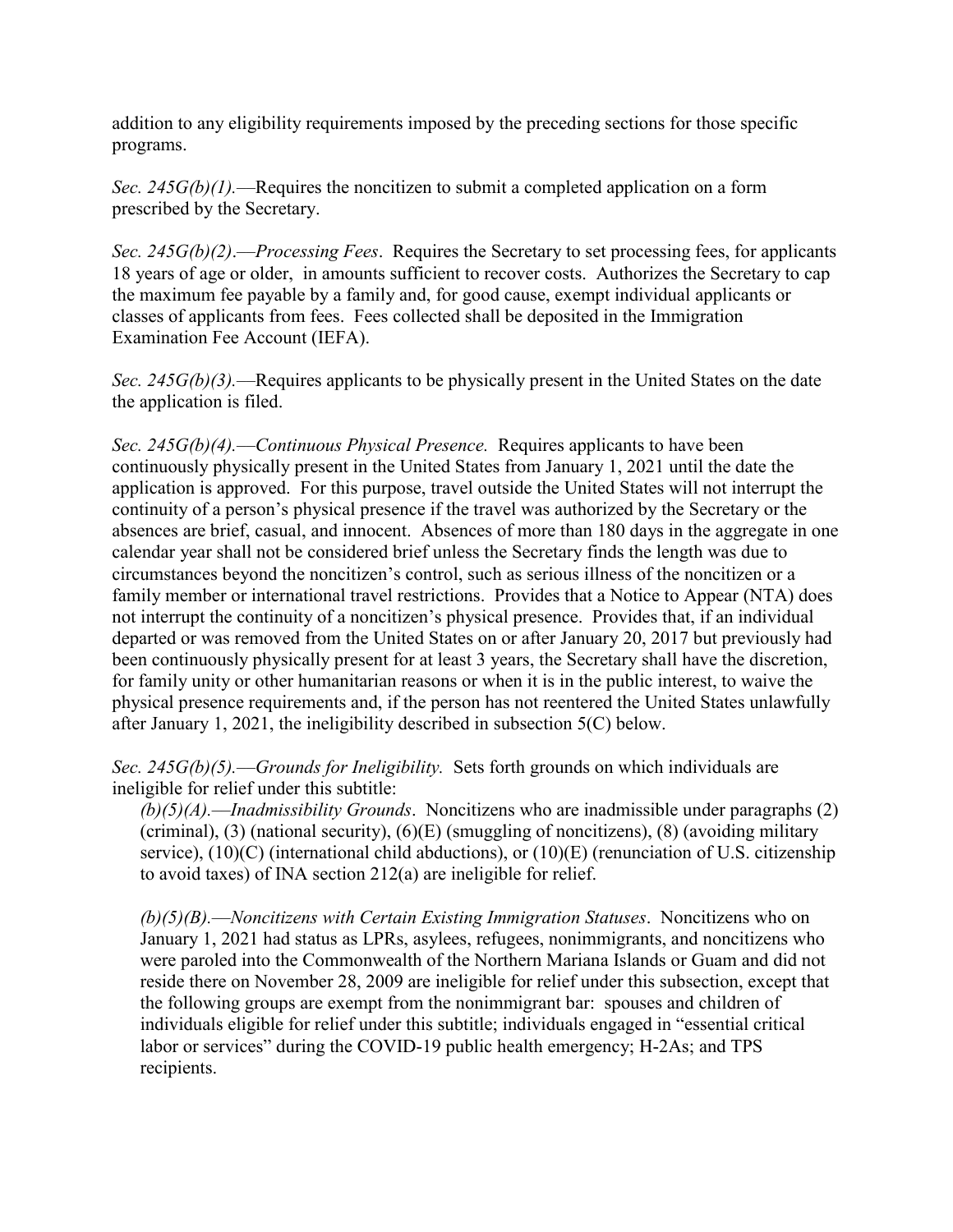addition to any eligibility requirements imposed by the preceding sections for those specific programs.

*Sec. 245G(b)(1).*—Requires the noncitizen to submit a completed application on a form prescribed by the Secretary.

*Sec. 245G(b)(2).—Processing Fees*. Requires the Secretary to set processing fees, for applicants 18 years of age or older, in amounts sufficient to recover costs. Authorizes the Secretary to cap the maximum fee payable by a family and, for good cause, exempt individual applicants or classes of applicants from fees. Fees collected shall be deposited in the Immigration Examination Fee Account (IEFA).

*Sec. 245G(b)(3).*—Requires applicants to be physically present in the United States on the date the application is filed.

*Sec. 245G(b)(4).—Continuous Physical Presence.* Requires applicants to have been continuously physically present in the United States from January 1, 2021 until the date the application is approved. For this purpose, travel outside the United States will not interrupt the continuity of a person's physical presence if the travel was authorized by the Secretary or the absences are brief, casual, and innocent. Absences of more than 180 days in the aggregate in one calendar year shall not be considered brief unless the Secretary finds the length was due to circumstances beyond the noncitizen's control, such as serious illness of the noncitizen or a family member or international travel restrictions. Provides that a Notice to Appear (NTA) does not interrupt the continuity of a noncitizen's physical presence. Provides that, if an individual departed or was removed from the United States on or after January 20, 2017 but previously had been continuously physically present for at least 3 years, the Secretary shall have the discretion, for family unity or other humanitarian reasons or when it is in the public interest, to waive the physical presence requirements and, if the person has not reentered the United States unlawfully after January 1, 2021, the ineligibility described in subsection 5(C) below.

*Sec. 245G(b)(5).—Grounds for Ineligibility.* Sets forth grounds on which individuals are ineligible for relief under this subtitle:

*(b)(5)(A).—Inadmissibility Grounds*. Noncitizens who are inadmissible under paragraphs (2) (criminal), (3) (national security), (6)(E) (smuggling of noncitizens), (8) (avoiding military service), (10)(C) (international child abductions), or (10)(E) (renunciation of U.S. citizenship to avoid taxes) of INA section 212(a) are ineligible for relief.

*(b)(5)(B).—Noncitizens with Certain Existing Immigration Statuses*. Noncitizens who on January 1, 2021 had status as LPRs, asylees, refugees, nonimmigrants, and noncitizens who were paroled into the Commonwealth of the Northern Mariana Islands or Guam and did not reside there on November 28, 2009 are ineligible for relief under this subsection, except that the following groups are exempt from the nonimmigrant bar: spouses and children of individuals eligible for relief under this subtitle; individuals engaged in "essential critical labor or services" during the COVID-19 public health emergency; H-2As; and TPS recipients.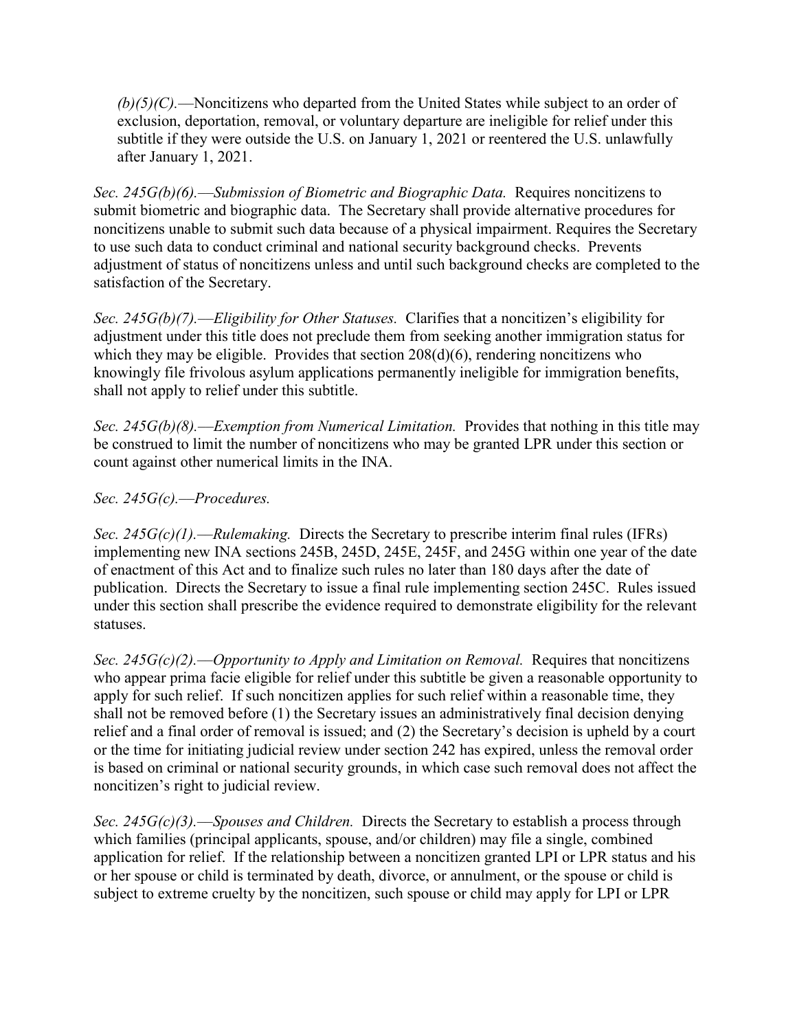*(b)(5)(C).*—Noncitizens who departed from the United States while subject to an order of exclusion, deportation, removal, or voluntary departure are ineligible for relief under this subtitle if they were outside the U.S. on January 1, 2021 or reentered the U.S. unlawfully after January 1, 2021.

*Sec. 245G(b)(6).—Submission of Biometric and Biographic Data.* Requires noncitizens to submit biometric and biographic data. The Secretary shall provide alternative procedures for noncitizens unable to submit such data because of a physical impairment. Requires the Secretary to use such data to conduct criminal and national security background checks. Prevents adjustment of status of noncitizens unless and until such background checks are completed to the satisfaction of the Secretary.

*Sec. 245G(b)(7).—Eligibility for Other Statuses.* Clarifies that a noncitizen's eligibility for adjustment under this title does not preclude them from seeking another immigration status for which they may be eligible. Provides that section 208(d)(6), rendering noncitizens who knowingly file frivolous asylum applications permanently ineligible for immigration benefits, shall not apply to relief under this subtitle.

*Sec. 245G(b)(8).—Exemption from Numerical Limitation.* Provides that nothing in this title may be construed to limit the number of noncitizens who may be granted LPR under this section or count against other numerical limits in the INA.

*Sec. 245G(c).—Procedures.*

*Sec. 245G(c)(1).—Rulemaking.* Directs the Secretary to prescribe interim final rules (IFRs) implementing new INA sections 245B, 245D, 245E, 245F, and 245G within one year of the date of enactment of this Act and to finalize such rules no later than 180 days after the date of publication. Directs the Secretary to issue a final rule implementing section 245C. Rules issued under this section shall prescribe the evidence required to demonstrate eligibility for the relevant statuses.

*Sec. 245G(c)(2).—Opportunity to Apply and Limitation on Removal.* Requires that noncitizens who appear prima facie eligible for relief under this subtitle be given a reasonable opportunity to apply for such relief. If such noncitizen applies for such relief within a reasonable time, they shall not be removed before (1) the Secretary issues an administratively final decision denying relief and a final order of removal is issued; and (2) the Secretary's decision is upheld by a court or the time for initiating judicial review under section 242 has expired, unless the removal order is based on criminal or national security grounds, in which case such removal does not affect the noncitizen's right to judicial review.

*Sec. 245G(c)(3).—Spouses and Children.* Directs the Secretary to establish a process through which families (principal applicants, spouse, and/or children) may file a single, combined application for relief. If the relationship between a noncitizen granted LPI or LPR status and his or her spouse or child is terminated by death, divorce, or annulment, or the spouse or child is subject to extreme cruelty by the noncitizen, such spouse or child may apply for LPI or LPR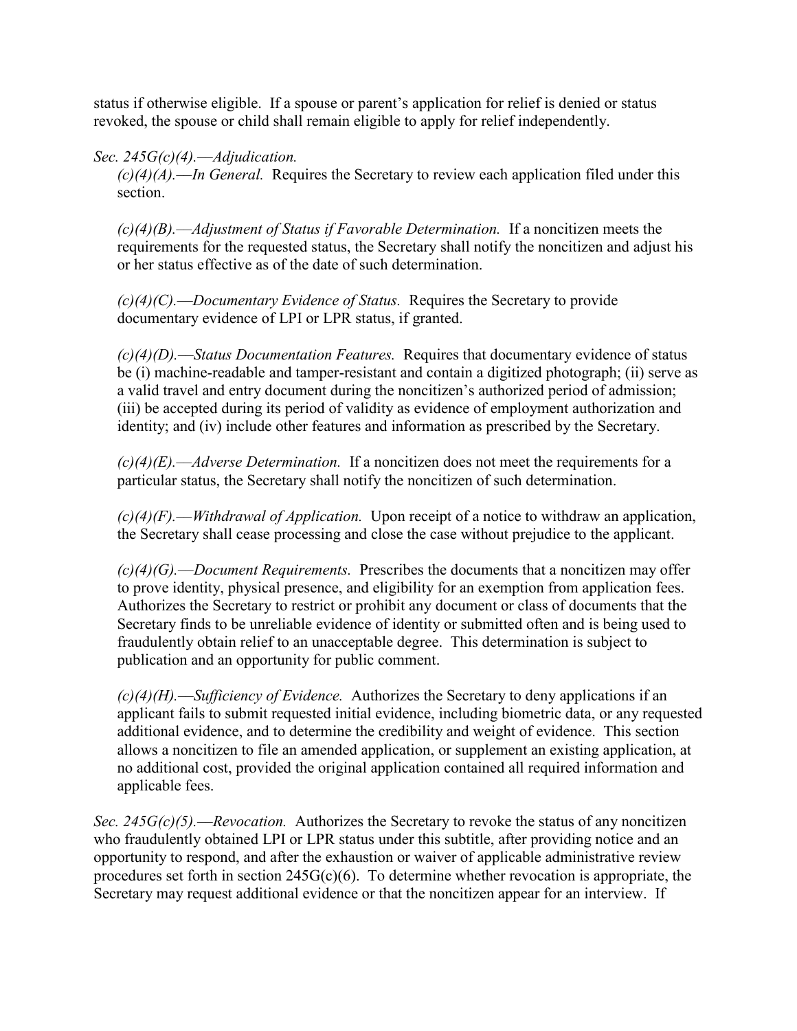status if otherwise eligible. If a spouse or parent's application for relief is denied or status revoked, the spouse or child shall remain eligible to apply for relief independently.

*Sec. 245G(c)(4).—Adjudication.*

*(c)(4)(A).—In General.* Requires the Secretary to review each application filed under this section.

*(c)(4)(B).—Adjustment of Status if Favorable Determination.* If a noncitizen meets the requirements for the requested status, the Secretary shall notify the noncitizen and adjust his or her status effective as of the date of such determination.

*(c)(4)(C).—Documentary Evidence of Status.* Requires the Secretary to provide documentary evidence of LPI or LPR status, if granted.

*(c)(4)(D).—Status Documentation Features.* Requires that documentary evidence of status be (i) machine-readable and tamper-resistant and contain a digitized photograph; (ii) serve as a valid travel and entry document during the noncitizen's authorized period of admission; (iii) be accepted during its period of validity as evidence of employment authorization and identity; and (iv) include other features and information as prescribed by the Secretary.

*(c)(4)(E).—Adverse Determination.* If a noncitizen does not meet the requirements for a particular status, the Secretary shall notify the noncitizen of such determination.

*(c)(4)(F).—Withdrawal of Application.* Upon receipt of a notice to withdraw an application, the Secretary shall cease processing and close the case without prejudice to the applicant.

*(c)(4)(G).—Document Requirements.* Prescribes the documents that a noncitizen may offer to prove identity, physical presence, and eligibility for an exemption from application fees. Authorizes the Secretary to restrict or prohibit any document or class of documents that the Secretary finds to be unreliable evidence of identity or submitted often and is being used to fraudulently obtain relief to an unacceptable degree. This determination is subject to publication and an opportunity for public comment.

*(c)(4)(H).—Sufficiency of Evidence.* Authorizes the Secretary to deny applications if an applicant fails to submit requested initial evidence, including biometric data, or any requested additional evidence, and to determine the credibility and weight of evidence. This section allows a noncitizen to file an amended application, or supplement an existing application, at no additional cost, provided the original application contained all required information and applicable fees.

*Sec. 245G(c)(5).—Revocation.* Authorizes the Secretary to revoke the status of any noncitizen who fraudulently obtained LPI or LPR status under this subtitle, after providing notice and an opportunity to respond, and after the exhaustion or waiver of applicable administrative review procedures set forth in section 245G(c)(6). To determine whether revocation is appropriate, the Secretary may request additional evidence or that the noncitizen appear for an interview. If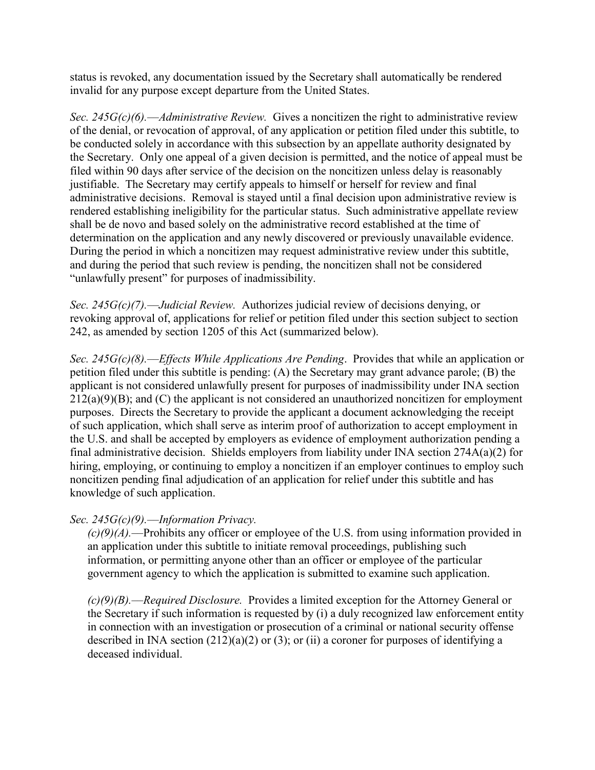status is revoked, any documentation issued by the Secretary shall automatically be rendered invalid for any purpose except departure from the United States.

*Sec. 245G(c)(6).—Administrative Review.* Gives a noncitizen the right to administrative review of the denial, or revocation of approval, of any application or petition filed under this subtitle, to be conducted solely in accordance with this subsection by an appellate authority designated by the Secretary. Only one appeal of a given decision is permitted, and the notice of appeal must be filed within 90 days after service of the decision on the noncitizen unless delay is reasonably justifiable. The Secretary may certify appeals to himself or herself for review and final administrative decisions. Removal is stayed until a final decision upon administrative review is rendered establishing ineligibility for the particular status. Such administrative appellate review shall be de novo and based solely on the administrative record established at the time of determination on the application and any newly discovered or previously unavailable evidence. During the period in which a noncitizen may request administrative review under this subtitle, and during the period that such review is pending, the noncitizen shall not be considered "unlawfully present" for purposes of inadmissibility.

*Sec. 245G(c)(7).—Judicial Review.* Authorizes judicial review of decisions denying, or revoking approval of, applications for relief or petition filed under this section subject to section 242, as amended by section 1205 of this Act (summarized below).

*Sec. 245G(c)(8).—Effects While Applications Are Pending*. Provides that while an application or petition filed under this subtitle is pending: (A) the Secretary may grant advance parole; (B) the applicant is not considered unlawfully present for purposes of inadmissibility under INA section 212(a)(9)(B); and (C) the applicant is not considered an unauthorized noncitizen for employment purposes. Directs the Secretary to provide the applicant a document acknowledging the receipt of such application, which shall serve as interim proof of authorization to accept employment in the U.S. and shall be accepted by employers as evidence of employment authorization pending a final administrative decision. Shields employers from liability under INA section 274A(a)(2) for hiring, employing, or continuing to employ a noncitizen if an employer continues to employ such noncitizen pending final adjudication of an application for relief under this subtitle and has knowledge of such application.

*Sec. 245G(c)(9).—Information Privacy.*

*(c)(9)(A).*—Prohibits any officer or employee of the U.S. from using information provided in an application under this subtitle to initiate removal proceedings, publishing such information, or permitting anyone other than an officer or employee of the particular government agency to which the application is submitted to examine such application.

*(c)(9)(B).—Required Disclosure.* Provides a limited exception for the Attorney General or the Secretary if such information is requested by (i) a duly recognized law enforcement entity in connection with an investigation or prosecution of a criminal or national security offense described in INA section (212)(a)(2) or (3); or (ii) a coroner for purposes of identifying a deceased individual.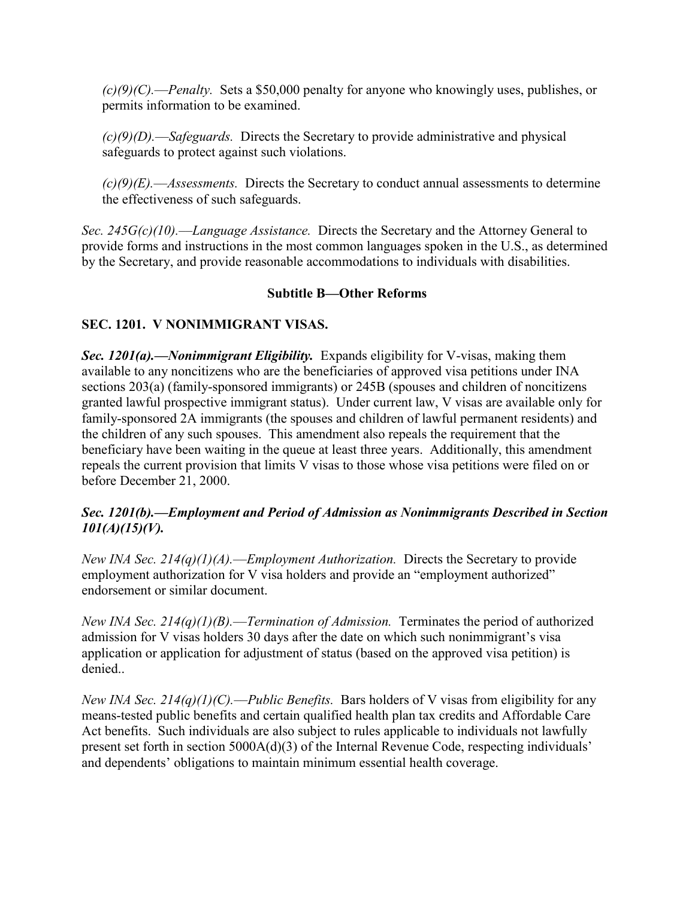*(c)(9)(C).—Penalty.* Sets a $50,000 penalty for anyone who knowingly uses, publishes, or permits information to be examined.

*(c)(9)(D).—Safeguards.* Directs the Secretary to provide administrative and physical safeguards to protect against such violations.

*(c)(9)(E).—Assessments.* Directs the Secretary to conduct annual assessments to determine the effectiveness of such safeguards.

*Sec. 245G(c)(10).—Language Assistance.* Directs the Secretary and the Attorney General to provide forms and instructions in the most common languages spoken in the U.S., as determined by the Secretary, and provide reasonable accommodations to individuals with disabilities.

## Subtitle B—Other Reforms

### SEC. 1201. V NONIMMIGRANT VISAS.

***Sec. 1201(a).—Nonimmigrant Eligibility.*** Expands eligibility for V-visas, making them available to any noncitizens who are the beneficiaries of approved visa petitions under INA sections 203(a) (family-sponsored immigrants) or 245B (spouses and children of noncitizens granted lawful prospective immigrant status). Under current law, V visas are available only for family-sponsored 2A immigrants (the spouses and children of lawful permanent residents) and the children of any such spouses. This amendment also repeals the requirement that the beneficiary have been waiting in the queue at least three years. Additionally, this amendment repeals the current provision that limits V visas to those whose visa petitions were filed on or before December 21, 2000.

***Sec. 1201(b).—Employment and Period of Admission as Nonimmigrants Described in Section 101(A)(15)(V).***

*New INA Sec. 214(q)(1)(A).—Employment Authorization.* Directs the Secretary to provide employment authorization for V visa holders and provide an "employment authorized" endorsement or similar document.

*New INA Sec. 214(q)(1)(B).—Termination of Admission.* Terminates the period of authorized admission for V visas holders 30 days after the date on which such nonimmigrant's visa application or application for adjustment of status (based on the approved visa petition) is denied..

*New INA Sec. 214(q)(1)(C).—Public Benefits.* Bars holders of V visas from eligibility for any means-tested public benefits and certain qualified health plan tax credits and Affordable Care Act benefits. Such individuals are also subject to rules applicable to individuals not lawfully present set forth in section 5000A(d)(3) of the Internal Revenue Code, respecting individuals' and dependents' obligations to maintain minimum essential health coverage.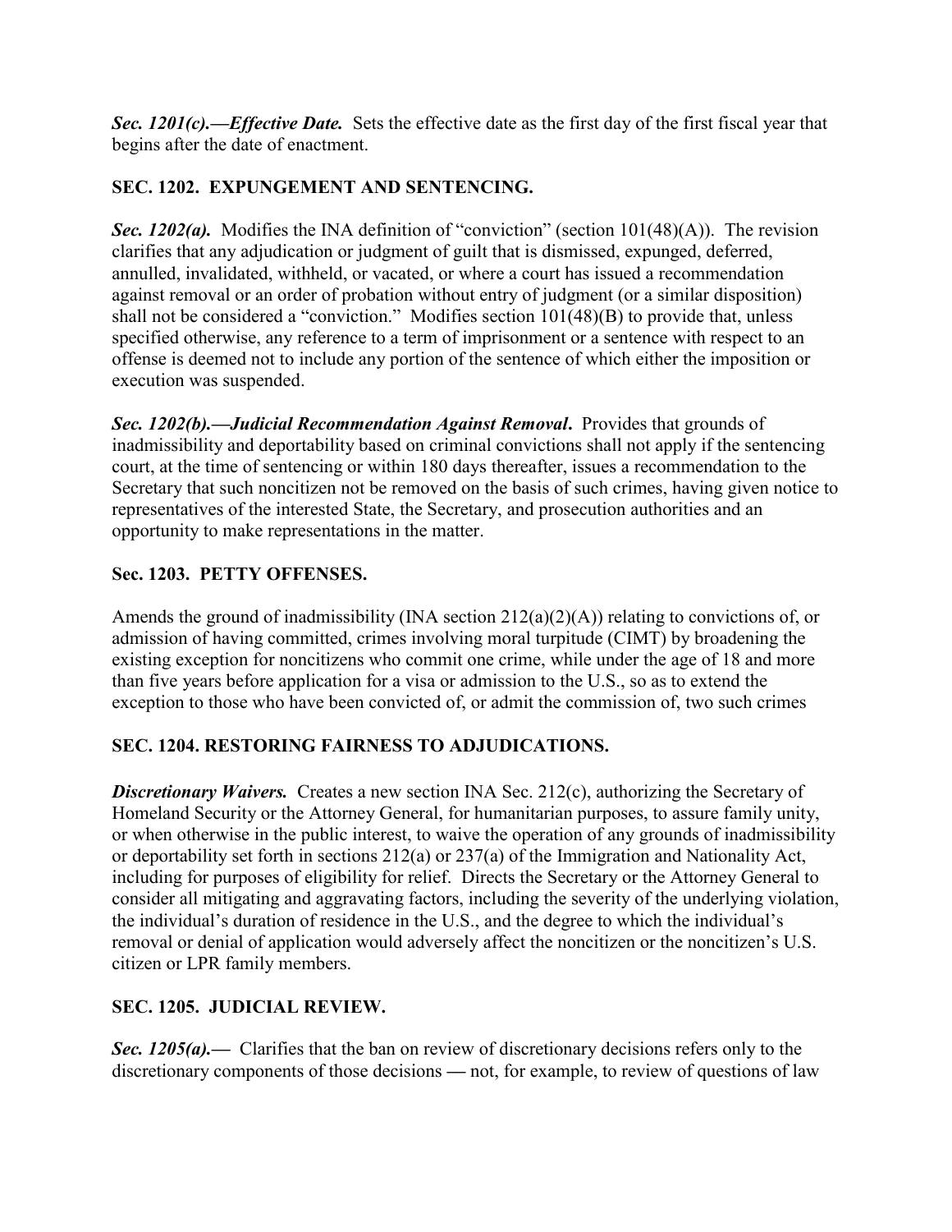***Sec. 1201(c).—Effective Date.*** Sets the effective date as the first day of the first fiscal year that begins after the date of enactment.

## SEC. 1202. EXPUNGEMENT AND SENTENCING.

***Sec. 1202(a).*** Modifies the INA definition of "conviction" (section 101(48)(A)). The revision clarifies that any adjudication or judgment of guilt that is dismissed, expunged, deferred, annulled, invalidated, withheld, or vacated, or where a court has issued a recommendation against removal or an order of probation without entry of judgment (or a similar disposition) shall not be considered a "conviction." Modifies section 101(48)(B) to provide that, unless specified otherwise, any reference to a term of imprisonment or a sentence with respect to an offense is deemed not to include any portion of the sentence of which either the imposition or execution was suspended.

***Sec. 1202(b).—Judicial Recommendation Against Removal.*** Provides that grounds of inadmissibility and deportability based on criminal convictions shall not apply if the sentencing court, at the time of sentencing or within 180 days thereafter, issues a recommendation to the Secretary that such noncitizen not be removed on the basis of such crimes, having given notice to representatives of the interested State, the Secretary, and prosecution authorities and an opportunity to make representations in the matter.

## Sec. 1203. PETTY OFFENSES.

Amends the ground of inadmissibility (INA section 212(a)(2)(A)) relating to convictions of, or admission of having committed, crimes involving moral turpitude (CIMT) by broadening the existing exception for noncitizens who commit one crime, while under the age of 18 and more than five years before application for a visa or admission to the U.S., so as to extend the exception to those who have been convicted of, or admit the commission of, two such crimes

## SEC. 1204. RESTORING FAIRNESS TO ADJUDICATIONS.

***Discretionary Waivers.*** Creates a new section INA Sec. 212(c), authorizing the Secretary of Homeland Security or the Attorney General, for humanitarian purposes, to assure family unity, or when otherwise in the public interest, to waive the operation of any grounds of inadmissibility or deportability set forth in sections 212(a) or 237(a) of the Immigration and Nationality Act, including for purposes of eligibility for relief. Directs the Secretary or the Attorney General to consider all mitigating and aggravating factors, including the severity of the underlying violation, the individual's duration of residence in the U.S., and the degree to which the individual's removal or denial of application would adversely affect the noncitizen or the noncitizen's U.S. citizen or LPR family members.

## SEC. 1205. JUDICIAL REVIEW.

***Sec. 1205(a).—*** Clarifies that the ban on review of discretionary decisions refers only to the discretionary components of those decisions — not, for example, to review of questions of law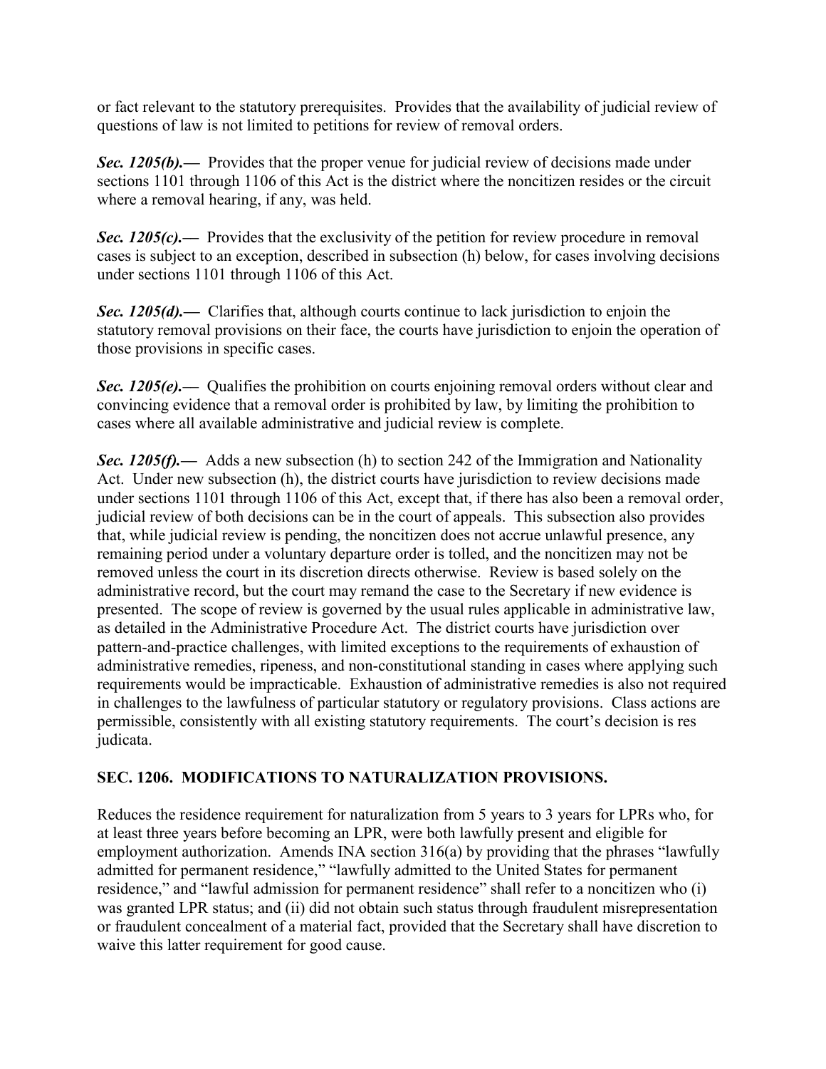or fact relevant to the statutory prerequisites. Provides that the availability of judicial review of questions of law is not limited to petitions for review of removal orders.

***Sec. 1205(b).***— Provides that the proper venue for judicial review of decisions made under sections 1101 through 1106 of this Act is the district where the noncitizen resides or the circuit where a removal hearing, if any, was held.

***Sec. 1205(c).***— Provides that the exclusivity of the petition for review procedure in removal cases is subject to an exception, described in subsection (h) below, for cases involving decisions under sections 1101 through 1106 of this Act.

***Sec. 1205(d).***— Clarifies that, although courts continue to lack jurisdiction to enjoin the statutory removal provisions on their face, the courts have jurisdiction to enjoin the operation of those provisions in specific cases.

***Sec. 1205(e).***— Qualifies the prohibition on courts enjoining removal orders without clear and convincing evidence that a removal order is prohibited by law, by limiting the prohibition to cases where all available administrative and judicial review is complete.

***Sec. 1205(f).***— Adds a new subsection (h) to section 242 of the Immigration and Nationality Act. Under new subsection (h), the district courts have jurisdiction to review decisions made under sections 1101 through 1106 of this Act, except that, if there has also been a removal order, judicial review of both decisions can be in the court of appeals. This subsection also provides that, while judicial review is pending, the noncitizen does not accrue unlawful presence, any remaining period under a voluntary departure order is tolled, and the noncitizen may not be removed unless the court in its discretion directs otherwise. Review is based solely on the administrative record, but the court may remand the case to the Secretary if new evidence is presented. The scope of review is governed by the usual rules applicable in administrative law, as detailed in the Administrative Procedure Act. The district courts have jurisdiction over pattern-and-practice challenges, with limited exceptions to the requirements of exhaustion of administrative remedies, ripeness, and non-constitutional standing in cases where applying such requirements would be impracticable. Exhaustion of administrative remedies is also not required in challenges to the lawfulness of particular statutory or regulatory provisions. Class actions are permissible, consistently with all existing statutory requirements. The court's decision is res judicata.

## SEC. 1206. MODIFICATIONS TO NATURALIZATION PROVISIONS.

Reduces the residence requirement for naturalization from 5 years to 3 years for LPRs who, for at least three years before becoming an LPR, were both lawfully present and eligible for employment authorization. Amends INA section 316(a) by providing that the phrases "lawfully admitted for permanent residence," "lawfully admitted to the United States for permanent residence," and "lawful admission for permanent residence" shall refer to a noncitizen who (i) was granted LPR status; and (ii) did not obtain such status through fraudulent misrepresentation or fraudulent concealment of a material fact, provided that the Secretary shall have discretion to waive this latter requirement for good cause.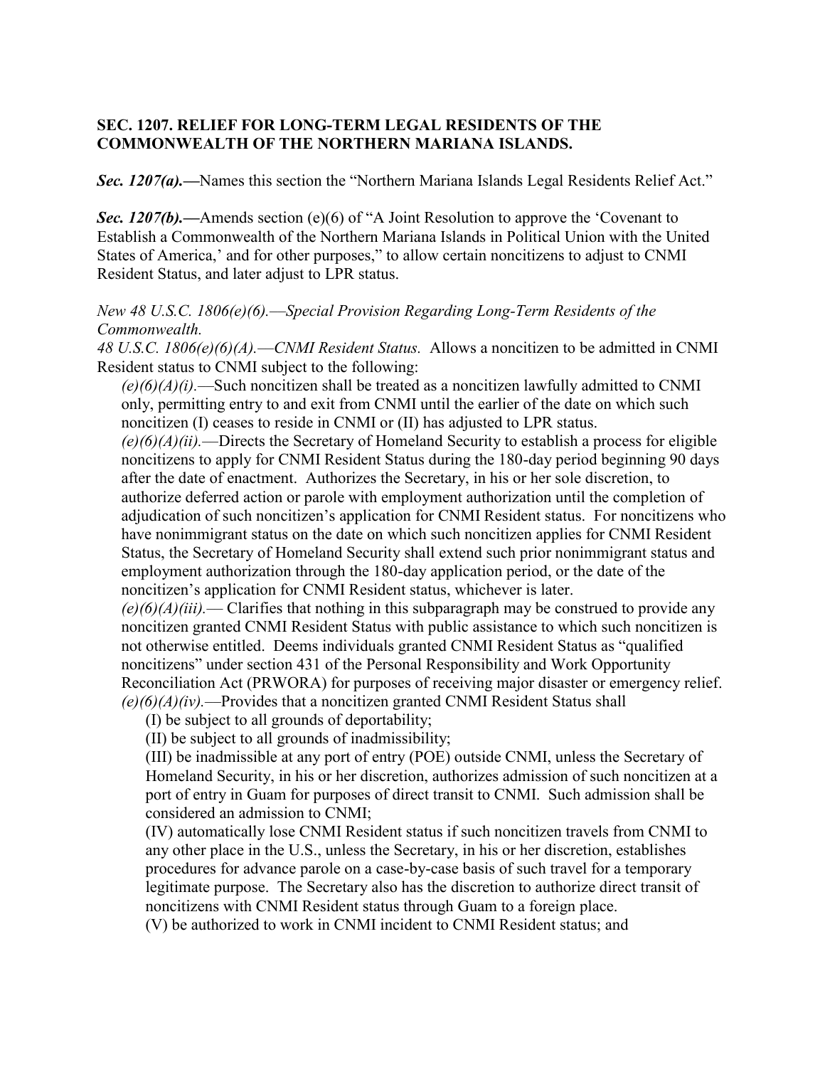**SEC. 1207. RELIEF FOR LONG-TERM LEGAL RESIDENTS OF THE COMMONWEALTH OF THE NORTHERN MARIANA ISLANDS.**

***Sec. 1207(a).—***Names this section the "Northern Mariana Islands Legal Residents Relief Act."

***Sec. 1207(b).—***Amends section (e)(6) of "A Joint Resolution to approve the 'Covenant to Establish a Commonwealth of the Northern Mariana Islands in Political Union with the United States of America,' and for other purposes," to allow certain noncitizens to adjust to CNMI Resident Status, and later adjust to LPR status.

*New 48 U.S.C. 1806(e)(6).—Special Provision Regarding Long-Term Residents of the Commonwealth.*

*48 U.S.C. 1806(e)(6)(A).—CNMI Resident Status.* Allows a noncitizen to be admitted in CNMI Resident status to CNMI subject to the following:

*(e)(6)(A)(i).*—Such noncitizen shall be treated as a noncitizen lawfully admitted to CNMI only, permitting entry to and exit from CNMI until the earlier of the date on which such noncitizen (I) ceases to reside in CNMI or (II) has adjusted to LPR status.

*(e)(6)(A)(ii).*—Directs the Secretary of Homeland Security to establish a process for eligible noncitizens to apply for CNMI Resident Status during the 180-day period beginning 90 days after the date of enactment. Authorizes the Secretary, in his or her sole discretion, to authorize deferred action or parole with employment authorization until the completion of adjudication of such noncitizen's application for CNMI Resident status. For noncitizens who have nonimmigrant status on the date on which such noncitizen applies for CNMI Resident Status, the Secretary of Homeland Security shall extend such prior nonimmigrant status and employment authorization through the 180-day application period, or the date of the noncitizen's application for CNMI Resident status, whichever is later.

*(e)(6)(A)(iii).*— Clarifies that nothing in this subparagraph may be construed to provide any noncitizen granted CNMI Resident Status with public assistance to which such noncitizen is not otherwise entitled. Deems individuals granted CNMI Resident Status as "qualified noncitizens" under section 431 of the Personal Responsibility and Work Opportunity Reconciliation Act (PRWORA) for purposes of receiving major disaster or emergency relief.

*(e)(6)(A)(iv).*—Provides that a noncitizen granted CNMI Resident Status shall

(I) be subject to all grounds of deportability;

(II) be subject to all grounds of inadmissibility;

(III) be inadmissible at any port of entry (POE) outside CNMI, unless the Secretary of Homeland Security, in his or her discretion, authorizes admission of such noncitizen at a port of entry in Guam for purposes of direct transit to CNMI. Such admission shall be considered an admission to CNMI;

(IV) automatically lose CNMI Resident status if such noncitizen travels from CNMI to any other place in the U.S., unless the Secretary, in his or her discretion, establishes procedures for advance parole on a case-by-case basis of such travel for a temporary legitimate purpose. The Secretary also has the discretion to authorize direct transit of noncitizens with CNMI Resident status through Guam to a foreign place.

(V) be authorized to work in CNMI incident to CNMI Resident status; and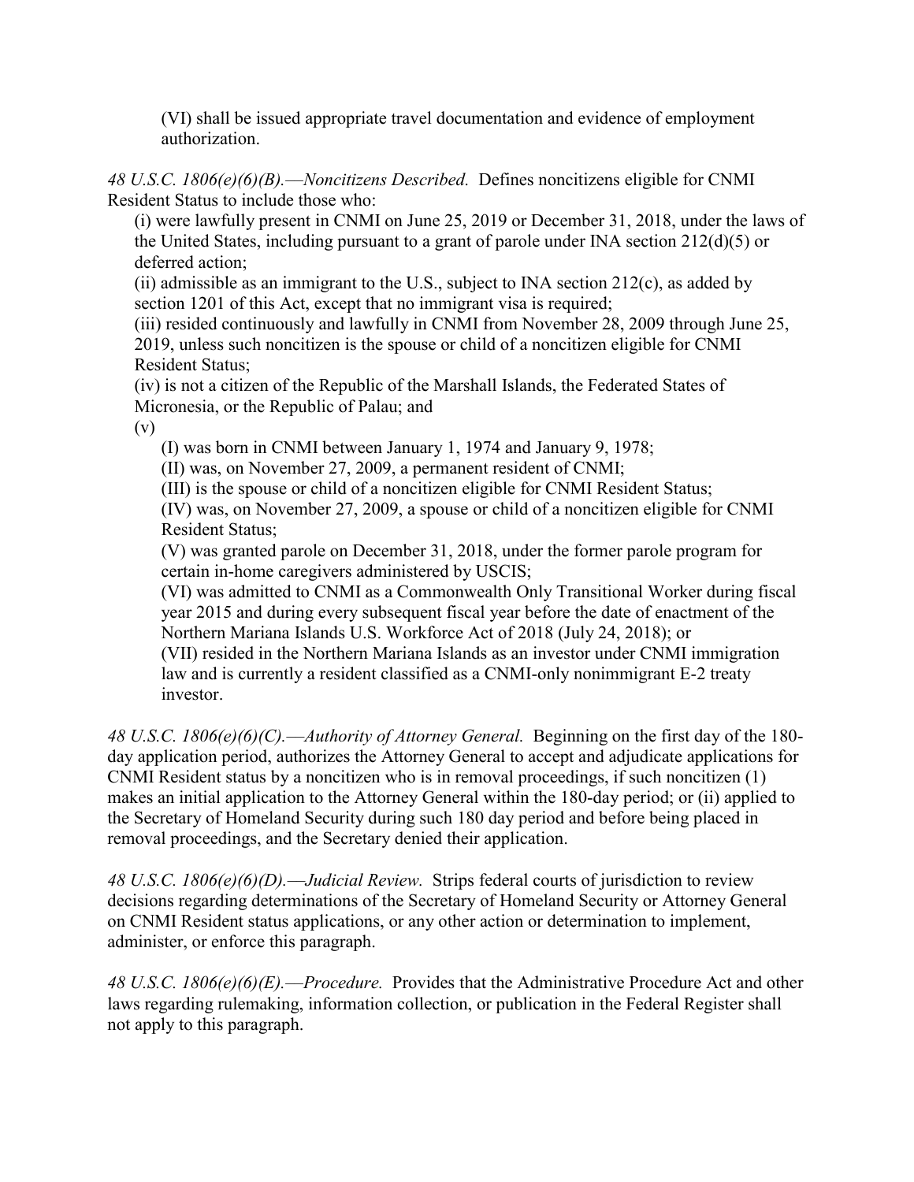(VI) shall be issued appropriate travel documentation and evidence of employment authorization.

*48 U.S.C. 1806(e)(6)(B).—Noncitizens Described.* Defines noncitizens eligible for CNMI Resident Status to include those who:

(i) were lawfully present in CNMI on June 25, 2019 or December 31, 2018, under the laws of the United States, including pursuant to a grant of parole under INA section 212(d)(5) or deferred action;

(ii) admissible as an immigrant to the U.S., subject to INA section 212(c), as added by section 1201 of this Act, except that no immigrant visa is required;

(iii) resided continuously and lawfully in CNMI from November 28, 2009 through June 25, 2019, unless such noncitizen is the spouse or child of a noncitizen eligible for CNMI Resident Status;

(iv) is not a citizen of the Republic of the Marshall Islands, the Federated States of Micronesia, or the Republic of Palau; and

(v)

(I) was born in CNMI between January 1, 1974 and January 9, 1978;

(II) was, on November 27, 2009, a permanent resident of CNMI;

(III) is the spouse or child of a noncitizen eligible for CNMI Resident Status;

(IV) was, on November 27, 2009, a spouse or child of a noncitizen eligible for CNMI Resident Status;

(V) was granted parole on December 31, 2018, under the former parole program for certain in-home caregivers administered by USCIS;

(VI) was admitted to CNMI as a Commonwealth Only Transitional Worker during fiscal year 2015 and during every subsequent fiscal year before the date of enactment of the Northern Mariana Islands U.S. Workforce Act of 2018 (July 24, 2018); or

(VII) resided in the Northern Mariana Islands as an investor under CNMI immigration law and is currently a resident classified as a CNMI-only nonimmigrant E-2 treaty investor.

*48 U.S.C. 1806(e)(6)(C).—Authority of Attorney General.* Beginning on the first day of the 180-day application period, authorizes the Attorney General to accept and adjudicate applications for CNMI Resident status by a noncitizen who is in removal proceedings, if such noncitizen (1) makes an initial application to the Attorney General within the 180-day period; or (ii) applied to the Secretary of Homeland Security during such 180 day period and before being placed in removal proceedings, and the Secretary denied their application.

*48 U.S.C. 1806(e)(6)(D).—Judicial Review.* Strips federal courts of jurisdiction to review decisions regarding determinations of the Secretary of Homeland Security or Attorney General on CNMI Resident status applications, or any other action or determination to implement, administer, or enforce this paragraph.

*48 U.S.C. 1806(e)(6)(E).—Procedure.* Provides that the Administrative Procedure Act and other laws regarding rulemaking, information collection, or publication in the Federal Register shall not apply to this paragraph.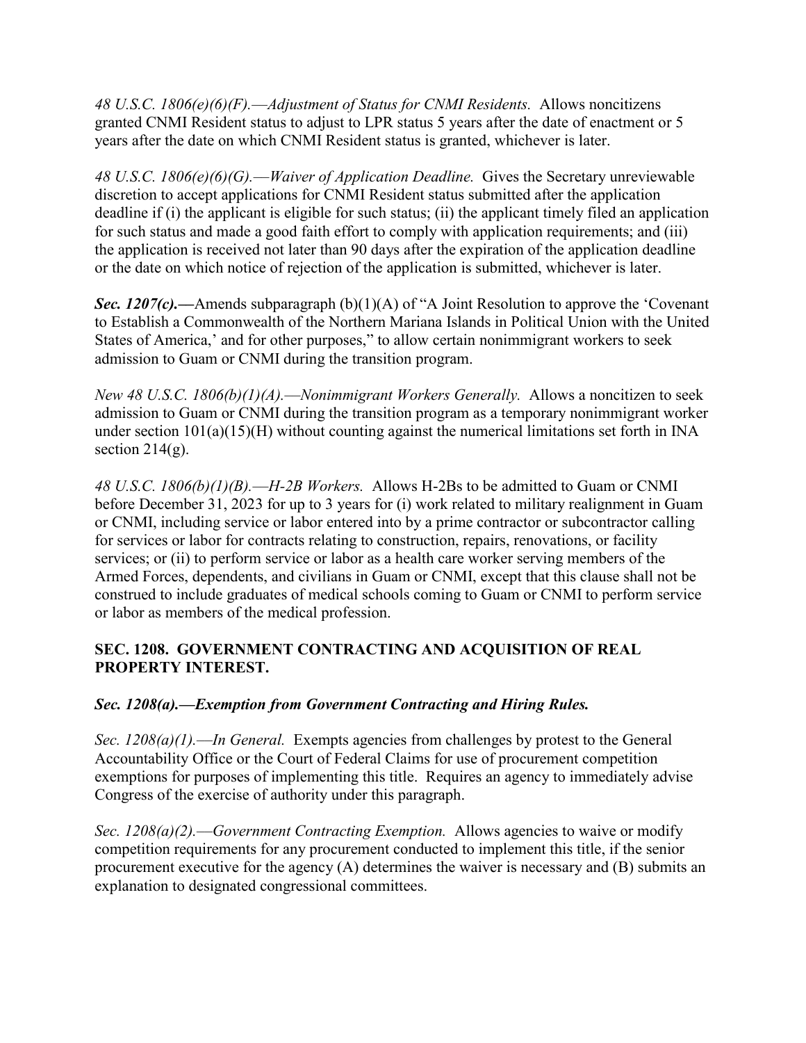*48 U.S.C. 1806(e)(6)(F).—Adjustment of Status for CNMI Residents.* Allows noncitizens granted CNMI Resident status to adjust to LPR status 5 years after the date of enactment or 5 years after the date on which CNMI Resident status is granted, whichever is later.

*48 U.S.C. 1806(e)(6)(G).—Waiver of Application Deadline.* Gives the Secretary unreviewable discretion to accept applications for CNMI Resident status submitted after the application deadline if (i) the applicant is eligible for such status; (ii) the applicant timely filed an application for such status and made a good faith effort to comply with application requirements; and (iii) the application is received not later than 90 days after the expiration of the application deadline or the date on which notice of rejection of the application is submitted, whichever is later.

***Sec. 1207(c).—***Amends subparagraph (b)(1)(A) of "A Joint Resolution to approve the 'Covenant to Establish a Commonwealth of the Northern Mariana Islands in Political Union with the United States of America,' and for other purposes," to allow certain nonimmigrant workers to seek admission to Guam or CNMI during the transition program.

*New 48 U.S.C. 1806(b)(1)(A).—Nonimmigrant Workers Generally.* Allows a noncitizen to seek admission to Guam or CNMI during the transition program as a temporary nonimmigrant worker under section 101(a)(15)(H) without counting against the numerical limitations set forth in INA section 214(g).

*48 U.S.C. 1806(b)(1)(B).—H-2B Workers.* Allows H-2Bs to be admitted to Guam or CNMI before December 31, 2023 for up to 3 years for (i) work related to military realignment in Guam or CNMI, including service or labor entered into by a prime contractor or subcontractor calling for services or labor for contracts relating to construction, repairs, renovations, or facility services; or (ii) to perform service or labor as a health care worker serving members of the Armed Forces, dependents, and civilians in Guam or CNMI, except that this clause shall not be construed to include graduates of medical schools coming to Guam or CNMI to perform service or labor as members of the medical profession.

## SEC. 1208. GOVERNMENT CONTRACTING AND ACQUISITION OF REAL PROPERTY INTEREST.

### *Sec. 1208(a).—Exemption from Government Contracting and Hiring Rules.*

*Sec. 1208(a)(1).—In General.* Exempts agencies from challenges by protest to the General Accountability Office or the Court of Federal Claims for use of procurement competition exemptions for purposes of implementing this title. Requires an agency to immediately advise Congress of the exercise of authority under this paragraph.

*Sec. 1208(a)(2).—Government Contracting Exemption.* Allows agencies to waive or modify competition requirements for any procurement conducted to implement this title, if the senior procurement executive for the agency (A) determines the waiver is necessary and (B) submits an explanation to designated congressional committees.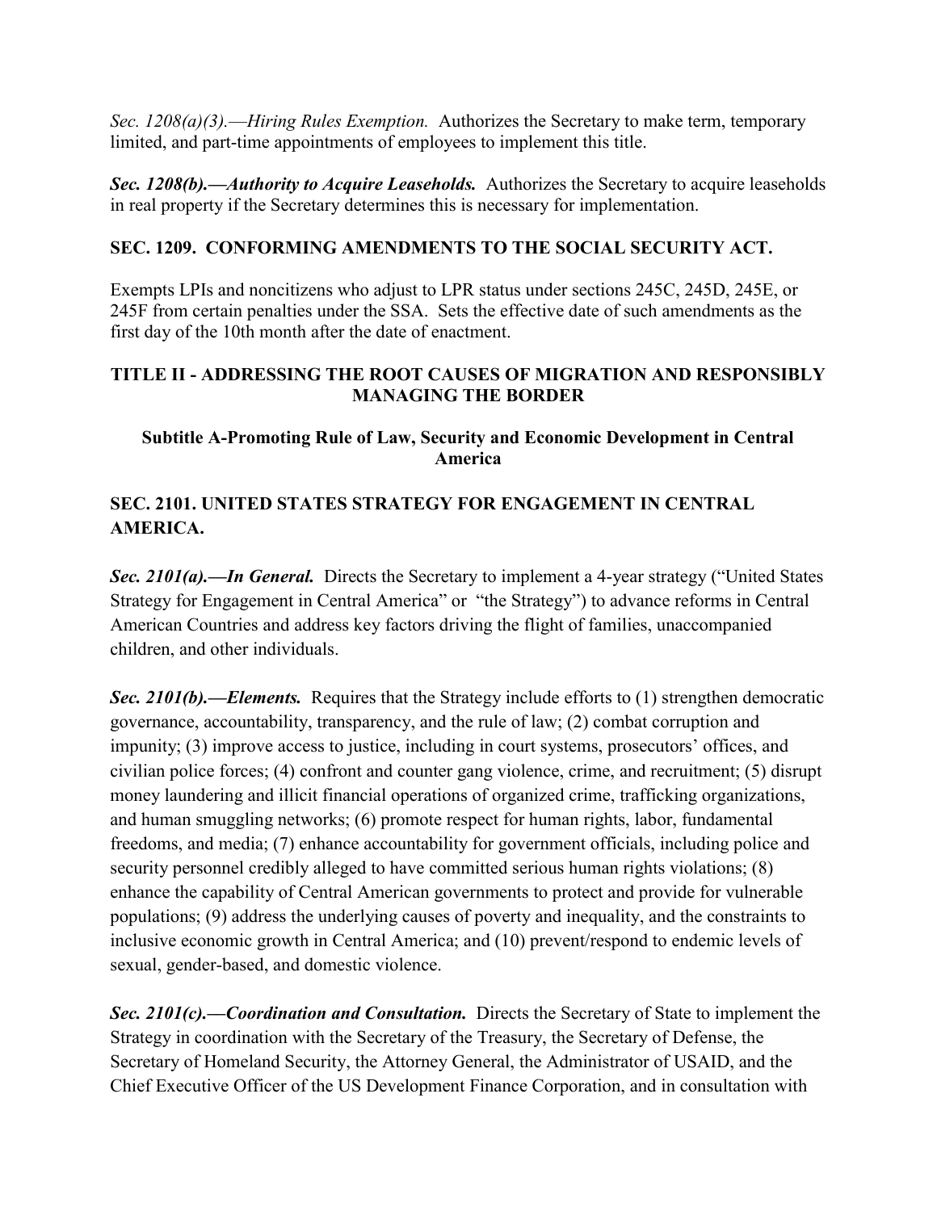*Sec. 1208(a)(3).—Hiring Rules Exemption.* Authorizes the Secretary to make term, temporary limited, and part-time appointments of employees to implement this title.

***Sec. 1208(b).—Authority to Acquire Leaseholds.*** Authorizes the Secretary to acquire leaseholds in real property if the Secretary determines this is necessary for implementation.

**SEC. 1209. CONFORMING AMENDMENTS TO THE SOCIAL SECURITY ACT.**

Exempts LPIs and noncitizens who adjust to LPR status under sections 245C, 245D, 245E, or 245F from certain penalties under the SSA. Sets the effective date of such amendments as the first day of the 10th month after the date of enactment.

## TITLE II - ADDRESSING THE ROOT CAUSES OF MIGRATION AND RESPONSIBLY MANAGING THE BORDER

### Subtitle A-Promoting Rule of Law, Security and Economic Development in Central America

**SEC. 2101. UNITED STATES STRATEGY FOR ENGAGEMENT IN CENTRAL AMERICA.**

***Sec. 2101(a).—In General.*** Directs the Secretary to implement a 4-year strategy ("United States Strategy for Engagement in Central America" or "the Strategy") to advance reforms in Central American Countries and address key factors driving the flight of families, unaccompanied children, and other individuals.

***Sec. 2101(b).—Elements.*** Requires that the Strategy include efforts to (1) strengthen democratic governance, accountability, transparency, and the rule of law; (2) combat corruption and impunity; (3) improve access to justice, including in court systems, prosecutors' offices, and civilian police forces; (4) confront and counter gang violence, crime, and recruitment; (5) disrupt money laundering and illicit financial operations of organized crime, trafficking organizations, and human smuggling networks; (6) promote respect for human rights, labor, fundamental freedoms, and media; (7) enhance accountability for government officials, including police and security personnel credibly alleged to have committed serious human rights violations; (8) enhance the capability of Central American governments to protect and provide for vulnerable populations; (9) address the underlying causes of poverty and inequality, and the constraints to inclusive economic growth in Central America; and (10) prevent/respond to endemic levels of sexual, gender-based, and domestic violence.

***Sec. 2101(c).—Coordination and Consultation.*** Directs the Secretary of State to implement the Strategy in coordination with the Secretary of the Treasury, the Secretary of Defense, the Secretary of Homeland Security, the Attorney General, the Administrator of USAID, and the Chief Executive Officer of the US Development Finance Corporation, and in consultation with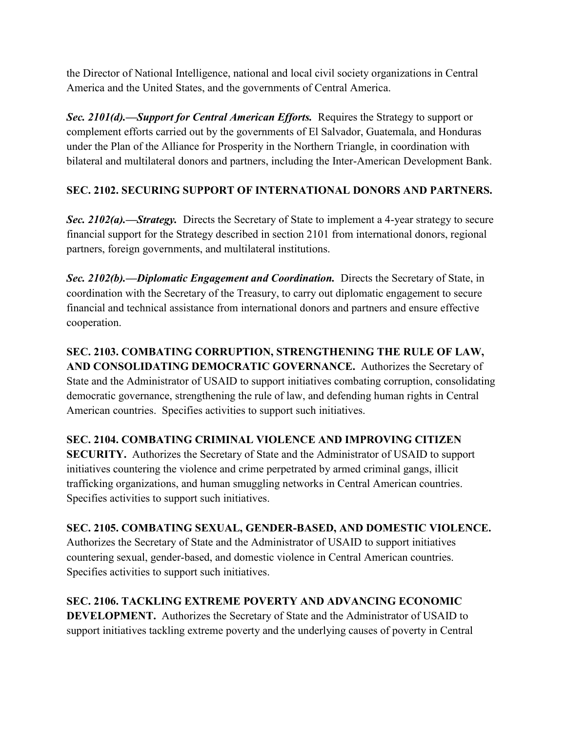the Director of National Intelligence, national and local civil society organizations in Central America and the United States, and the governments of Central America.

***Sec. 2101(d).—Support for Central American Efforts.*** Requires the Strategy to support or complement efforts carried out by the governments of El Salvador, Guatemala, and Honduras under the Plan of the Alliance for Prosperity in the Northern Triangle, in coordination with bilateral and multilateral donors and partners, including the Inter-American Development Bank.

**SEC. 2102. SECURING SUPPORT OF INTERNATIONAL DONORS AND PARTNERS.**

***Sec. 2102(a).—Strategy.*** Directs the Secretary of State to implement a 4-year strategy to secure financial support for the Strategy described in section 2101 from international donors, regional partners, foreign governments, and multilateral institutions.

***Sec. 2102(b).—Diplomatic Engagement and Coordination.*** Directs the Secretary of State, in coordination with the Secretary of the Treasury, to carry out diplomatic engagement to secure financial and technical assistance from international donors and partners and ensure effective cooperation.

**SEC. 2103. COMBATING CORRUPTION, STRENGTHENING THE RULE OF LAW, AND CONSOLIDATING DEMOCRATIC GOVERNANCE.** Authorizes the Secretary of State and the Administrator of USAID to support initiatives combating corruption, consolidating democratic governance, strengthening the rule of law, and defending human rights in Central American countries. Specifies activities to support such initiatives.

**SEC. 2104. COMBATING CRIMINAL VIOLENCE AND IMPROVING CITIZEN SECURITY.** Authorizes the Secretary of State and the Administrator of USAID to support initiatives countering the violence and crime perpetrated by armed criminal gangs, illicit trafficking organizations, and human smuggling networks in Central American countries. Specifies activities to support such initiatives.

**SEC. 2105. COMBATING SEXUAL, GENDER-BASED, AND DOMESTIC VIOLENCE.** Authorizes the Secretary of State and the Administrator of USAID to support initiatives countering sexual, gender-based, and domestic violence in Central American countries. Specifies activities to support such initiatives.

**SEC. 2106. TACKLING EXTREME POVERTY AND ADVANCING ECONOMIC DEVELOPMENT.** Authorizes the Secretary of State and the Administrator of USAID to support initiatives tackling extreme poverty and the underlying causes of poverty in Central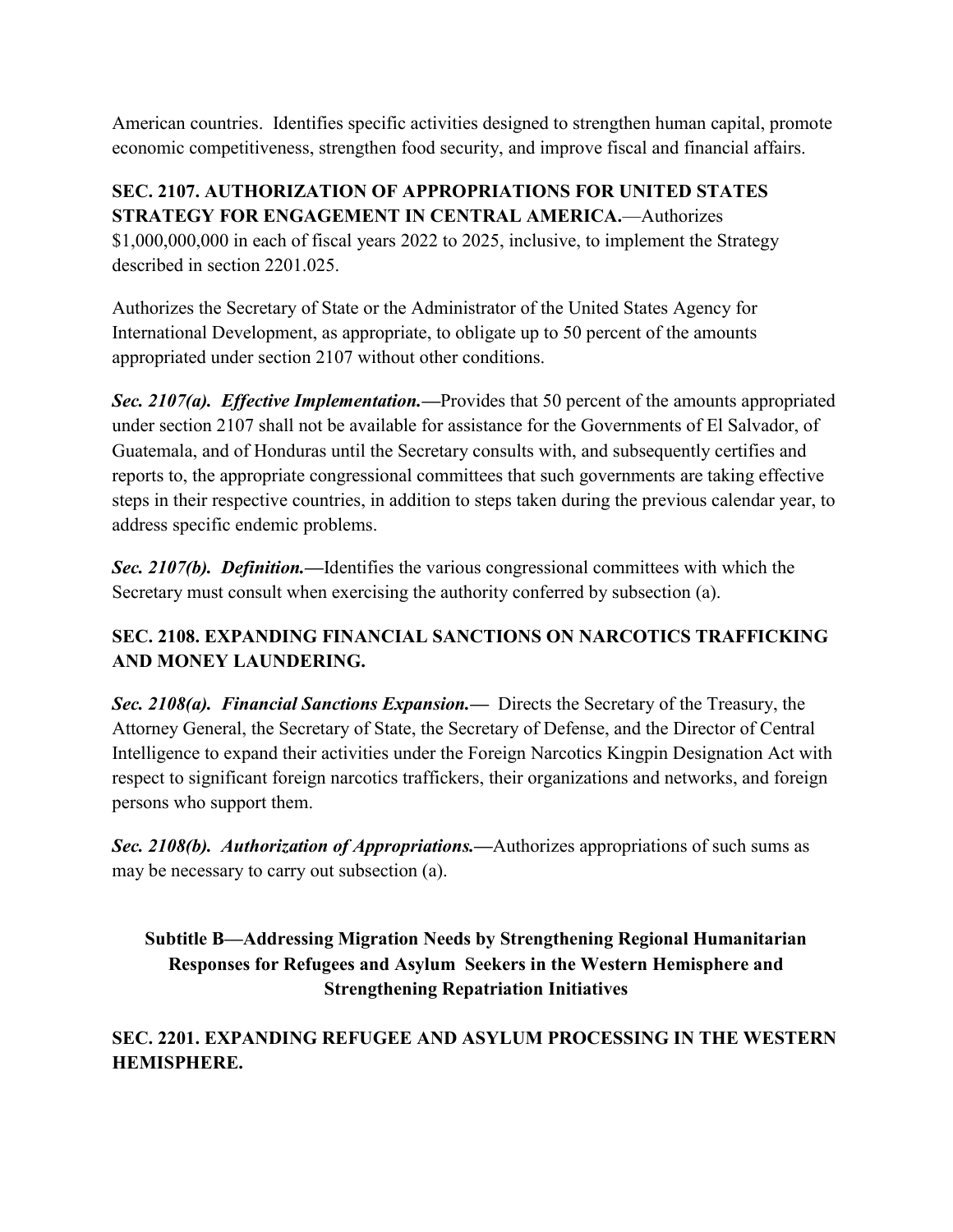American countries. Identifies specific activities designed to strengthen human capital, promote economic competitiveness, strengthen food security, and improve fiscal and financial affairs.

**SEC. 2107. AUTHORIZATION OF APPROPRIATIONS FOR UNITED STATES STRATEGY FOR ENGAGEMENT IN CENTRAL AMERICA.**—Authorizes $1,000,000,000 in each of fiscal years 2022 to 2025, inclusive, to implement the Strategy described in section 2201.025.

Authorizes the Secretary of State or the Administrator of the United States Agency for International Development, as appropriate, to obligate up to 50 percent of the amounts appropriated under section 2107 without other conditions.

***Sec. 2107(a). Effective Implementation.—***Provides that 50 percent of the amounts appropriated under section 2107 shall not be available for assistance for the Governments of El Salvador, of Guatemala, and of Honduras until the Secretary consults with, and subsequently certifies and reports to, the appropriate congressional committees that such governments are taking effective steps in their respective countries, in addition to steps taken during the previous calendar year, to address specific endemic problems.

***Sec. 2107(b). Definition.—***Identifies the various congressional committees with which the Secretary must consult when exercising the authority conferred by subsection (a).

**SEC. 2108. EXPANDING FINANCIAL SANCTIONS ON NARCOTICS TRAFFICKING AND MONEY LAUNDERING.**

***Sec. 2108(a). Financial Sanctions Expansion.—*** Directs the Secretary of the Treasury, the Attorney General, the Secretary of State, the Secretary of Defense, and the Director of Central Intelligence to expand their activities under the Foreign Narcotics Kingpin Designation Act with respect to significant foreign narcotics traffickers, their organizations and networks, and foreign persons who support them.

***Sec. 2108(b). Authorization of Appropriations.—***Authorizes appropriations of such sums as may be necessary to carry out subsection (a).

## Subtitle B—Addressing Migration Needs by Strengthening Regional Humanitarian Responses for Refugees and Asylum Seekers in the Western Hemisphere and Strengthening Repatriation Initiatives

**SEC. 2201. EXPANDING REFUGEE AND ASYLUM PROCESSING IN THE WESTERN HEMISPHERE.**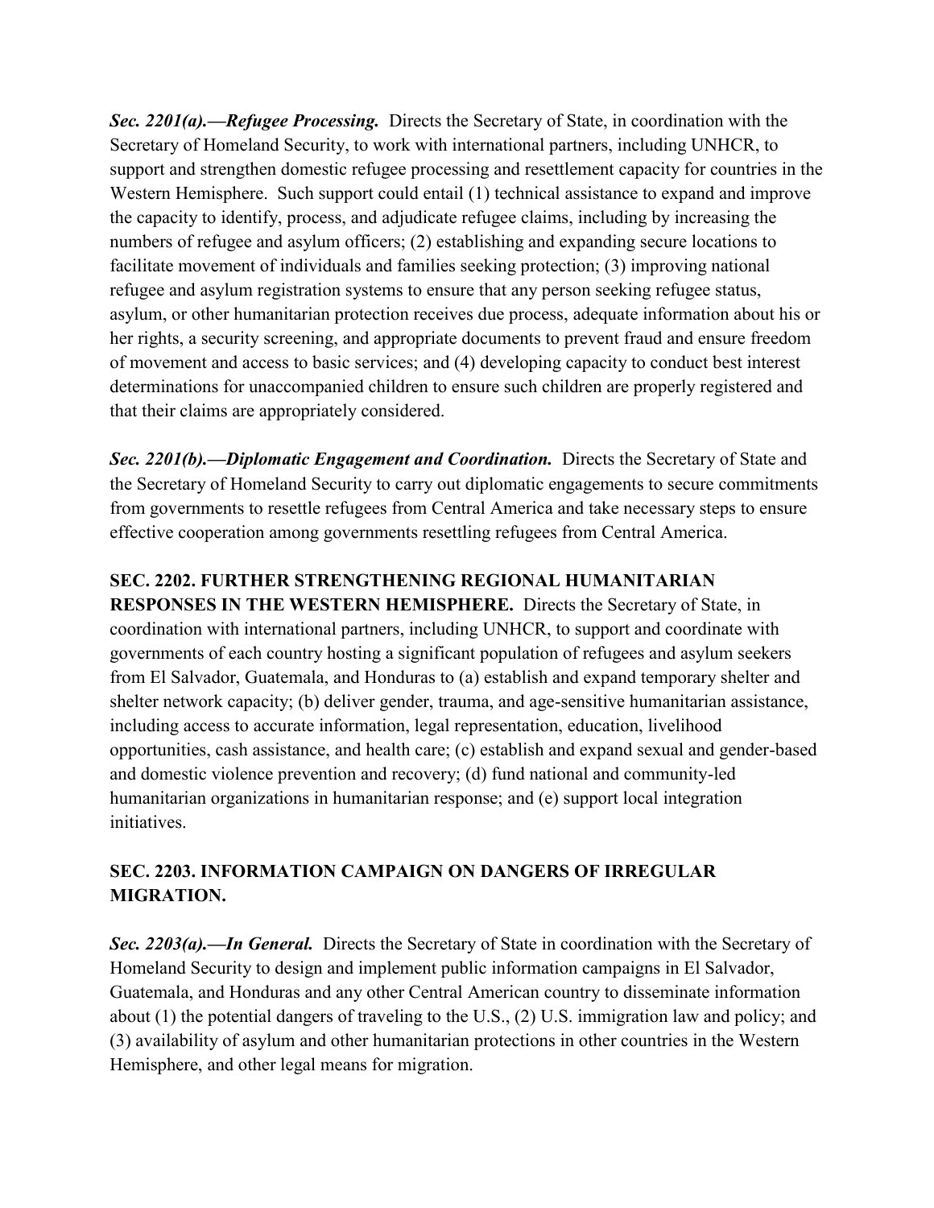***Sec. 2201(a).—Refugee Processing.*** Directs the Secretary of State, in coordination with the Secretary of Homeland Security, to work with international partners, including UNHCR, to support and strengthen domestic refugee processing and resettlement capacity for countries in the Western Hemisphere. Such support could entail (1) technical assistance to expand and improve the capacity to identify, process, and adjudicate refugee claims, including by increasing the numbers of refugee and asylum officers; (2) establishing and expanding secure locations to facilitate movement of individuals and families seeking protection; (3) improving national refugee and asylum registration systems to ensure that any person seeking refugee status, asylum, or other humanitarian protection receives due process, adequate information about his or her rights, a security screening, and appropriate documents to prevent fraud and ensure freedom of movement and access to basic services; and (4) developing capacity to conduct best interest determinations for unaccompanied children to ensure such children are properly registered and that their claims are appropriately considered.

***Sec. 2201(b).—Diplomatic Engagement and Coordination.*** Directs the Secretary of State and the Secretary of Homeland Security to carry out diplomatic engagements to secure commitments from governments to resettle refugees from Central America and take necessary steps to ensure effective cooperation among governments resettling refugees from Central America.

**SEC. 2202. FURTHER STRENGTHENING REGIONAL HUMANITARIAN RESPONSES IN THE WESTERN HEMISPHERE.** Directs the Secretary of State, in coordination with international partners, including UNHCR, to support and coordinate with governments of each country hosting a significant population of refugees and asylum seekers from El Salvador, Guatemala, and Honduras to (a) establish and expand temporary shelter and shelter network capacity; (b) deliver gender, trauma, and age-sensitive humanitarian assistance, including access to accurate information, legal representation, education, livelihood opportunities, cash assistance, and health care; (c) establish and expand sexual and gender-based and domestic violence prevention and recovery; (d) fund national and community-led humanitarian organizations in humanitarian response; and (e) support local integration initiatives.

### SEC. 2203. INFORMATION CAMPAIGN ON DANGERS OF IRREGULAR MIGRATION.

***Sec. 2203(a).—In General.*** Directs the Secretary of State in coordination with the Secretary of Homeland Security to design and implement public information campaigns in El Salvador, Guatemala, and Honduras and any other Central American country to disseminate information about (1) the potential dangers of traveling to the U.S., (2) U.S. immigration law and policy; and (3) availability of asylum and other humanitarian protections in other countries in the Western Hemisphere, and other legal means for migration.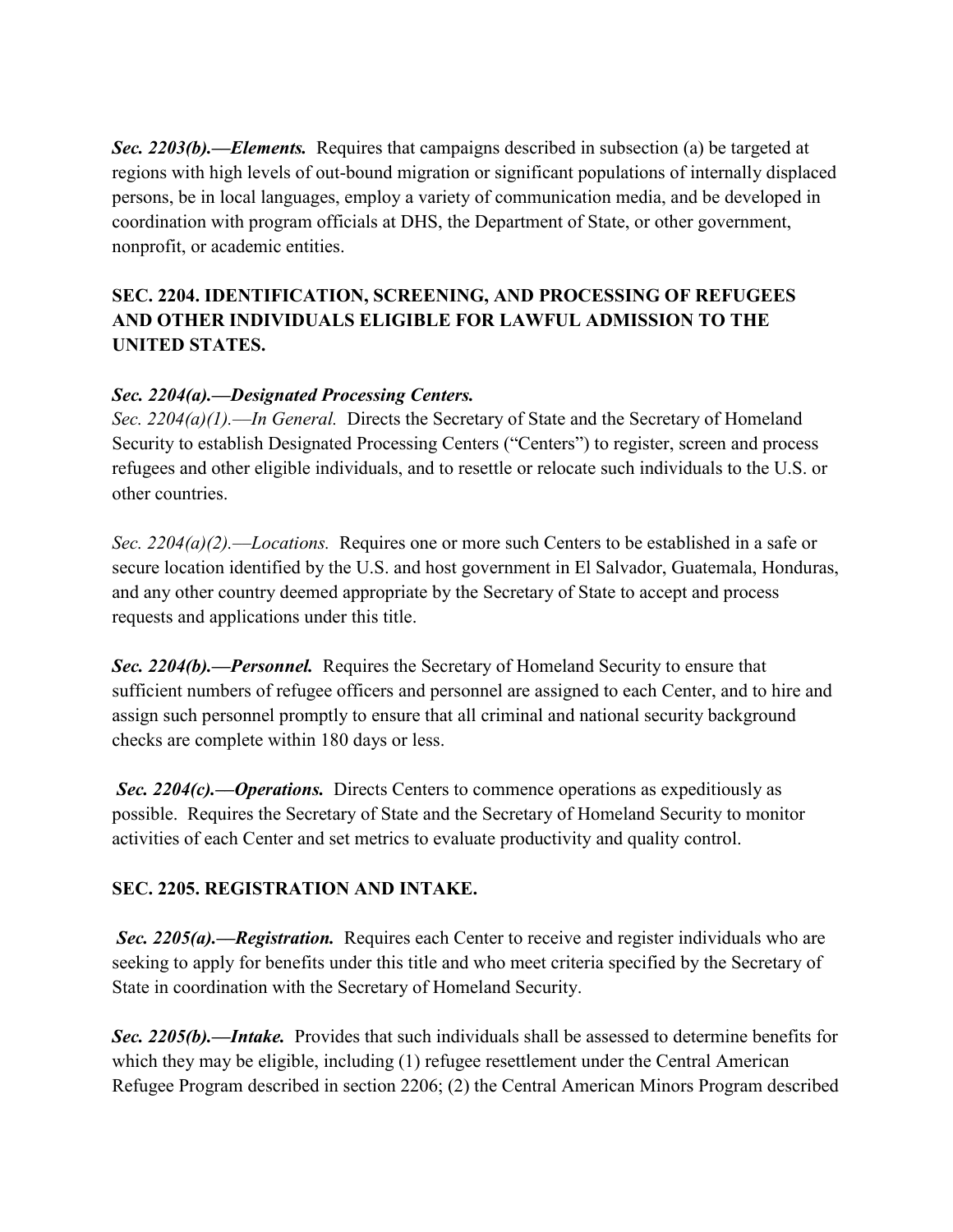***Sec. 2203(b).—Elements.*** Requires that campaigns described in subsection (a) be targeted at regions with high levels of out-bound migration or significant populations of internally displaced persons, be in local languages, employ a variety of communication media, and be developed in coordination with program officials at DHS, the Department of State, or other government, nonprofit, or academic entities.

## SEC. 2204. IDENTIFICATION, SCREENING, AND PROCESSING OF REFUGEES AND OTHER INDIVIDUALS ELIGIBLE FOR LAWFUL ADMISSION TO THE UNITED STATES.

***Sec. 2204(a).—Designated Processing Centers.***

*Sec. 2204(a)(1).—In General.* Directs the Secretary of State and the Secretary of Homeland Security to establish Designated Processing Centers ("Centers") to register, screen and process refugees and other eligible individuals, and to resettle or relocate such individuals to the U.S. or other countries.

*Sec. 2204(a)(2).—Locations.* Requires one or more such Centers to be established in a safe or secure location identified by the U.S. and host government in El Salvador, Guatemala, Honduras, and any other country deemed appropriate by the Secretary of State to accept and process requests and applications under this title.

***Sec. 2204(b).—Personnel.*** Requires the Secretary of Homeland Security to ensure that sufficient numbers of refugee officers and personnel are assigned to each Center, and to hire and assign such personnel promptly to ensure that all criminal and national security background checks are complete within 180 days or less.

***Sec. 2204(c).—Operations.*** Directs Centers to commence operations as expeditiously as possible. Requires the Secretary of State and the Secretary of Homeland Security to monitor activities of each Center and set metrics to evaluate productivity and quality control.

## SEC. 2205. REGISTRATION AND INTAKE.

***Sec. 2205(a).—Registration.*** Requires each Center to receive and register individuals who are seeking to apply for benefits under this title and who meet criteria specified by the Secretary of State in coordination with the Secretary of Homeland Security.

***Sec. 2205(b).—Intake.*** Provides that such individuals shall be assessed to determine benefits for which they may be eligible, including (1) refugee resettlement under the Central American Refugee Program described in section 2206; (2) the Central American Minors Program described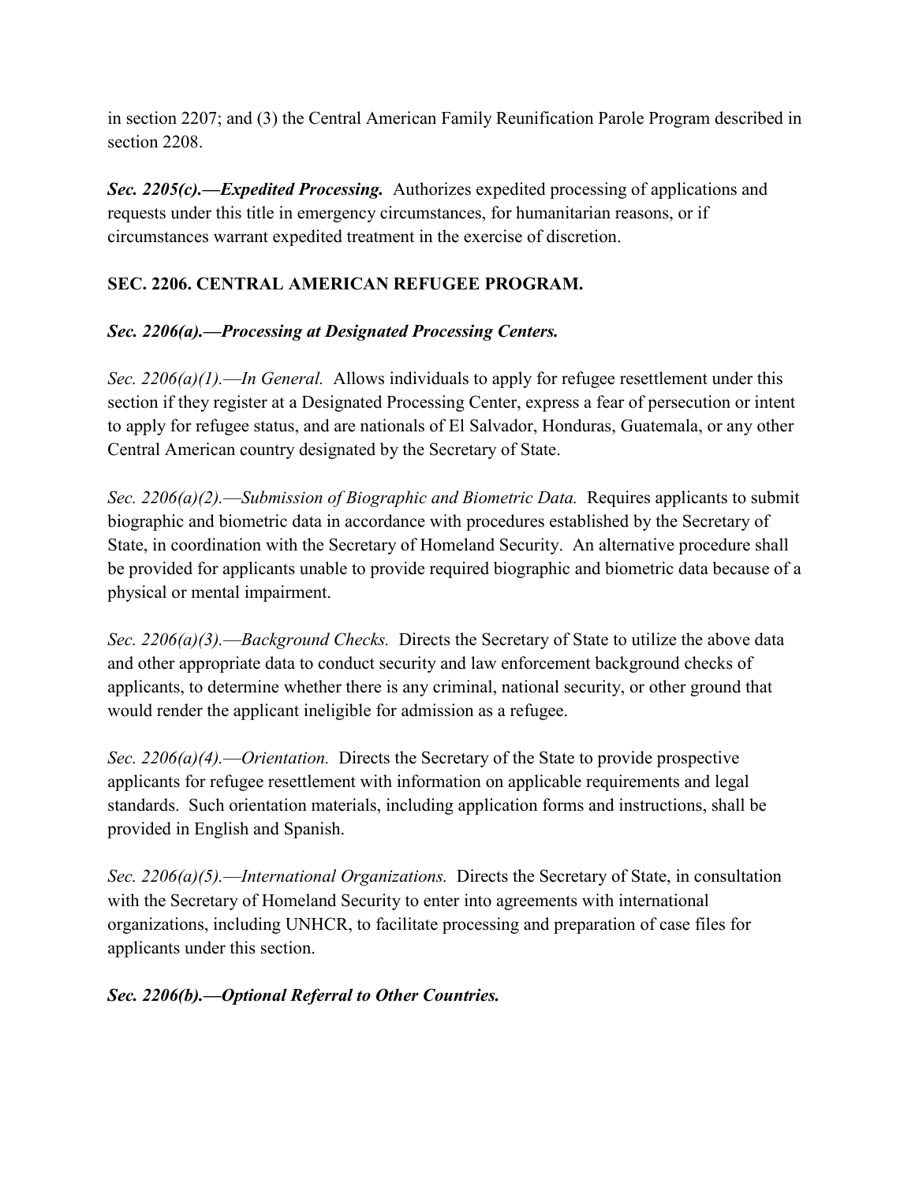in section 2207; and (3) the Central American Family Reunification Parole Program described in section 2208.

***Sec. 2205(c).—Expedited Processing.*** Authorizes expedited processing of applications and requests under this title in emergency circumstances, for humanitarian reasons, or if circumstances warrant expedited treatment in the exercise of discretion.

## SEC. 2206. CENTRAL AMERICAN REFUGEE PROGRAM.

***Sec. 2206(a).—Processing at Designated Processing Centers.***

*Sec. 2206(a)(1).—In General.* Allows individuals to apply for refugee resettlement under this section if they register at a Designated Processing Center, express a fear of persecution or intent to apply for refugee status, and are nationals of El Salvador, Honduras, Guatemala, or any other Central American country designated by the Secretary of State.

*Sec. 2206(a)(2).—Submission of Biographic and Biometric Data.* Requires applicants to submit biographic and biometric data in accordance with procedures established by the Secretary of State, in coordination with the Secretary of Homeland Security. An alternative procedure shall be provided for applicants unable to provide required biographic and biometric data because of a physical or mental impairment.

*Sec. 2206(a)(3).—Background Checks.* Directs the Secretary of State to utilize the above data and other appropriate data to conduct security and law enforcement background checks of applicants, to determine whether there is any criminal, national security, or other ground that would render the applicant ineligible for admission as a refugee.

*Sec. 2206(a)(4).—Orientation.* Directs the Secretary of the State to provide prospective applicants for refugee resettlement with information on applicable requirements and legal standards. Such orientation materials, including application forms and instructions, shall be provided in English and Spanish.

*Sec. 2206(a)(5).—International Organizations.* Directs the Secretary of State, in consultation with the Secretary of Homeland Security to enter into agreements with international organizations, including UNHCR, to facilitate processing and preparation of case files for applicants under this section.

***Sec. 2206(b).—Optional Referral to Other Countries.***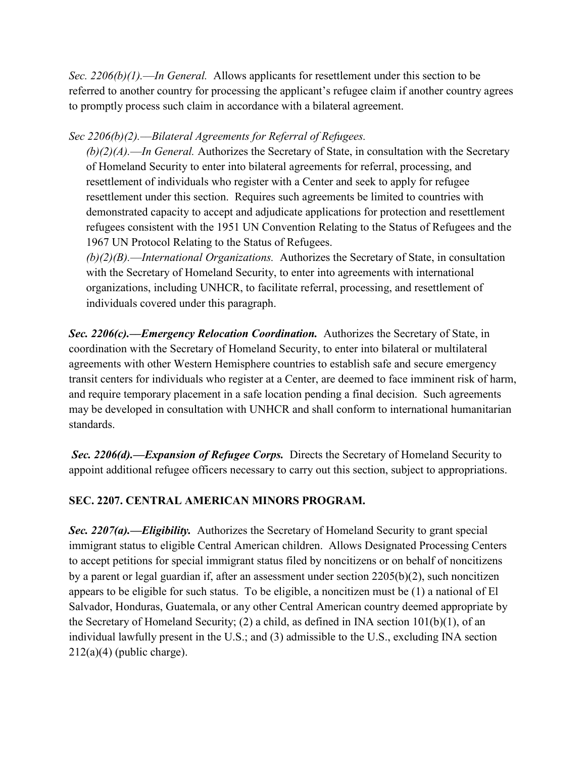*Sec. 2206(b)(1).—In General.* Allows applicants for resettlement under this section to be referred to another country for processing the applicant's refugee claim if another country agrees to promptly process such claim in accordance with a bilateral agreement.

*Sec 2206(b)(2).—Bilateral Agreements for Referral of Refugees.*

*(b)(2)(A).—In General.* Authorizes the Secretary of State, in consultation with the Secretary of Homeland Security to enter into bilateral agreements for referral, processing, and resettlement of individuals who register with a Center and seek to apply for refugee resettlement under this section. Requires such agreements be limited to countries with demonstrated capacity to accept and adjudicate applications for protection and resettlement refugees consistent with the 1951 UN Convention Relating to the Status of Refugees and the 1967 UN Protocol Relating to the Status of Refugees.

*(b)(2)(B).—International Organizations.* Authorizes the Secretary of State, in consultation with the Secretary of Homeland Security, to enter into agreements with international organizations, including UNHCR, to facilitate referral, processing, and resettlement of individuals covered under this paragraph.

***Sec. 2206(c).—Emergency Relocation Coordination.*** Authorizes the Secretary of State, in coordination with the Secretary of Homeland Security, to enter into bilateral or multilateral agreements with other Western Hemisphere countries to establish safe and secure emergency transit centers for individuals who register at a Center, are deemed to face imminent risk of harm, and require temporary placement in a safe location pending a final decision. Such agreements may be developed in consultation with UNHCR and shall conform to international humanitarian standards.

***Sec. 2206(d).—Expansion of Refugee Corps.*** Directs the Secretary of Homeland Security to appoint additional refugee officers necessary to carry out this section, subject to appropriations.

**SEC. 2207. CENTRAL AMERICAN MINORS PROGRAM.**

***Sec. 2207(a).—Eligibility.*** Authorizes the Secretary of Homeland Security to grant special immigrant status to eligible Central American children. Allows Designated Processing Centers to accept petitions for special immigrant status filed by noncitizens or on behalf of noncitizens by a parent or legal guardian if, after an assessment under section 2205(b)(2), such noncitizen appears to be eligible for such status. To be eligible, a noncitizen must be (1) a national of El Salvador, Honduras, Guatemala, or any other Central American country deemed appropriate by the Secretary of Homeland Security; (2) a child, as defined in INA section 101(b)(1), of an individual lawfully present in the U.S.; and (3) admissible to the U.S., excluding INA section 212(a)(4) (public charge).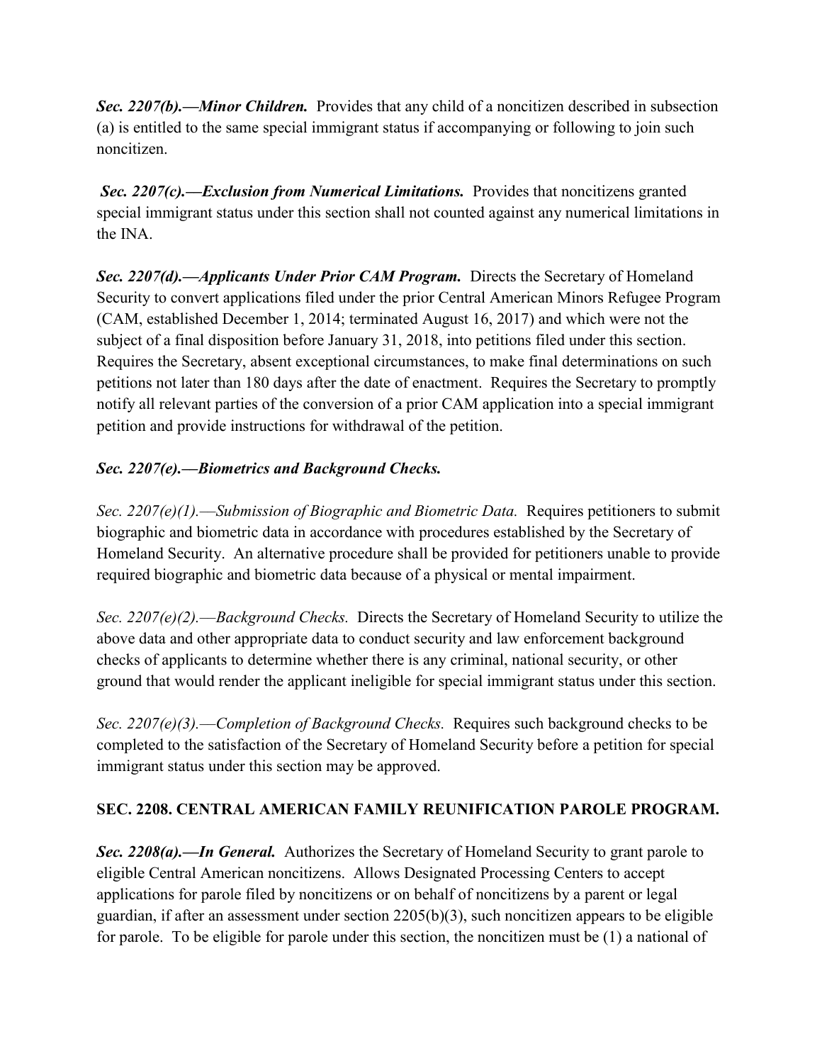***Sec. 2207(b).—Minor Children.*** Provides that any child of a noncitizen described in subsection (a) is entitled to the same special immigrant status if accompanying or following to join such noncitizen.

***Sec. 2207(c).—Exclusion from Numerical Limitations.*** Provides that noncitizens granted special immigrant status under this section shall not counted against any numerical limitations in the INA.

***Sec. 2207(d).—Applicants Under Prior CAM Program.*** Directs the Secretary of Homeland Security to convert applications filed under the prior Central American Minors Refugee Program (CAM, established December 1, 2014; terminated August 16, 2017) and which were not the subject of a final disposition before January 31, 2018, into petitions filed under this section. Requires the Secretary, absent exceptional circumstances, to make final determinations on such petitions not later than 180 days after the date of enactment. Requires the Secretary to promptly notify all relevant parties of the conversion of a prior CAM application into a special immigrant petition and provide instructions for withdrawal of the petition.

***Sec. 2207(e).—Biometrics and Background Checks.***

*Sec. 2207(e)(1).—Submission of Biographic and Biometric Data.* Requires petitioners to submit biographic and biometric data in accordance with procedures established by the Secretary of Homeland Security. An alternative procedure shall be provided for petitioners unable to provide required biographic and biometric data because of a physical or mental impairment.

*Sec. 2207(e)(2).—Background Checks.* Directs the Secretary of Homeland Security to utilize the above data and other appropriate data to conduct security and law enforcement background checks of applicants to determine whether there is any criminal, national security, or other ground that would render the applicant ineligible for special immigrant status under this section.

*Sec. 2207(e)(3).—Completion of Background Checks.* Requires such background checks to be completed to the satisfaction of the Secretary of Homeland Security before a petition for special immigrant status under this section may be approved.

**SEC. 2208. CENTRAL AMERICAN FAMILY REUNIFICATION PAROLE PROGRAM.**

***Sec. 2208(a).—In General.*** Authorizes the Secretary of Homeland Security to grant parole to eligible Central American noncitizens. Allows Designated Processing Centers to accept applications for parole filed by noncitizens or on behalf of noncitizens by a parent or legal guardian, if after an assessment under section 2205(b)(3), such noncitizen appears to be eligible for parole. To be eligible for parole under this section, the noncitizen must be (1) a national of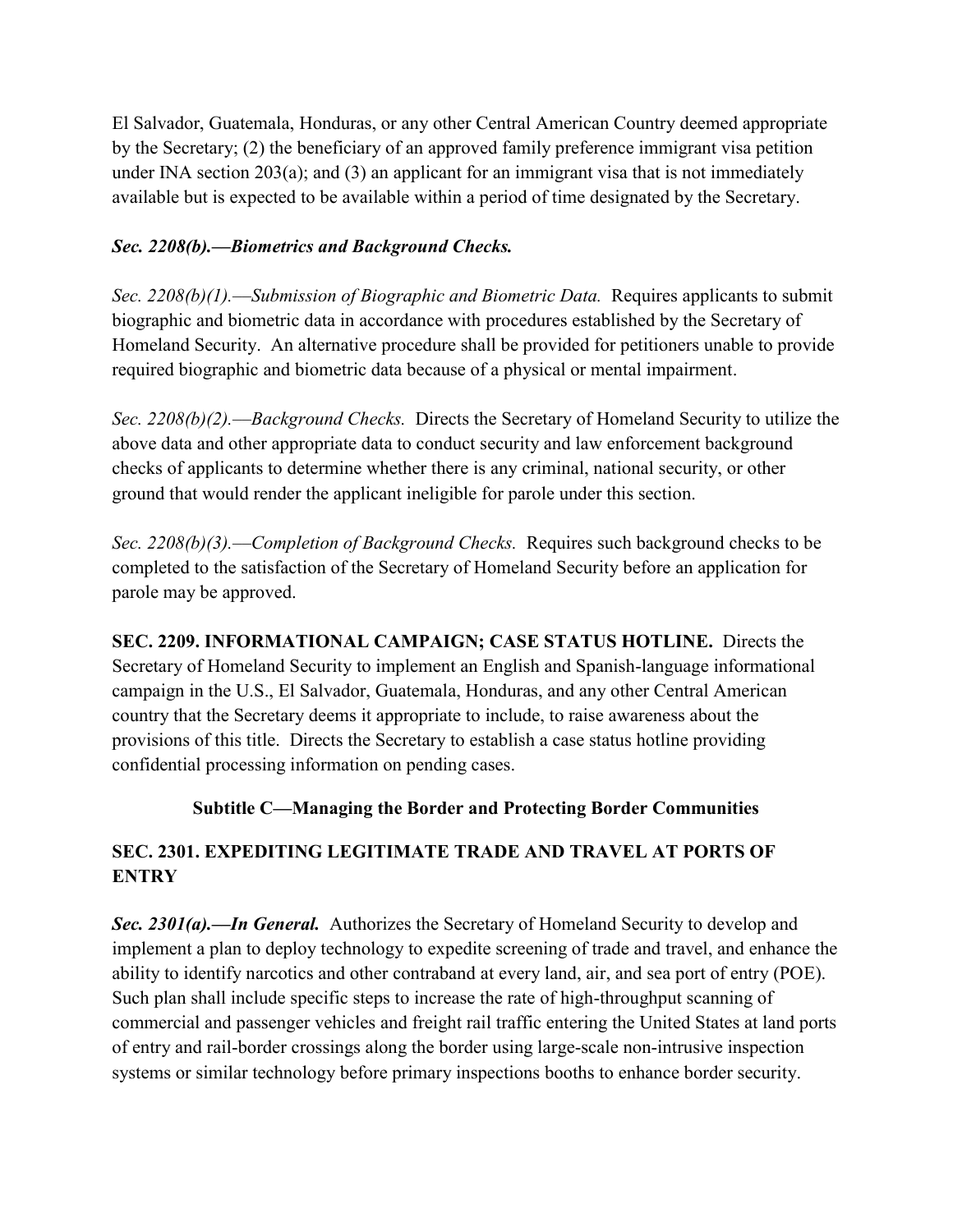El Salvador, Guatemala, Honduras, or any other Central American Country deemed appropriate by the Secretary; (2) the beneficiary of an approved family preference immigrant visa petition under INA section 203(a); and (3) an applicant for an immigrant visa that is not immediately available but is expected to be available within a period of time designated by the Secretary.

***Sec. 2208(b).—Biometrics and Background Checks.***

*Sec. 2208(b)(1).—Submission of Biographic and Biometric Data.* Requires applicants to submit biographic and biometric data in accordance with procedures established by the Secretary of Homeland Security. An alternative procedure shall be provided for petitioners unable to provide required biographic and biometric data because of a physical or mental impairment.

*Sec. 2208(b)(2).—Background Checks.* Directs the Secretary of Homeland Security to utilize the above data and other appropriate data to conduct security and law enforcement background checks of applicants to determine whether there is any criminal, national security, or other ground that would render the applicant ineligible for parole under this section.

*Sec. 2208(b)(3).—Completion of Background Checks.* Requires such background checks to be completed to the satisfaction of the Secretary of Homeland Security before an application for parole may be approved.

**SEC. 2209. INFORMATIONAL CAMPAIGN; CASE STATUS HOTLINE.** Directs the Secretary of Homeland Security to implement an English and Spanish-language informational campaign in the U.S., El Salvador, Guatemala, Honduras, and any other Central American country that the Secretary deems it appropriate to include, to raise awareness about the provisions of this title. Directs the Secretary to establish a case status hotline providing confidential processing information on pending cases.

### Subtitle C—Managing the Border and Protecting Border Communities

### SEC. 2301. EXPEDITING LEGITIMATE TRADE AND TRAVEL AT PORTS OF ENTRY

***Sec. 2301(a).—In General.*** Authorizes the Secretary of Homeland Security to develop and implement a plan to deploy technology to expedite screening of trade and travel, and enhance the ability to identify narcotics and other contraband at every land, air, and sea port of entry (POE). Such plan shall include specific steps to increase the rate of high-throughput scanning of commercial and passenger vehicles and freight rail traffic entering the United States at land ports of entry and rail-border crossings along the border using large-scale non-intrusive inspection systems or similar technology before primary inspections booths to enhance border security.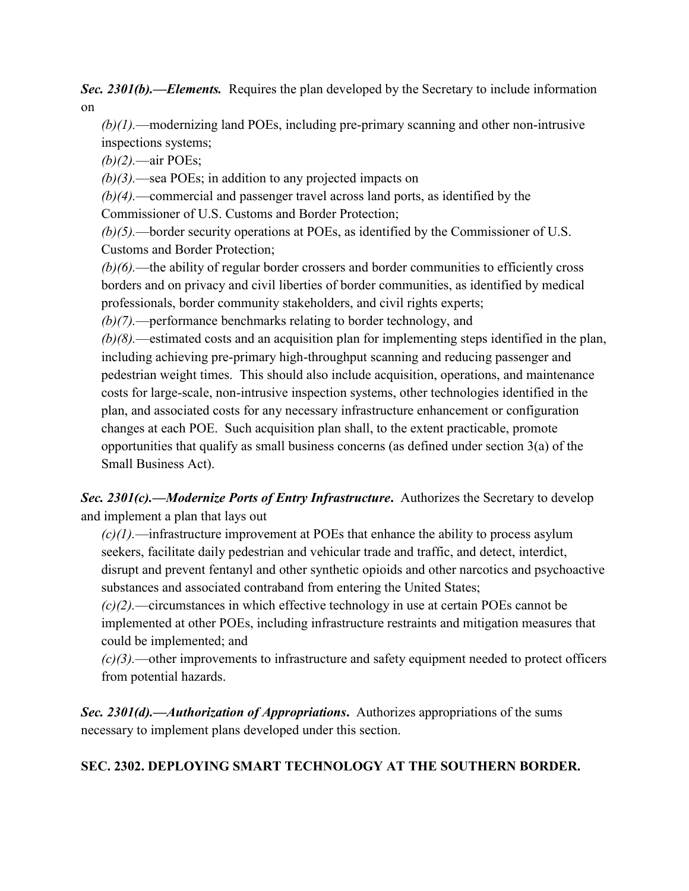***Sec. 2301(b).—Elements.*** Requires the plan developed by the Secretary to include information on

*(b)(1).*—modernizing land POEs, including pre-primary scanning and other non-intrusive inspections systems;

*(b)(2).*—air POEs;

*(b)(3).*—sea POEs; in addition to any projected impacts on

*(b)(4).*—commercial and passenger travel across land ports, as identified by the Commissioner of U.S. Customs and Border Protection;

*(b)(5).*—border security operations at POEs, as identified by the Commissioner of U.S. Customs and Border Protection;

*(b)(6).*—the ability of regular border crossers and border communities to efficiently cross borders and on privacy and civil liberties of border communities, as identified by medical professionals, border community stakeholders, and civil rights experts;

*(b)(7).*—performance benchmarks relating to border technology, and

*(b)(8).*—estimated costs and an acquisition plan for implementing steps identified in the plan, including achieving pre-primary high-throughput scanning and reducing passenger and pedestrian weight times. This should also include acquisition, operations, and maintenance costs for large-scale, non-intrusive inspection systems, other technologies identified in the plan, and associated costs for any necessary infrastructure enhancement or configuration changes at each POE. Such acquisition plan shall, to the extent practicable, promote opportunities that qualify as small business concerns (as defined under section 3(a) of the Small Business Act).

***Sec. 2301(c).—Modernize Ports of Entry Infrastructure***. Authorizes the Secretary to develop and implement a plan that lays out

*(c)(1).*—infrastructure improvement at POEs that enhance the ability to process asylum seekers, facilitate daily pedestrian and vehicular trade and traffic, and detect, interdict, disrupt and prevent fentanyl and other synthetic opioids and other narcotics and psychoactive substances and associated contraband from entering the United States;

*(c)(2).*—circumstances in which effective technology in use at certain POEs cannot be implemented at other POEs, including infrastructure restraints and mitigation measures that could be implemented; and

*(c)(3).*—other improvements to infrastructure and safety equipment needed to protect officers from potential hazards.

***Sec. 2301(d).—Authorization of Appropriations***. Authorizes appropriations of the sums necessary to implement plans developed under this section.

**SEC. 2302. DEPLOYING SMART TECHNOLOGY AT THE SOUTHERN BORDER.**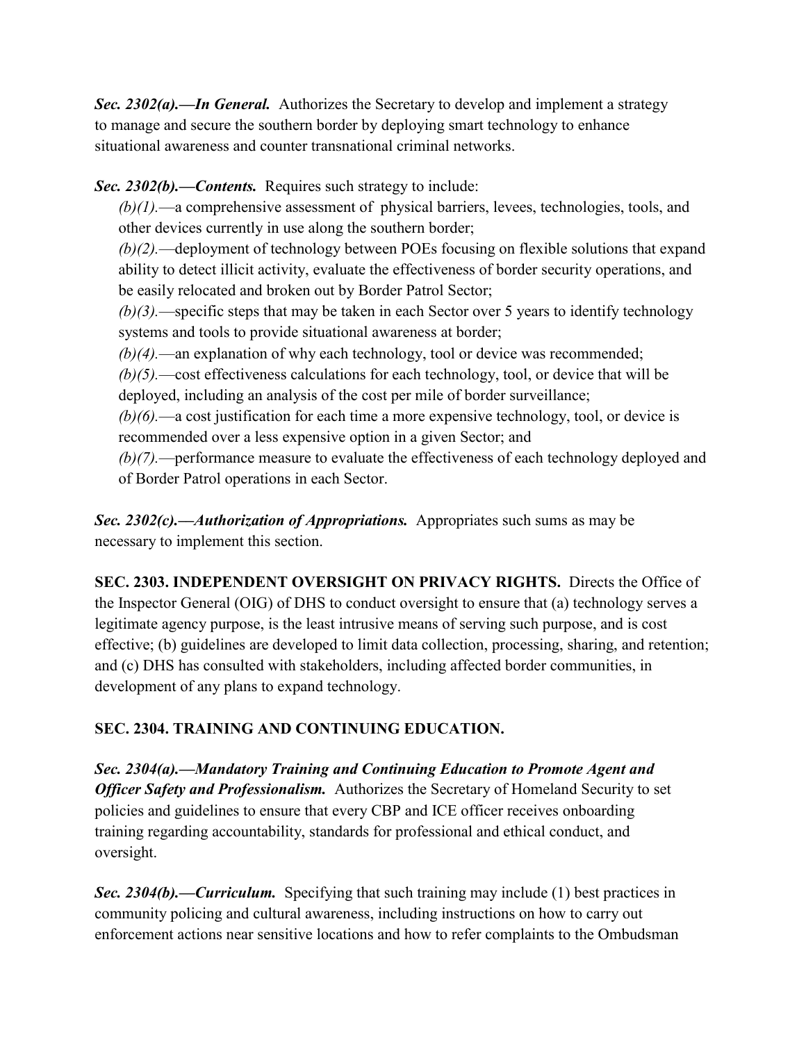***Sec. 2302(a).—In General.*** Authorizes the Secretary to develop and implement a strategy to manage and secure the southern border by deploying smart technology to enhance situational awareness and counter transnational criminal networks.

***Sec. 2302(b).—Contents.*** Requires such strategy to include:

*(b)(1).*—a comprehensive assessment of physical barriers, levees, technologies, tools, and other devices currently in use along the southern border;

*(b)(2).*—deployment of technology between POEs focusing on flexible solutions that expand ability to detect illicit activity, evaluate the effectiveness of border security operations, and be easily relocated and broken out by Border Patrol Sector;

*(b)(3).*—specific steps that may be taken in each Sector over 5 years to identify technology systems and tools to provide situational awareness at border;

*(b)(4).*—an explanation of why each technology, tool or device was recommended;

*(b)(5).*—cost effectiveness calculations for each technology, tool, or device that will be deployed, including an analysis of the cost per mile of border surveillance;

*(b)(6).*—a cost justification for each time a more expensive technology, tool, or device is recommended over a less expensive option in a given Sector; and

*(b)(7).*—performance measure to evaluate the effectiveness of each technology deployed and of Border Patrol operations in each Sector.

***Sec. 2302(c).—Authorization of Appropriations.*** Appropriates such sums as may be necessary to implement this section.

**SEC. 2303. INDEPENDENT OVERSIGHT ON PRIVACY RIGHTS.** Directs the Office of the Inspector General (OIG) of DHS to conduct oversight to ensure that (a) technology serves a legitimate agency purpose, is the least intrusive means of serving such purpose, and is cost effective; (b) guidelines are developed to limit data collection, processing, sharing, and retention; and (c) DHS has consulted with stakeholders, including affected border communities, in development of any plans to expand technology.

**SEC. 2304. TRAINING AND CONTINUING EDUCATION.**

***Sec. 2304(a).—Mandatory Training and Continuing Education to Promote Agent and Officer Safety and Professionalism.*** Authorizes the Secretary of Homeland Security to set policies and guidelines to ensure that every CBP and ICE officer receives onboarding training regarding accountability, standards for professional and ethical conduct, and oversight.

***Sec. 2304(b).—Curriculum.*** Specifying that such training may include (1) best practices in community policing and cultural awareness, including instructions on how to carry out enforcement actions near sensitive locations and how to refer complaints to the Ombudsman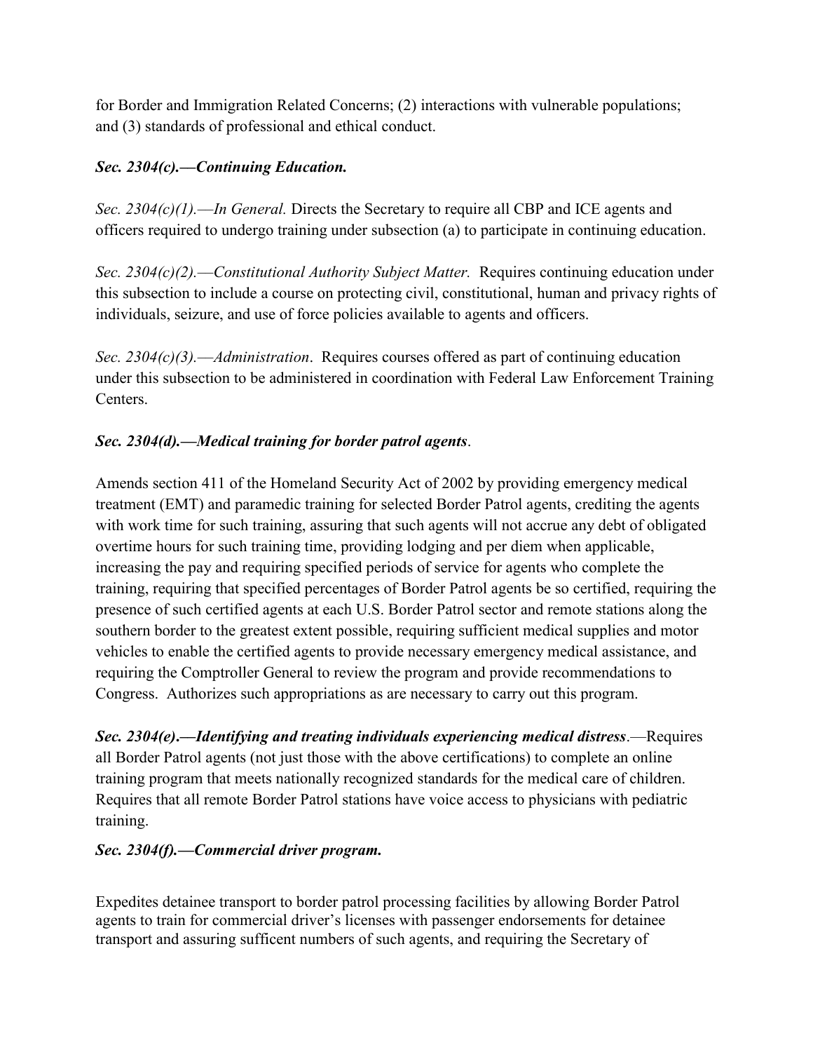for Border and Immigration Related Concerns; (2) interactions with vulnerable populations; and (3) standards of professional and ethical conduct.

***Sec. 2304(c).—Continuing Education.***

*Sec. 2304(c)(1).—In General.* Directs the Secretary to require all CBP and ICE agents and officers required to undergo training under subsection (a) to participate in continuing education.

*Sec. 2304(c)(2).—Constitutional Authority Subject Matter.* Requires continuing education under this subsection to include a course on protecting civil, constitutional, human and privacy rights of individuals, seizure, and use of force policies available to agents and officers.

*Sec. 2304(c)(3).—Administration*. Requires courses offered as part of continuing education under this subsection to be administered in coordination with Federal Law Enforcement Training Centers.

***Sec. 2304(d).—Medical training for border patrol agents***.

Amends section 411 of the Homeland Security Act of 2002 by providing emergency medical treatment (EMT) and paramedic training for selected Border Patrol agents, crediting the agents with work time for such training, assuring that such agents will not accrue any debt of obligated overtime hours for such training time, providing lodging and per diem when applicable, increasing the pay and requiring specified periods of service for agents who complete the training, requiring that specified percentages of Border Patrol agents be so certified, requiring the presence of such certified agents at each U.S. Border Patrol sector and remote stations along the southern border to the greatest extent possible, requiring sufficient medical supplies and motor vehicles to enable the certified agents to provide necessary emergency medical assistance, and requiring the Comptroller General to review the program and provide recommendations to Congress. Authorizes such appropriations as are necessary to carry out this program.

***Sec. 2304(e).—Identifying and treating individuals experiencing medical distress***.—Requires all Border Patrol agents (not just those with the above certifications) to complete an online training program that meets nationally recognized standards for the medical care of children. Requires that all remote Border Patrol stations have voice access to physicians with pediatric training.

***Sec. 2304(f).—Commercial driver program.***

Expedites detainee transport to border patrol processing facilities by allowing Border Patrol agents to train for commercial driver's licenses with passenger endorsements for detainee transport and assuring sufficent numbers of such agents, and requiring the Secretary of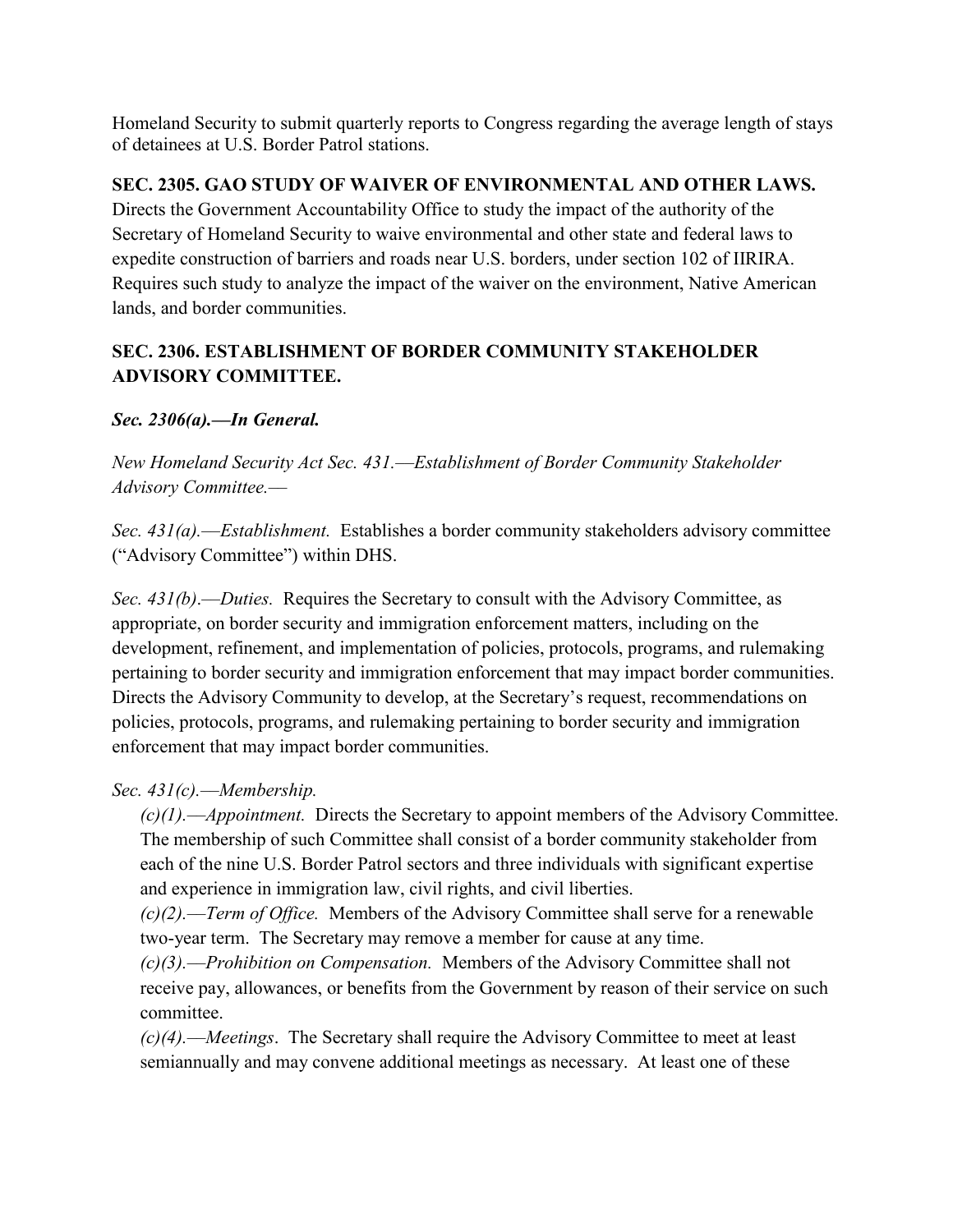Homeland Security to submit quarterly reports to Congress regarding the average length of stays of detainees at U.S. Border Patrol stations.

**SEC. 2305. GAO STUDY OF WAIVER OF ENVIRONMENTAL AND OTHER LAWS.**
Directs the Government Accountability Office to study the impact of the authority of the Secretary of Homeland Security to waive environmental and other state and federal laws to expedite construction of barriers and roads near U.S. borders, under section 102 of IIRIRA. Requires such study to analyze the impact of the waiver on the environment, Native American lands, and border communities.

**SEC. 2306. ESTABLISHMENT OF BORDER COMMUNITY STAKEHOLDER ADVISORY COMMITTEE.**

***Sec. 2306(a).—In General.***

*New Homeland Security Act Sec. 431.—Establishment of Border Community Stakeholder Advisory Committee.—*

*Sec. 431(a).—Establishment.* Establishes a border community stakeholders advisory committee ("Advisory Committee") within DHS.

*Sec. 431(b).—Duties.* Requires the Secretary to consult with the Advisory Committee, as appropriate, on border security and immigration enforcement matters, including on the development, refinement, and implementation of policies, protocols, programs, and rulemaking pertaining to border security and immigration enforcement that may impact border communities. Directs the Advisory Community to develop, at the Secretary's request, recommendations on policies, protocols, programs, and rulemaking pertaining to border security and immigration enforcement that may impact border communities.

*Sec. 431(c).—Membership.*

*(c)(1).—Appointment.* Directs the Secretary to appoint members of the Advisory Committee. The membership of such Committee shall consist of a border community stakeholder from each of the nine U.S. Border Patrol sectors and three individuals with significant expertise and experience in immigration law, civil rights, and civil liberties.
*(c)(2).—Term of Office.* Members of the Advisory Committee shall serve for a renewable two-year term. The Secretary may remove a member for cause at any time.
*(c)(3).—Prohibition on Compensation.* Members of the Advisory Committee shall not receive pay, allowances, or benefits from the Government by reason of their service on such committee.
*(c)(4).—Meetings*. The Secretary shall require the Advisory Committee to meet at least semiannually and may convene additional meetings as necessary. At least one of these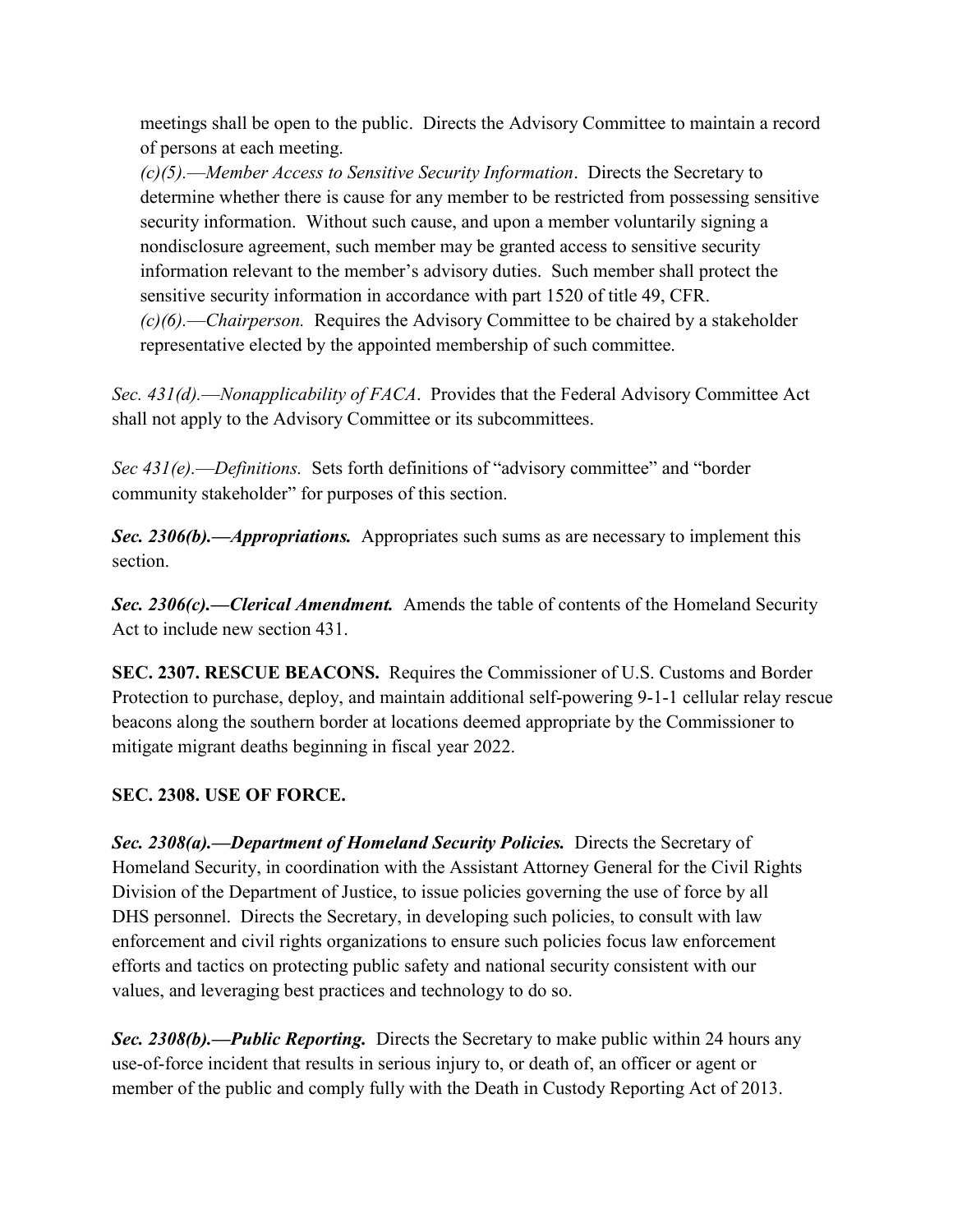meetings shall be open to the public. Directs the Advisory Committee to maintain a record of persons at each meeting.

*(c)(5).—Member Access to Sensitive Security Information*. Directs the Secretary to determine whether there is cause for any member to be restricted from possessing sensitive security information. Without such cause, and upon a member voluntarily signing a nondisclosure agreement, such member may be granted access to sensitive security information relevant to the member's advisory duties. Such member shall protect the sensitive security information in accordance with part 1520 of title 49, CFR.

*(c)(6).—Chairperson.* Requires the Advisory Committee to be chaired by a stakeholder representative elected by the appointed membership of such committee.

*Sec. 431(d).—Nonapplicability of FACA*. Provides that the Federal Advisory Committee Act shall not apply to the Advisory Committee or its subcommittees.

*Sec 431(e).—Definitions.* Sets forth definitions of "advisory committee" and "border community stakeholder" for purposes of this section.

***Sec. 2306(b).—Appropriations.*** Appropriates such sums as are necessary to implement this section.

***Sec. 2306(c).—Clerical Amendment.*** Amends the table of contents of the Homeland Security Act to include new section 431.

**SEC. 2307. RESCUE BEACONS.** Requires the Commissioner of U.S. Customs and Border Protection to purchase, deploy, and maintain additional self-powering 9-1-1 cellular relay rescue beacons along the southern border at locations deemed appropriate by the Commissioner to mitigate migrant deaths beginning in fiscal year 2022.

**SEC. 2308. USE OF FORCE.**

***Sec. 2308(a).—Department of Homeland Security Policies.*** Directs the Secretary of Homeland Security, in coordination with the Assistant Attorney General for the Civil Rights Division of the Department of Justice, to issue policies governing the use of force by all DHS personnel. Directs the Secretary, in developing such policies, to consult with law enforcement and civil rights organizations to ensure such policies focus law enforcement efforts and tactics on protecting public safety and national security consistent with our values, and leveraging best practices and technology to do so.

***Sec. 2308(b).—Public Reporting.*** Directs the Secretary to make public within 24 hours any use-of-force incident that results in serious injury to, or death of, an officer or agent or member of the public and comply fully with the Death in Custody Reporting Act of 2013.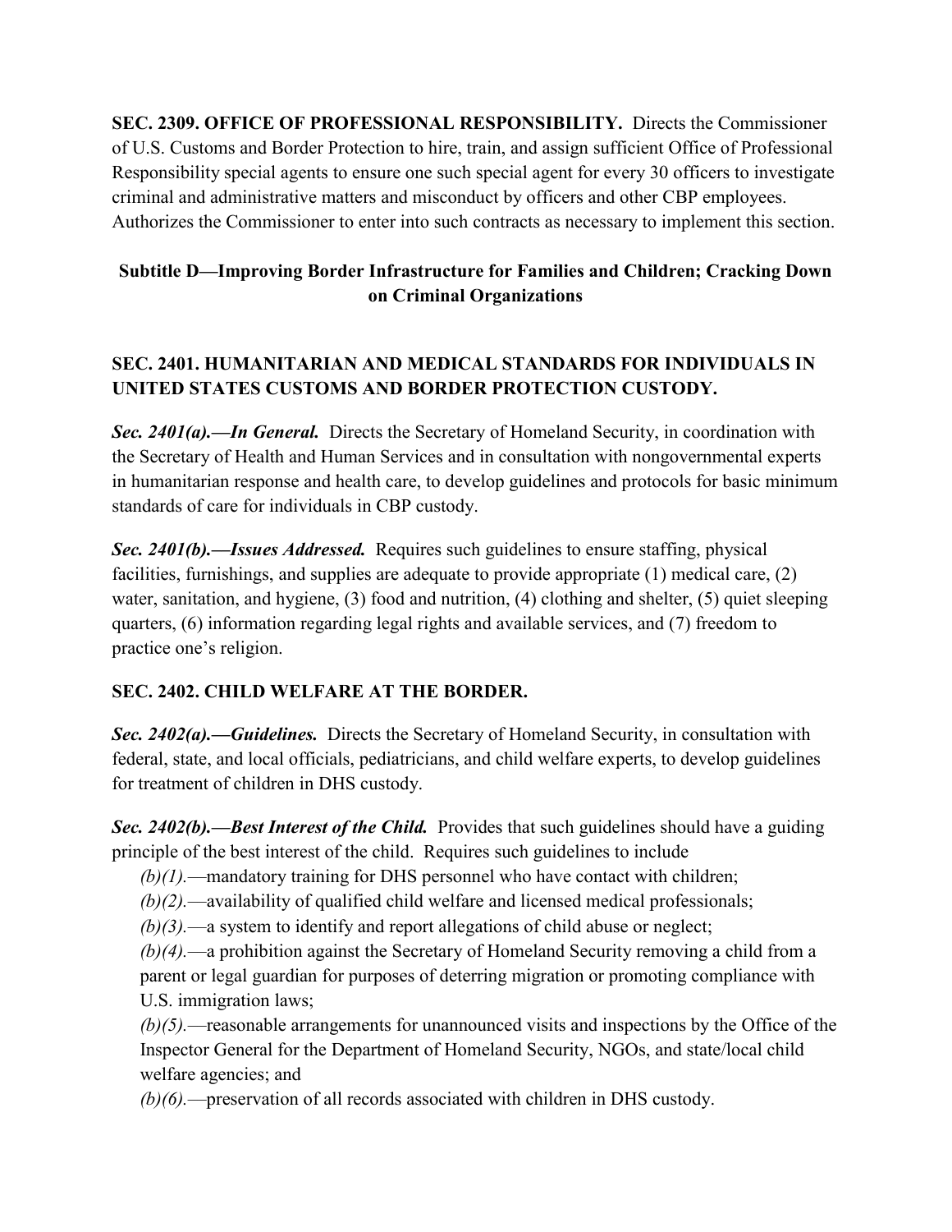**SEC. 2309. OFFICE OF PROFESSIONAL RESPONSIBILITY.** Directs the Commissioner of U.S. Customs and Border Protection to hire, train, and assign sufficient Office of Professional Responsibility special agents to ensure one such special agent for every 30 officers to investigate criminal and administrative matters and misconduct by officers and other CBP employees. Authorizes the Commissioner to enter into such contracts as necessary to implement this section.

## Subtitle D—Improving Border Infrastructure for Families and Children; Cracking Down on Criminal Organizations

### SEC. 2401. HUMANITARIAN AND MEDICAL STANDARDS FOR INDIVIDUALS IN UNITED STATES CUSTOMS AND BORDER PROTECTION CUSTODY.

***Sec. 2401(a).—In General.*** Directs the Secretary of Homeland Security, in coordination with the Secretary of Health and Human Services and in consultation with nongovernmental experts in humanitarian response and health care, to develop guidelines and protocols for basic minimum standards of care for individuals in CBP custody.

***Sec. 2401(b).—Issues Addressed.*** Requires such guidelines to ensure staffing, physical facilities, furnishings, and supplies are adequate to provide appropriate (1) medical care, (2) water, sanitation, and hygiene, (3) food and nutrition, (4) clothing and shelter, (5) quiet sleeping quarters, (6) information regarding legal rights and available services, and (7) freedom to practice one's religion.

### SEC. 2402. CHILD WELFARE AT THE BORDER.

***Sec. 2402(a).—Guidelines.*** Directs the Secretary of Homeland Security, in consultation with federal, state, and local officials, pediatricians, and child welfare experts, to develop guidelines for treatment of children in DHS custody.

***Sec. 2402(b).—Best Interest of the Child.*** Provides that such guidelines should have a guiding principle of the best interest of the child. Requires such guidelines to include

*(b)(1).*—mandatory training for DHS personnel who have contact with children;
*(b)(2).*—availability of qualified child welfare and licensed medical professionals;
*(b)(3).*—a system to identify and report allegations of child abuse or neglect;
*(b)(4).*—a prohibition against the Secretary of Homeland Security removing a child from a parent or legal guardian for purposes of deterring migration or promoting compliance with U.S. immigration laws;
*(b)(5).*—reasonable arrangements for unannounced visits and inspections by the Office of the Inspector General for the Department of Homeland Security, NGOs, and state/local child welfare agencies; and
*(b)(6).*—preservation of all records associated with children in DHS custody.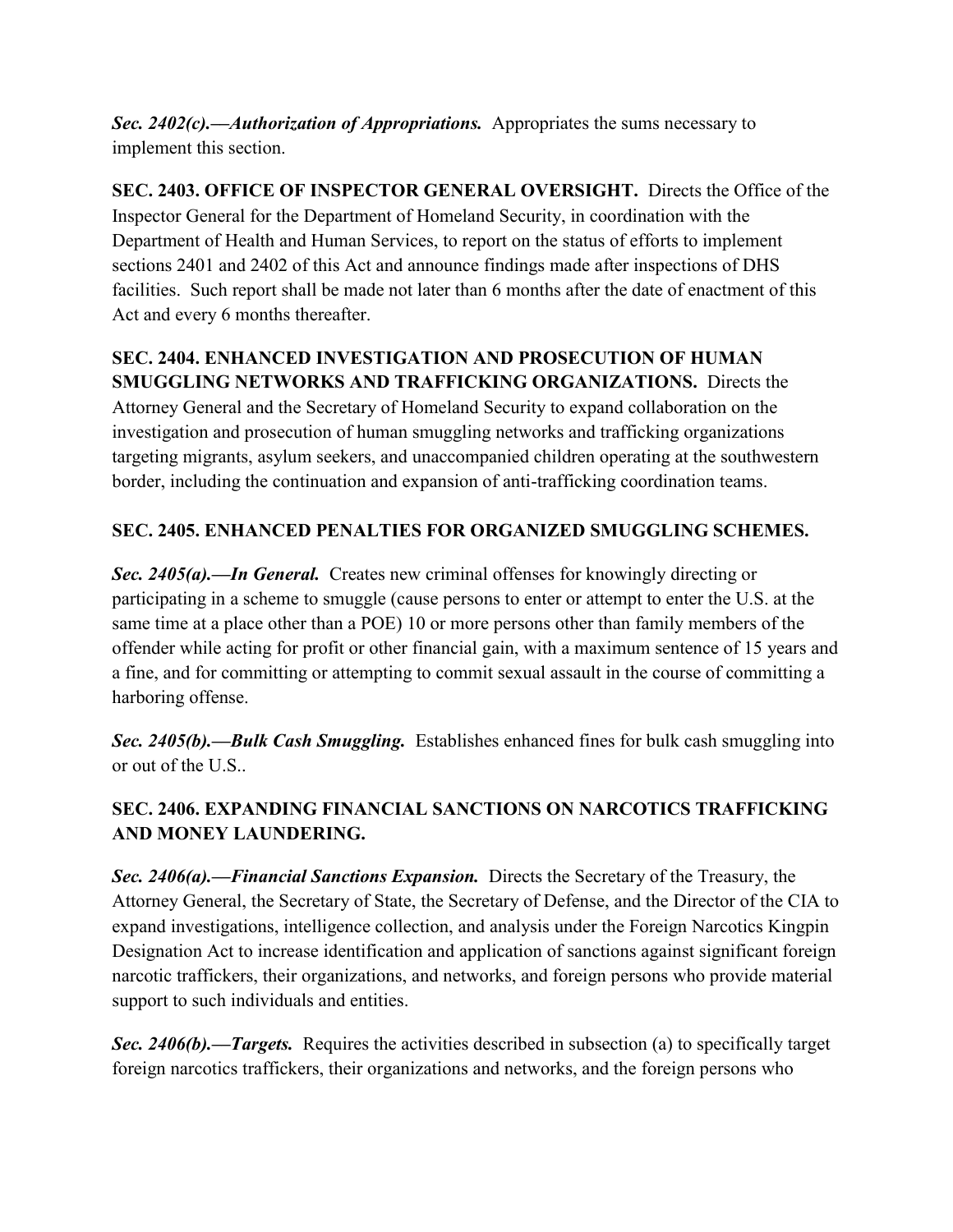***Sec. 2402(c).—Authorization of Appropriations.*** Appropriates the sums necessary to implement this section.

**SEC. 2403. OFFICE OF INSPECTOR GENERAL OVERSIGHT.** Directs the Office of the Inspector General for the Department of Homeland Security, in coordination with the Department of Health and Human Services, to report on the status of efforts to implement sections 2401 and 2402 of this Act and announce findings made after inspections of DHS facilities. Such report shall be made not later than 6 months after the date of enactment of this Act and every 6 months thereafter.

**SEC. 2404. ENHANCED INVESTIGATION AND PROSECUTION OF HUMAN SMUGGLING NETWORKS AND TRAFFICKING ORGANIZATIONS.** Directs the Attorney General and the Secretary of Homeland Security to expand collaboration on the investigation and prosecution of human smuggling networks and trafficking organizations targeting migrants, asylum seekers, and unaccompanied children operating at the southwestern border, including the continuation and expansion of anti-trafficking coordination teams.

**SEC. 2405. ENHANCED PENALTIES FOR ORGANIZED SMUGGLING SCHEMES.**

***Sec. 2405(a).—In General.*** Creates new criminal offenses for knowingly directing or participating in a scheme to smuggle (cause persons to enter or attempt to enter the U.S. at the same time at a place other than a POE) 10 or more persons other than family members of the offender while acting for profit or other financial gain, with a maximum sentence of 15 years and a fine, and for committing or attempting to commit sexual assault in the course of committing a harboring offense.

***Sec. 2405(b).—Bulk Cash Smuggling.*** Establishes enhanced fines for bulk cash smuggling into or out of the U.S..

**SEC. 2406. EXPANDING FINANCIAL SANCTIONS ON NARCOTICS TRAFFICKING AND MONEY LAUNDERING.**

***Sec. 2406(a).—Financial Sanctions Expansion.*** Directs the Secretary of the Treasury, the Attorney General, the Secretary of State, the Secretary of Defense, and the Director of the CIA to expand investigations, intelligence collection, and analysis under the Foreign Narcotics Kingpin Designation Act to increase identification and application of sanctions against significant foreign narcotic traffickers, their organizations, and networks, and foreign persons who provide material support to such individuals and entities.

***Sec. 2406(b).—Targets.*** Requires the activities described in subsection (a) to specifically target foreign narcotics traffickers, their organizations and networks, and the foreign persons who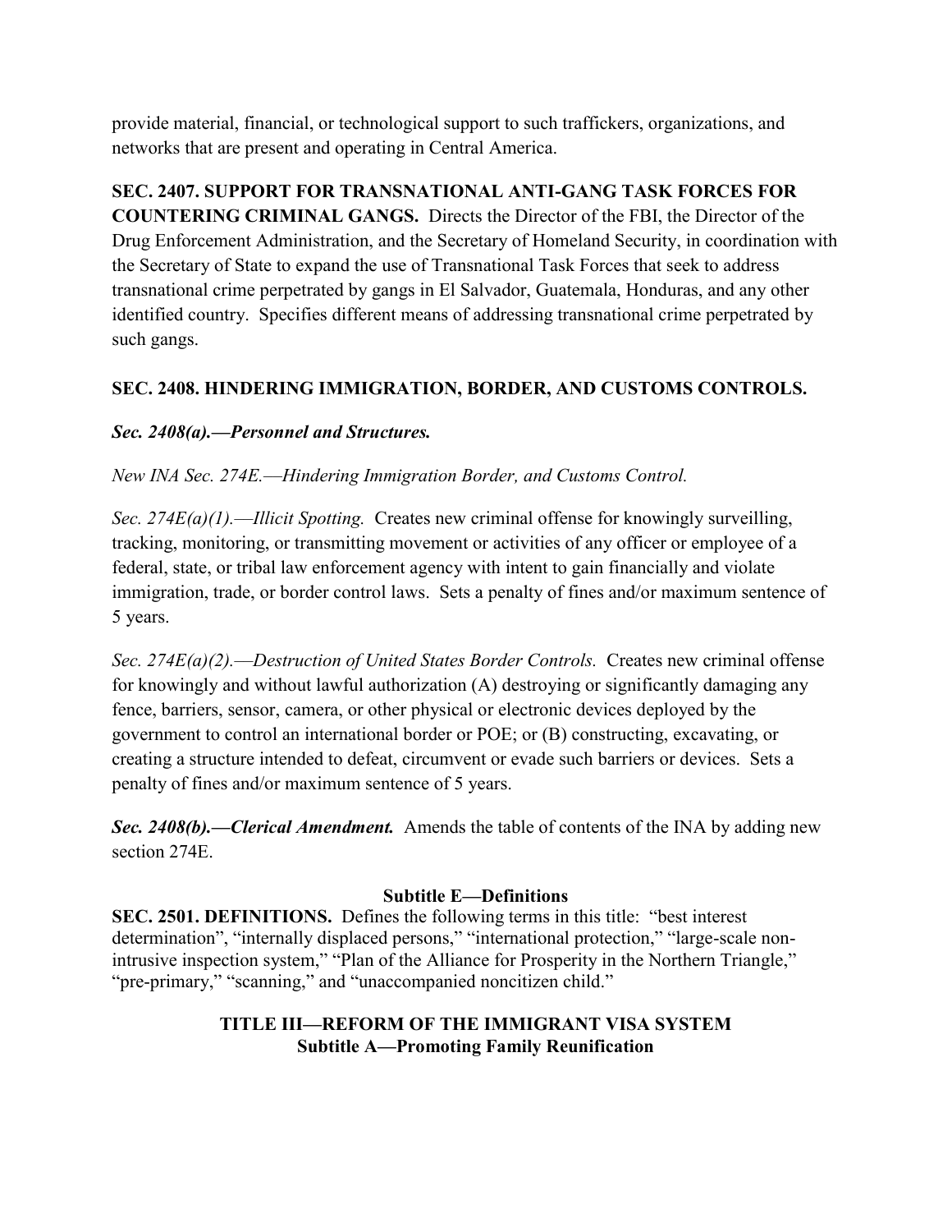provide material, financial, or technological support to such traffickers, organizations, and networks that are present and operating in Central America.

**SEC. 2407. SUPPORT FOR TRANSNATIONAL ANTI-GANG TASK FORCES FOR COUNTERING CRIMINAL GANGS.** Directs the Director of the FBI, the Director of the Drug Enforcement Administration, and the Secretary of Homeland Security, in coordination with the Secretary of State to expand the use of Transnational Task Forces that seek to address transnational crime perpetrated by gangs in El Salvador, Guatemala, Honduras, and any other identified country. Specifies different means of addressing transnational crime perpetrated by such gangs.

**SEC. 2408. HINDERING IMMIGRATION, BORDER, AND CUSTOMS CONTROLS.**

***Sec. 2408(a).—Personnel and Structures.***

*New INA Sec. 274E.—Hindering Immigration Border, and Customs Control.*

*Sec. 274E(a)(1).—Illicit Spotting.* Creates new criminal offense for knowingly surveilling, tracking, monitoring, or transmitting movement or activities of any officer or employee of a federal, state, or tribal law enforcement agency with intent to gain financially and violate immigration, trade, or border control laws. Sets a penalty of fines and/or maximum sentence of 5 years.

*Sec. 274E(a)(2).—Destruction of United States Border Controls.* Creates new criminal offense for knowingly and without lawful authorization (A) destroying or significantly damaging any fence, barriers, sensor, camera, or other physical or electronic devices deployed by the government to control an international border or POE; or (B) constructing, excavating, or creating a structure intended to defeat, circumvent or evade such barriers or devices. Sets a penalty of fines and/or maximum sentence of 5 years.

***Sec. 2408(b).—Clerical Amendment.*** Amends the table of contents of the INA by adding new section 274E.

## Subtitle E—Definitions

**SEC. 2501. DEFINITIONS.** Defines the following terms in this title: "best interest determination", "internally displaced persons," "international protection," "large-scale non-intrusive inspection system," "Plan of the Alliance for Prosperity in the Northern Triangle," "pre-primary," "scanning," and "unaccompanied noncitizen child."

# TITLE III—REFORM OF THE IMMIGRANT VISA SYSTEM

## Subtitle A—Promoting Family Reunification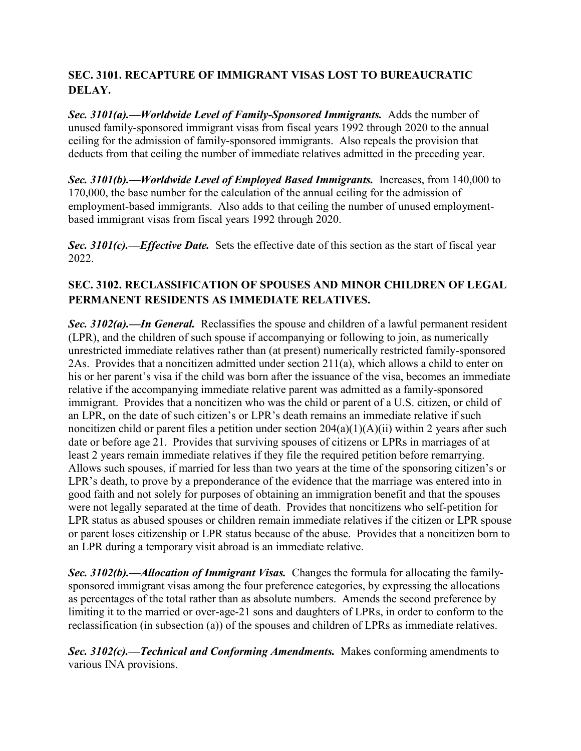## SEC. 3101. RECAPTURE OF IMMIGRANT VISAS LOST TO BUREAUCRATIC DELAY.

***Sec. 3101(a).—Worldwide Level of Family-Sponsored Immigrants.*** Adds the number of unused family-sponsored immigrant visas from fiscal years 1992 through 2020 to the annual ceiling for the admission of family-sponsored immigrants. Also repeals the provision that deducts from that ceiling the number of immediate relatives admitted in the preceding year.

***Sec. 3101(b).—Worldwide Level of Employed Based Immigrants.*** Increases, from 140,000 to 170,000, the base number for the calculation of the annual ceiling for the admission of employment-based immigrants. Also adds to that ceiling the number of unused employment-based immigrant visas from fiscal years 1992 through 2020.

***Sec. 3101(c).—Effective Date.*** Sets the effective date of this section as the start of fiscal year 2022.

## SEC. 3102. RECLASSIFICATION OF SPOUSES AND MINOR CHILDREN OF LEGAL PERMANENT RESIDENTS AS IMMEDIATE RELATIVES.

***Sec. 3102(a).—In General.*** Reclassifies the spouse and children of a lawful permanent resident (LPR), and the children of such spouse if accompanying or following to join, as numerically unrestricted immediate relatives rather than (at present) numerically restricted family-sponsored 2As. Provides that a noncitizen admitted under section 211(a), which allows a child to enter on his or her parent's visa if the child was born after the issuance of the visa, becomes an immediate relative if the accompanying immediate relative parent was admitted as a family-sponsored immigrant. Provides that a noncitizen who was the child or parent of a U.S. citizen, or child of an LPR, on the date of such citizen's or LPR's death remains an immediate relative if such noncitizen child or parent files a petition under section 204(a)(1)(A)(ii) within 2 years after such date or before age 21. Provides that surviving spouses of citizens or LPRs in marriages of at least 2 years remain immediate relatives if they file the required petition before remarrying. Allows such spouses, if married for less than two years at the time of the sponsoring citizen's or LPR's death, to prove by a preponderance of the evidence that the marriage was entered into in good faith and not solely for purposes of obtaining an immigration benefit and that the spouses were not legally separated at the time of death. Provides that noncitizens who self-petition for LPR status as abused spouses or children remain immediate relatives if the citizen or LPR spouse or parent loses citizenship or LPR status because of the abuse. Provides that a noncitizen born to an LPR during a temporary visit abroad is an immediate relative.

***Sec. 3102(b).—Allocation of Immigrant Visas.*** Changes the formula for allocating the family-sponsored immigrant visas among the four preference categories, by expressing the allocations as percentages of the total rather than as absolute numbers. Amends the second preference by limiting it to the married or over-age-21 sons and daughters of LPRs, in order to conform to the reclassification (in subsection (a)) of the spouses and children of LPRs as immediate relatives.

***Sec. 3102(c).—Technical and Conforming Amendments.*** Makes conforming amendments to various INA provisions.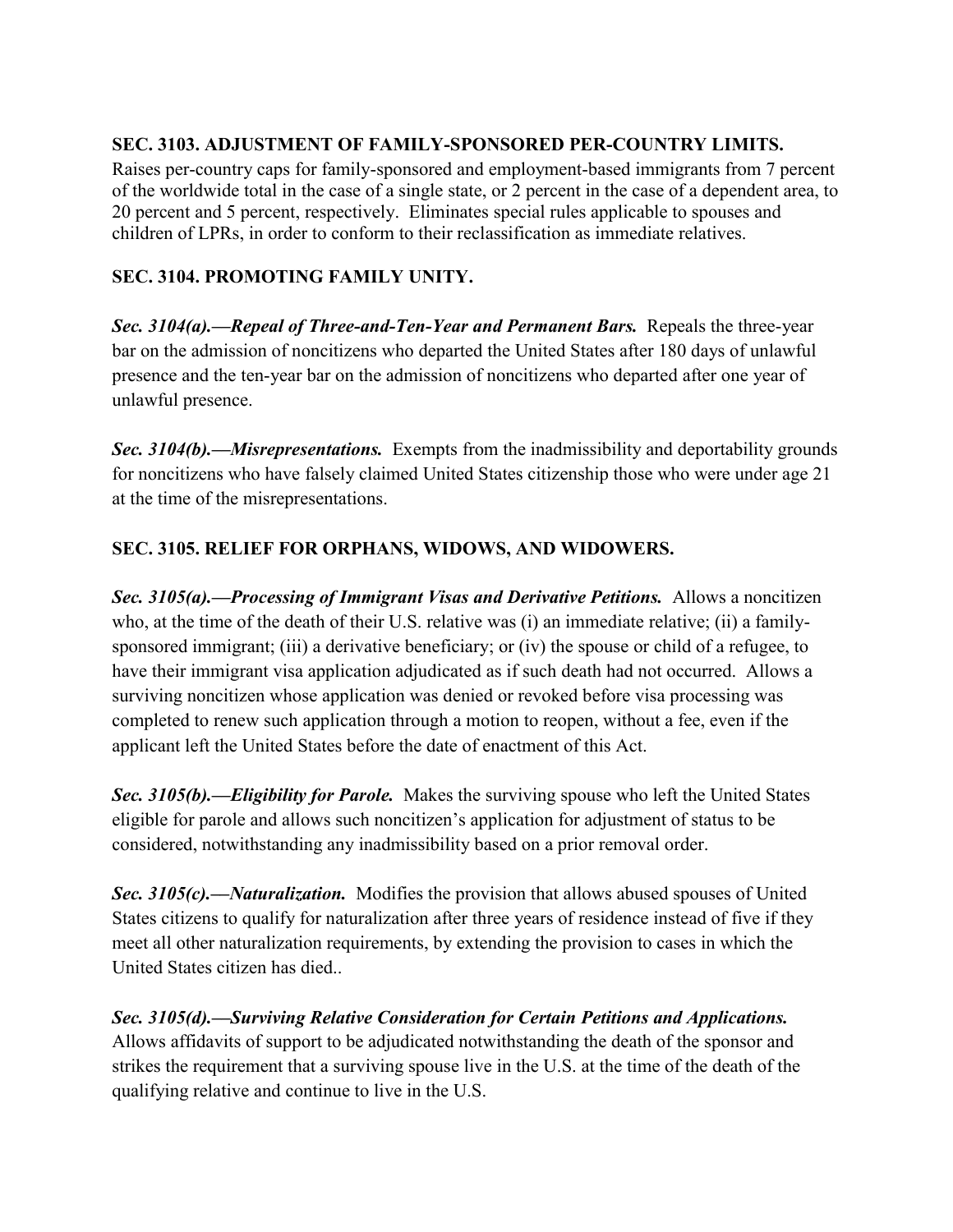**SEC. 3103. ADJUSTMENT OF FAMILY-SPONSORED PER-COUNTRY LIMITS.**

Raises per-country caps for family-sponsored and employment-based immigrants from 7 percent of the worldwide total in the case of a single state, or 2 percent in the case of a dependent area, to 20 percent and 5 percent, respectively. Eliminates special rules applicable to spouses and children of LPRs, in order to conform to their reclassification as immediate relatives.

**SEC. 3104. PROMOTING FAMILY UNITY.**

***Sec. 3104(a).—Repeal of Three-and-Ten-Year and Permanent Bars.*** Repeals the three-year bar on the admission of noncitizens who departed the United States after 180 days of unlawful presence and the ten-year bar on the admission of noncitizens who departed after one year of unlawful presence.

***Sec. 3104(b).—Misrepresentations.*** Exempts from the inadmissibility and deportability grounds for noncitizens who have falsely claimed United States citizenship those who were under age 21 at the time of the misrepresentations.

**SEC. 3105. RELIEF FOR ORPHANS, WIDOWS, AND WIDOWERS.**

***Sec. 3105(a).—Processing of Immigrant Visas and Derivative Petitions.*** Allows a noncitizen who, at the time of the death of their U.S. relative was (i) an immediate relative; (ii) a family-sponsored immigrant; (iii) a derivative beneficiary; or (iv) the spouse or child of a refugee, to have their immigrant visa application adjudicated as if such death had not occurred. Allows a surviving noncitizen whose application was denied or revoked before visa processing was completed to renew such application through a motion to reopen, without a fee, even if the applicant left the United States before the date of enactment of this Act.

***Sec. 3105(b).—Eligibility for Parole.*** Makes the surviving spouse who left the United States eligible for parole and allows such noncitizen's application for adjustment of status to be considered, notwithstanding any inadmissibility based on a prior removal order.

***Sec. 3105(c).—Naturalization.*** Modifies the provision that allows abused spouses of United States citizens to qualify for naturalization after three years of residence instead of five if they meet all other naturalization requirements, by extending the provision to cases in which the United States citizen has died..

***Sec. 3105(d).—Surviving Relative Consideration for Certain Petitions and Applications.*** Allows affidavits of support to be adjudicated notwithstanding the death of the sponsor and strikes the requirement that a surviving spouse live in the U.S. at the time of the death of the qualifying relative and continue to live in the U.S.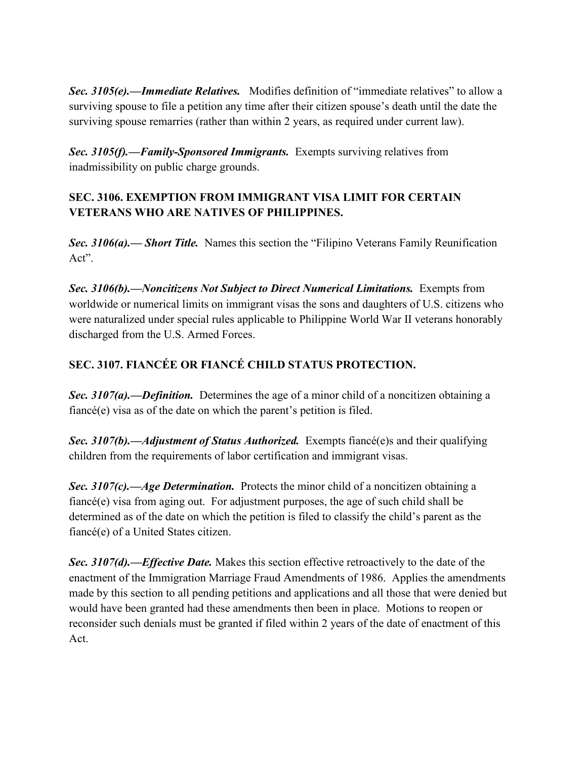***Sec. 3105(e).—Immediate Relatives.*** Modifies definition of "immediate relatives" to allow a surviving spouse to file a petition any time after their citizen spouse's death until the date the surviving spouse remarries (rather than within 2 years, as required under current law).

***Sec. 3105(f).—Family-Sponsored Immigrants.*** Exempts surviving relatives from inadmissibility on public charge grounds.

## SEC. 3106. EXEMPTION FROM IMMIGRANT VISA LIMIT FOR CERTAIN VETERANS WHO ARE NATIVES OF PHILIPPINES.

***Sec. 3106(a).— Short Title.*** Names this section the "Filipino Veterans Family Reunification Act".

***Sec. 3106(b).—Noncitizens Not Subject to Direct Numerical Limitations.*** Exempts from worldwide or numerical limits on immigrant visas the sons and daughters of U.S. citizens who were naturalized under special rules applicable to Philippine World War II veterans honorably discharged from the U.S. Armed Forces.

## SEC. 3107. FIANCÉE OR FIANCÉ CHILD STATUS PROTECTION.

***Sec. 3107(a).—Definition.*** Determines the age of a minor child of a noncitizen obtaining a fiancé(e) visa as of the date on which the parent's petition is filed.

***Sec. 3107(b).—Adjustment of Status Authorized.*** Exempts fiancé(e)s and their qualifying children from the requirements of labor certification and immigrant visas.

***Sec. 3107(c).—Age Determination.*** Protects the minor child of a noncitizen obtaining a fiancé(e) visa from aging out. For adjustment purposes, the age of such child shall be determined as of the date on which the petition is filed to classify the child's parent as the fiancé(e) of a United States citizen.

***Sec. 3107(d).—Effective Date.*** Makes this section effective retroactively to the date of the enactment of the Immigration Marriage Fraud Amendments of 1986. Applies the amendments made by this section to all pending petitions and applications and all those that were denied but would have been granted had these amendments then been in place. Motions to reopen or reconsider such denials must be granted if filed within 2 years of the date of enactment of this Act.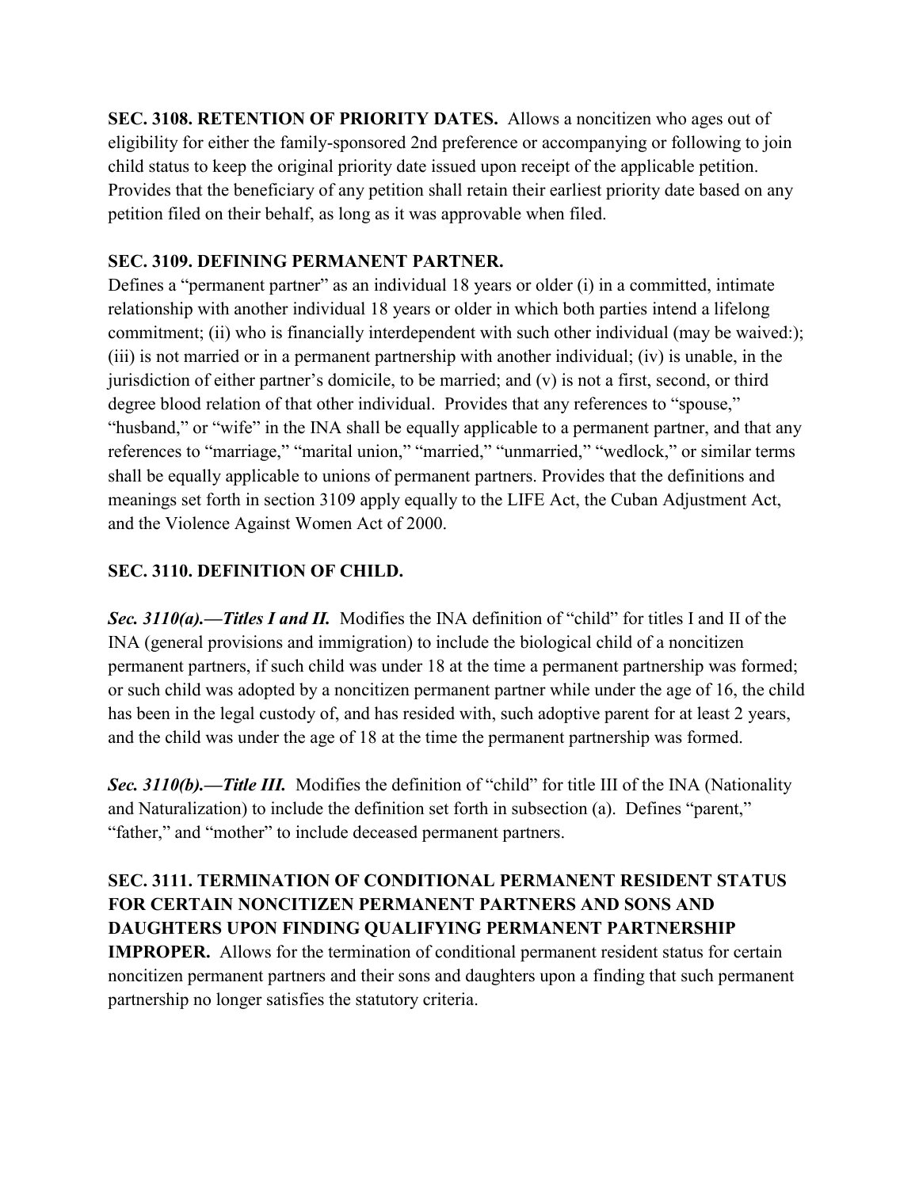**SEC. 3108. RETENTION OF PRIORITY DATES.** Allows a noncitizen who ages out of eligibility for either the family-sponsored 2nd preference or accompanying or following to join child status to keep the original priority date issued upon receipt of the applicable petition. Provides that the beneficiary of any petition shall retain their earliest priority date based on any petition filed on their behalf, as long as it was approvable when filed.

**SEC. 3109. DEFINING PERMANENT PARTNER.**

Defines a "permanent partner" as an individual 18 years or older (i) in a committed, intimate relationship with another individual 18 years or older in which both parties intend a lifelong commitment; (ii) who is financially interdependent with such other individual (may be waived:); (iii) is not married or in a permanent partnership with another individual; (iv) is unable, in the jurisdiction of either partner's domicile, to be married; and (v) is not a first, second, or third degree blood relation of that other individual. Provides that any references to "spouse," "husband," or "wife" in the INA shall be equally applicable to a permanent partner, and that any references to "marriage," "marital union," "married," "unmarried," "wedlock," or similar terms shall be equally applicable to unions of permanent partners. Provides that the definitions and meanings set forth in section 3109 apply equally to the LIFE Act, the Cuban Adjustment Act, and the Violence Against Women Act of 2000.

**SEC. 3110. DEFINITION OF CHILD.**

***Sec. 3110(a).—Titles I and II.*** Modifies the INA definition of "child" for titles I and II of the INA (general provisions and immigration) to include the biological child of a noncitizen permanent partners, if such child was under 18 at the time a permanent partnership was formed; or such child was adopted by a noncitizen permanent partner while under the age of 16, the child has been in the legal custody of, and has resided with, such adoptive parent for at least 2 years, and the child was under the age of 18 at the time the permanent partnership was formed.

***Sec. 3110(b).—Title III.*** Modifies the definition of "child" for title III of the INA (Nationality and Naturalization) to include the definition set forth in subsection (a). Defines "parent," "father," and "mother" to include deceased permanent partners.

**SEC. 3111. TERMINATION OF CONDITIONAL PERMANENT RESIDENT STATUS FOR CERTAIN NONCITIZEN PERMANENT PARTNERS AND SONS AND DAUGHTERS UPON FINDING QUALIFYING PERMANENT PARTNERSHIP IMPROPER.** Allows for the termination of conditional permanent resident status for certain noncitizen permanent partners and their sons and daughters upon a finding that such permanent partnership no longer satisfies the statutory criteria.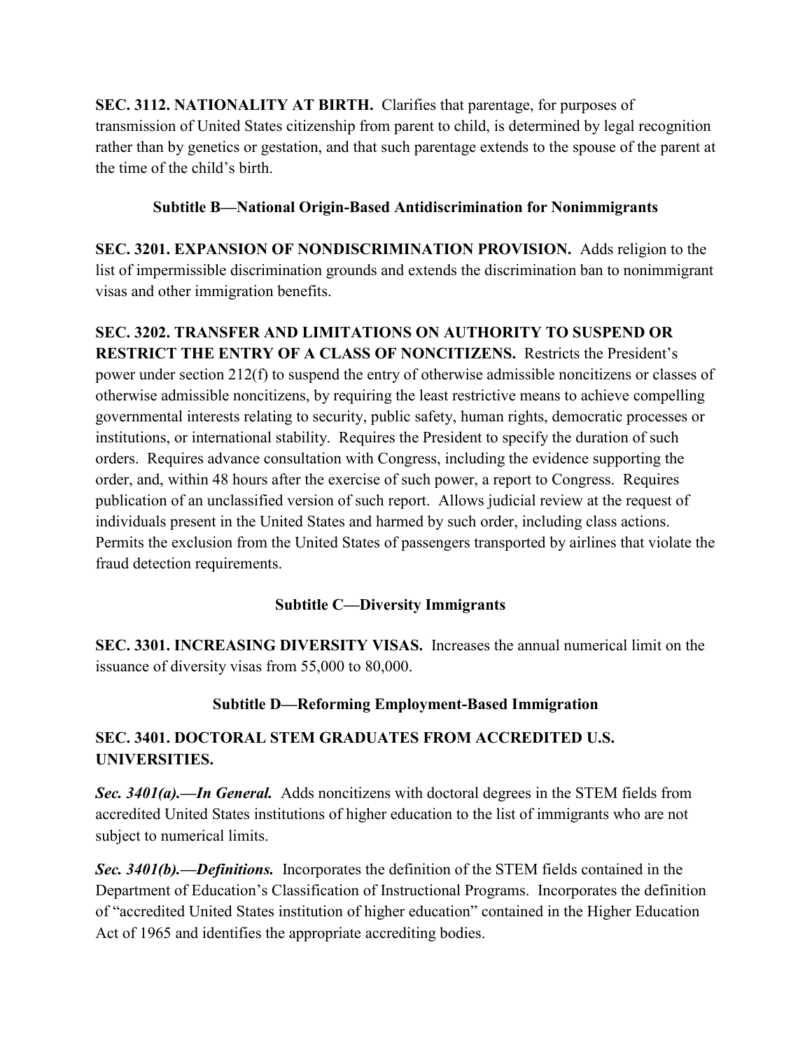**SEC. 3112. NATIONALITY AT BIRTH.** Clarifies that parentage, for purposes of transmission of United States citizenship from parent to child, is determined by legal recognition rather than by genetics or gestation, and that such parentage extends to the spouse of the parent at the time of the child's birth.

### Subtitle B—National Origin-Based Antidiscrimination for Nonimmigrants

**SEC. 3201. EXPANSION OF NONDISCRIMINATION PROVISION.** Adds religion to the list of impermissible discrimination grounds and extends the discrimination ban to nonimmigrant visas and other immigration benefits.

**SEC. 3202. TRANSFER AND LIMITATIONS ON AUTHORITY TO SUSPEND OR RESTRICT THE ENTRY OF A CLASS OF NONCITIZENS.** Restricts the President's power under section 212(f) to suspend the entry of otherwise admissible noncitizens or classes of otherwise admissible noncitizens, by requiring the least restrictive means to achieve compelling governmental interests relating to security, public safety, human rights, democratic processes or institutions, or international stability. Requires the President to specify the duration of such orders. Requires advance consultation with Congress, including the evidence supporting the order, and, within 48 hours after the exercise of such power, a report to Congress. Requires publication of an unclassified version of such report. Allows judicial review at the request of individuals present in the United States and harmed by such order, including class actions. Permits the exclusion from the United States of passengers transported by airlines that violate the fraud detection requirements.

### Subtitle C—Diversity Immigrants

**SEC. 3301. INCREASING DIVERSITY VISAS.** Increases the annual numerical limit on the issuance of diversity visas from 55,000 to 80,000.

### Subtitle D—Reforming Employment-Based Immigration

**SEC. 3401. DOCTORAL STEM GRADUATES FROM ACCREDITED U.S. UNIVERSITIES.**

***Sec. 3401(a).—In General.*** Adds noncitizens with doctoral degrees in the STEM fields from accredited United States institutions of higher education to the list of immigrants who are not subject to numerical limits.

***Sec. 3401(b).—Definitions.*** Incorporates the definition of the STEM fields contained in the Department of Education's Classification of Instructional Programs. Incorporates the definition of "accredited United States institution of higher education" contained in the Higher Education Act of 1965 and identifies the appropriate accrediting bodies.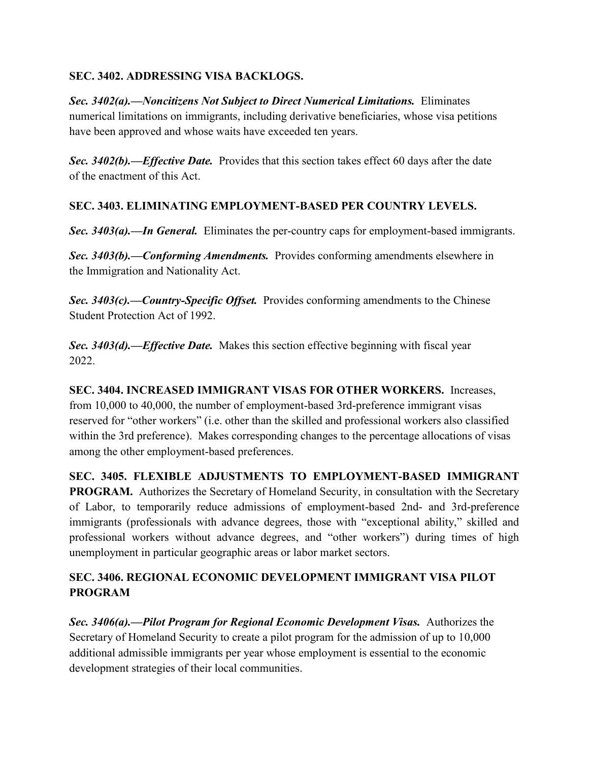**SEC. 3402. ADDRESSING VISA BACKLOGS.**

***Sec. 3402(a).—Noncitizens Not Subject to Direct Numerical Limitations.*** Eliminates numerical limitations on immigrants, including derivative beneficiaries, whose visa petitions have been approved and whose waits have exceeded ten years.

***Sec. 3402(b).—Effective Date.*** Provides that this section takes effect 60 days after the date of the enactment of this Act.

**SEC. 3403. ELIMINATING EMPLOYMENT-BASED PER COUNTRY LEVELS.**

***Sec. 3403(a).—In General.*** Eliminates the per-country caps for employment-based immigrants.

***Sec. 3403(b).—Conforming Amendments.*** Provides conforming amendments elsewhere in the Immigration and Nationality Act.

***Sec. 3403(c).—Country-Specific Offset.*** Provides conforming amendments to the Chinese Student Protection Act of 1992.

***Sec. 3403(d).—Effective Date.*** Makes this section effective beginning with fiscal year 2022.

**SEC. 3404. INCREASED IMMIGRANT VISAS FOR OTHER WORKERS.** Increases, from 10,000 to 40,000, the number of employment-based 3rd-preference immigrant visas reserved for "other workers" (i.e. other than the skilled and professional workers also classified within the 3rd preference). Makes corresponding changes to the percentage allocations of visas among the other employment-based preferences.

**SEC. 3405. FLEXIBLE ADJUSTMENTS TO EMPLOYMENT-BASED IMMIGRANT PROGRAM.** Authorizes the Secretary of Homeland Security, in consultation with the Secretary of Labor, to temporarily reduce admissions of employment-based 2nd- and 3rd-preference immigrants (professionals with advance degrees, those with "exceptional ability," skilled and professional workers without advance degrees, and "other workers") during times of high unemployment in particular geographic areas or labor market sectors.

**SEC. 3406. REGIONAL ECONOMIC DEVELOPMENT IMMIGRANT VISA PILOT PROGRAM**

***Sec. 3406(a).—Pilot Program for Regional Economic Development Visas.*** Authorizes the Secretary of Homeland Security to create a pilot program for the admission of up to 10,000 additional admissible immigrants per year whose employment is essential to the economic development strategies of their local communities.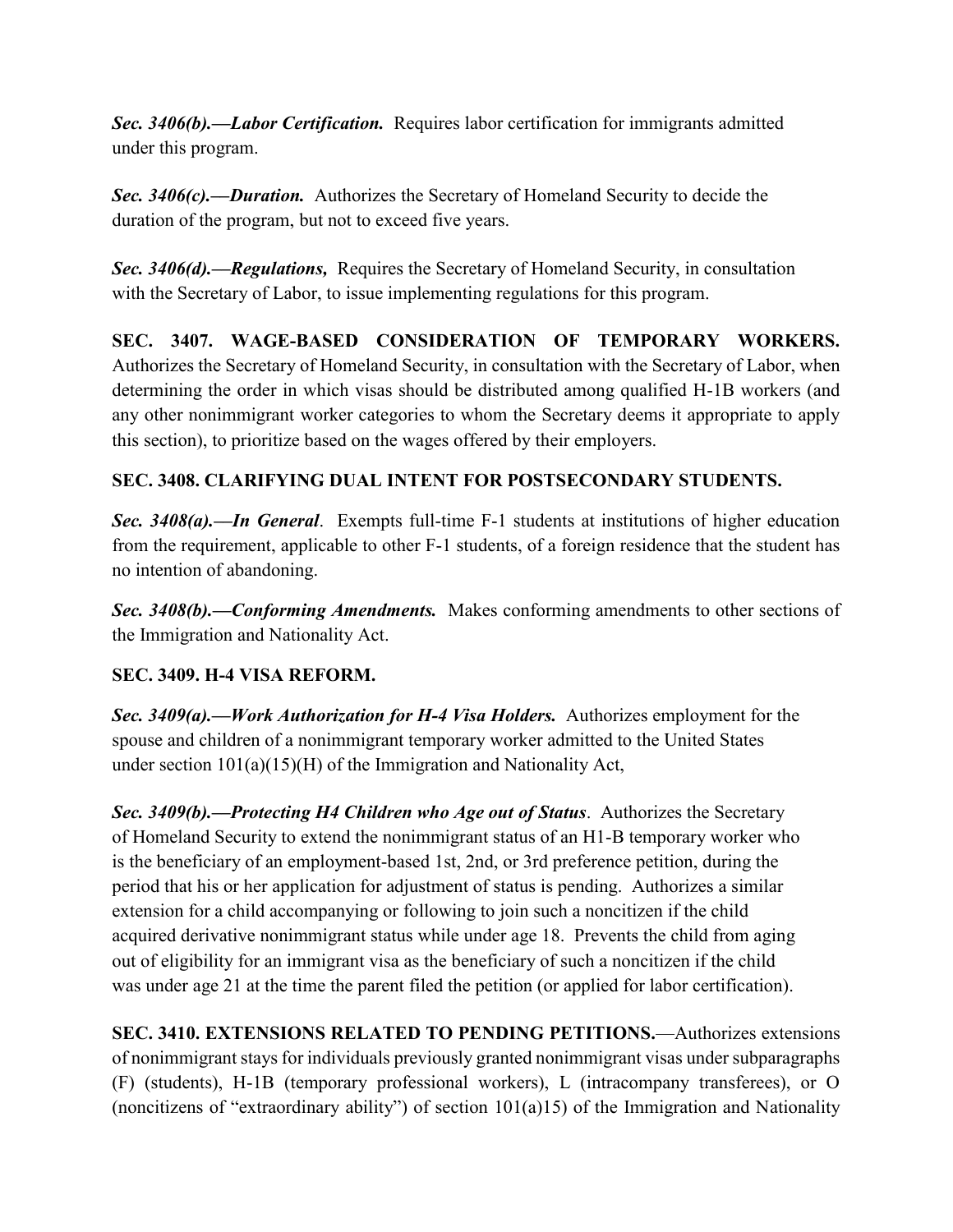***Sec. 3406(b).—Labor Certification.*** Requires labor certification for immigrants admitted under this program.

***Sec. 3406(c).—Duration.*** Authorizes the Secretary of Homeland Security to decide the duration of the program, but not to exceed five years.

***Sec. 3406(d).—Regulations,*** Requires the Secretary of Homeland Security, in consultation with the Secretary of Labor, to issue implementing regulations for this program.

**SEC. 3407. WAGE-BASED CONSIDERATION OF TEMPORARY WORKERS.** Authorizes the Secretary of Homeland Security, in consultation with the Secretary of Labor, when determining the order in which visas should be distributed among qualified H-1B workers (and any other nonimmigrant worker categories to whom the Secretary deems it appropriate to apply this section), to prioritize based on the wages offered by their employers.

**SEC. 3408. CLARIFYING DUAL INTENT FOR POSTSECONDARY STUDENTS.**

***Sec. 3408(a).—In General***. Exempts full-time F-1 students at institutions of higher education from the requirement, applicable to other F-1 students, of a foreign residence that the student has no intention of abandoning.

***Sec. 3408(b).—Conforming Amendments.*** Makes conforming amendments to other sections of the Immigration and Nationality Act.

**SEC. 3409. H-4 VISA REFORM.**

***Sec. 3409(a).—Work Authorization for H-4 Visa Holders.*** Authorizes employment for the spouse and children of a nonimmigrant temporary worker admitted to the United States under section 101(a)(15)(H) of the Immigration and Nationality Act,

***Sec. 3409(b).—Protecting H4 Children who Age out of Status***. Authorizes the Secretary of Homeland Security to extend the nonimmigrant status of an H1-B temporary worker who is the beneficiary of an employment-based 1st, 2nd, or 3rd preference petition, during the period that his or her application for adjustment of status is pending. Authorizes a similar extension for a child accompanying or following to join such a noncitizen if the child acquired derivative nonimmigrant status while under age 18. Prevents the child from aging out of eligibility for an immigrant visa as the beneficiary of such a noncitizen if the child was under age 21 at the time the parent filed the petition (or applied for labor certification).

**SEC. 3410. EXTENSIONS RELATED TO PENDING PETITIONS.**—Authorizes extensions of nonimmigrant stays for individuals previously granted nonimmigrant visas under subparagraphs (F) (students), H-1B (temporary professional workers), L (intracompany transferees), or O (noncitizens of "extraordinary ability") of section 101(a)15) of the Immigration and Nationality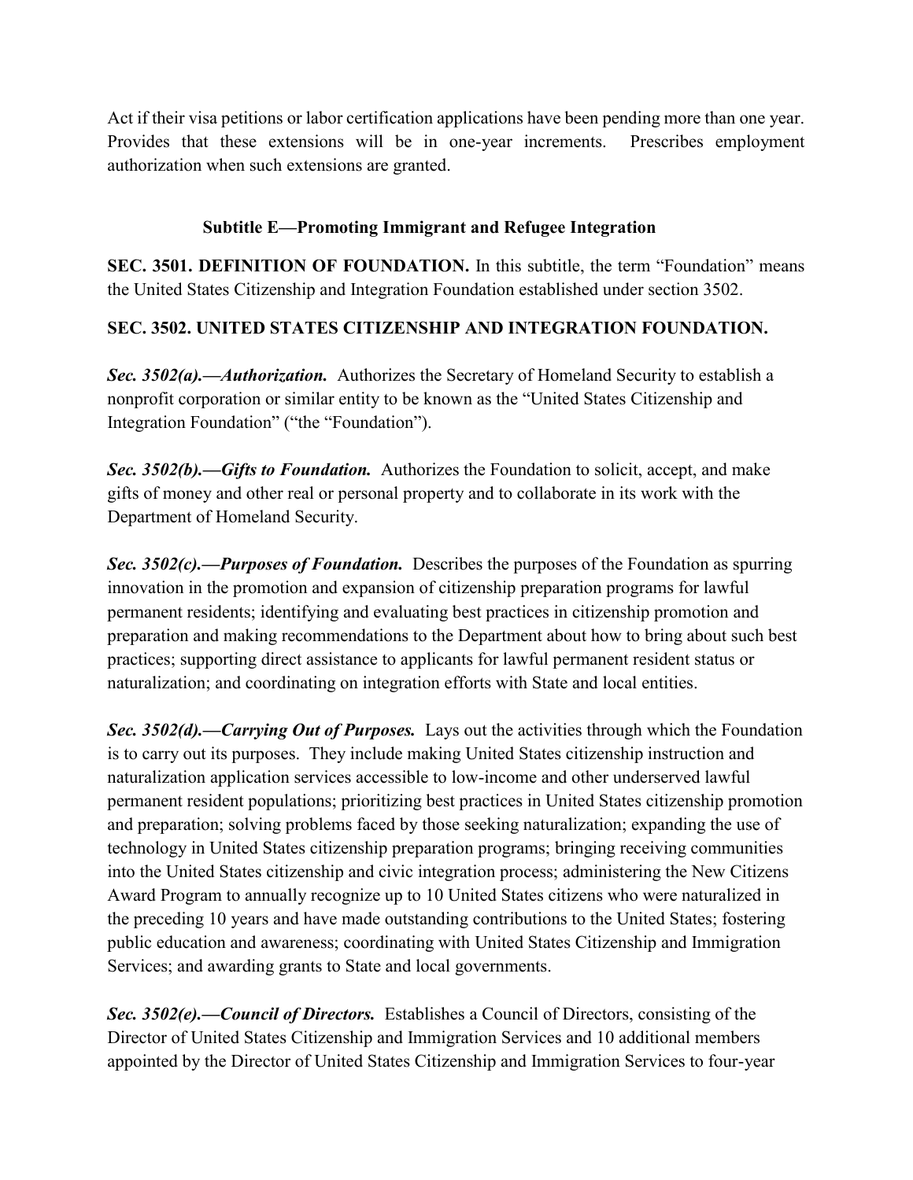Act if their visa petitions or labor certification applications have been pending more than one year. Provides that these extensions will be in one-year increments. Prescribes employment authorization when such extensions are granted.

### Subtitle E—Promoting Immigrant and Refugee Integration

**SEC. 3501. DEFINITION OF FOUNDATION.** In this subtitle, the term "Foundation" means the United States Citizenship and Integration Foundation established under section 3502.

**SEC. 3502. UNITED STATES CITIZENSHIP AND INTEGRATION FOUNDATION.**

***Sec. 3502(a).—Authorization.*** Authorizes the Secretary of Homeland Security to establish a nonprofit corporation or similar entity to be known as the "United States Citizenship and Integration Foundation" ("the "Foundation").

***Sec. 3502(b).—Gifts to Foundation.*** Authorizes the Foundation to solicit, accept, and make gifts of money and other real or personal property and to collaborate in its work with the Department of Homeland Security.

***Sec. 3502(c).—Purposes of Foundation.*** Describes the purposes of the Foundation as spurring innovation in the promotion and expansion of citizenship preparation programs for lawful permanent residents; identifying and evaluating best practices in citizenship promotion and preparation and making recommendations to the Department about how to bring about such best practices; supporting direct assistance to applicants for lawful permanent resident status or naturalization; and coordinating on integration efforts with State and local entities.

***Sec. 3502(d).—Carrying Out of Purposes.*** Lays out the activities through which the Foundation is to carry out its purposes. They include making United States citizenship instruction and naturalization application services accessible to low-income and other underserved lawful permanent resident populations; prioritizing best practices in United States citizenship promotion and preparation; solving problems faced by those seeking naturalization; expanding the use of technology in United States citizenship preparation programs; bringing receiving communities into the United States citizenship and civic integration process; administering the New Citizens Award Program to annually recognize up to 10 United States citizens who were naturalized in the preceding 10 years and have made outstanding contributions to the United States; fostering public education and awareness; coordinating with United States Citizenship and Immigration Services; and awarding grants to State and local governments.

***Sec. 3502(e).—Council of Directors.*** Establishes a Council of Directors, consisting of the Director of United States Citizenship and Immigration Services and 10 additional members appointed by the Director of United States Citizenship and Immigration Services to four-year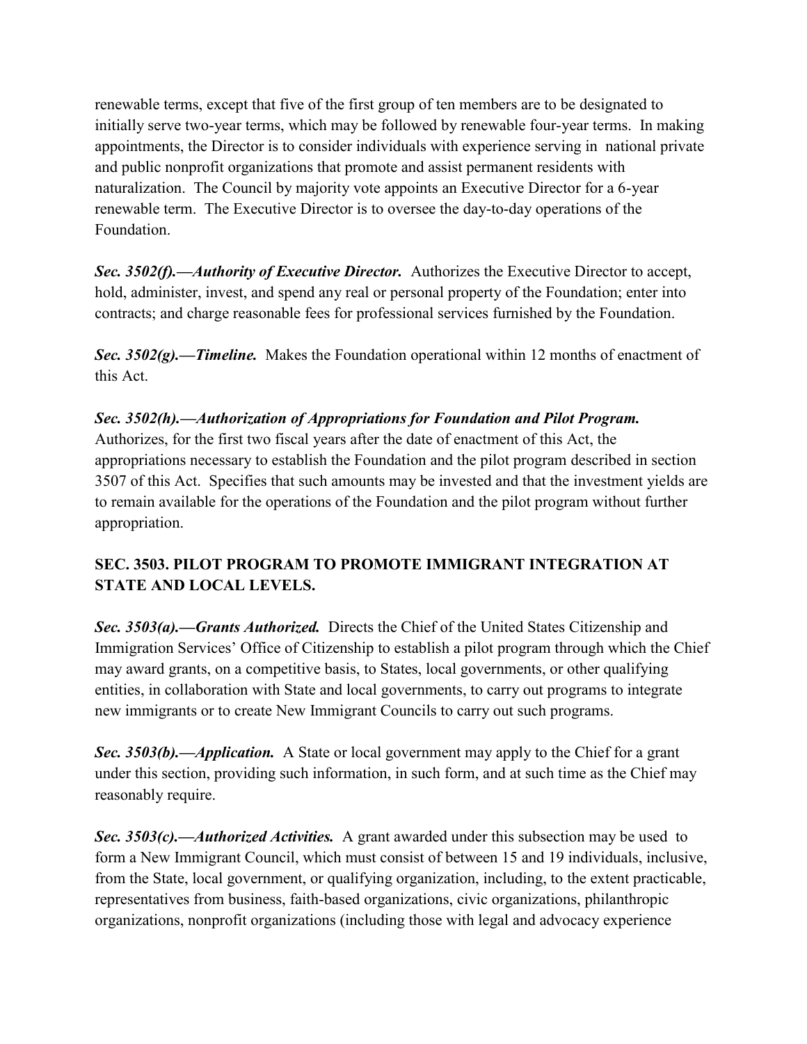renewable terms, except that five of the first group of ten members are to be designated to initially serve two-year terms, which may be followed by renewable four-year terms. In making appointments, the Director is to consider individuals with experience serving in national private and public nonprofit organizations that promote and assist permanent residents with naturalization. The Council by majority vote appoints an Executive Director for a 6-year renewable term. The Executive Director is to oversee the day-to-day operations of the Foundation.

***Sec. 3502(f).—Authority of Executive Director.*** Authorizes the Executive Director to accept, hold, administer, invest, and spend any real or personal property of the Foundation; enter into contracts; and charge reasonable fees for professional services furnished by the Foundation.

***Sec. 3502(g).—Timeline.*** Makes the Foundation operational within 12 months of enactment of this Act.

***Sec. 3502(h).—Authorization of Appropriations for Foundation and Pilot Program.*** Authorizes, for the first two fiscal years after the date of enactment of this Act, the appropriations necessary to establish the Foundation and the pilot program described in section 3507 of this Act. Specifies that such amounts may be invested and that the investment yields are to remain available for the operations of the Foundation and the pilot program without further appropriation.

## SEC. 3503. PILOT PROGRAM TO PROMOTE IMMIGRANT INTEGRATION AT STATE AND LOCAL LEVELS.

***Sec. 3503(a).—Grants Authorized.*** Directs the Chief of the United States Citizenship and Immigration Services' Office of Citizenship to establish a pilot program through which the Chief may award grants, on a competitive basis, to States, local governments, or other qualifying entities, in collaboration with State and local governments, to carry out programs to integrate new immigrants or to create New Immigrant Councils to carry out such programs.

***Sec. 3503(b).—Application.*** A State or local government may apply to the Chief for a grant under this section, providing such information, in such form, and at such time as the Chief may reasonably require.

***Sec. 3503(c).—Authorized Activities.*** A grant awarded under this subsection may be used to form a New Immigrant Council, which must consist of between 15 and 19 individuals, inclusive, from the State, local government, or qualifying organization, including, to the extent practicable, representatives from business, faith-based organizations, civic organizations, philanthropic organizations, nonprofit organizations (including those with legal and advocacy experience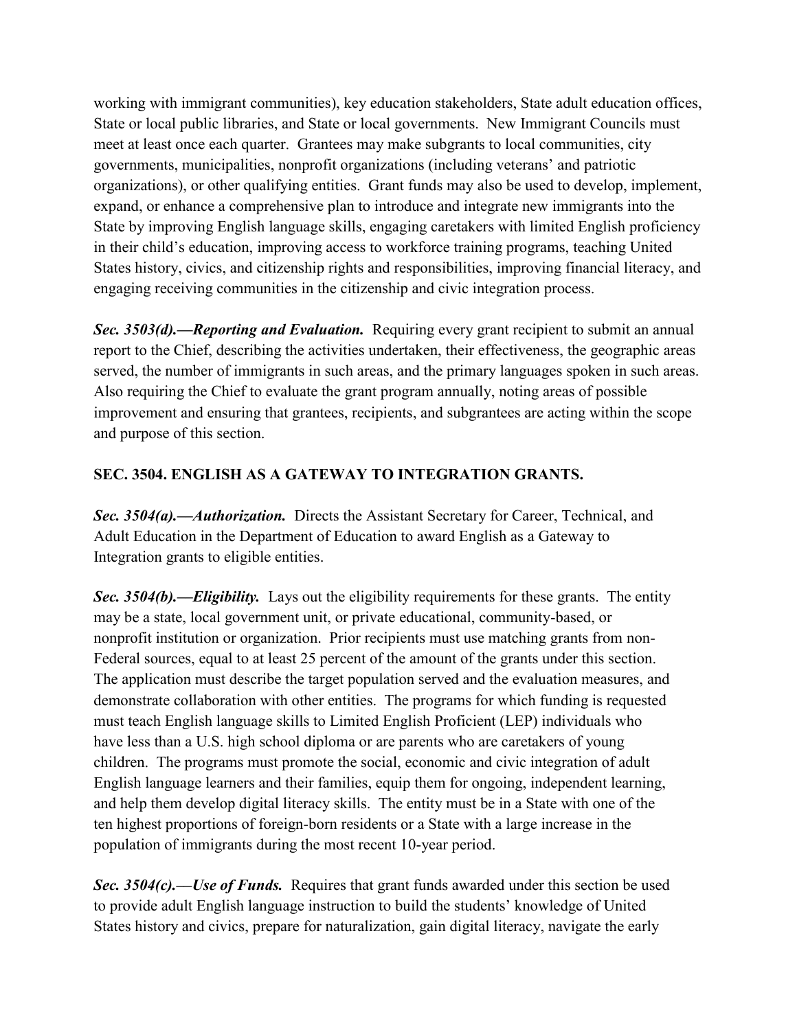working with immigrant communities), key education stakeholders, State adult education offices, State or local public libraries, and State or local governments. New Immigrant Councils must meet at least once each quarter. Grantees may make subgrants to local communities, city governments, municipalities, nonprofit organizations (including veterans' and patriotic organizations), or other qualifying entities. Grant funds may also be used to develop, implement, expand, or enhance a comprehensive plan to introduce and integrate new immigrants into the State by improving English language skills, engaging caretakers with limited English proficiency in their child's education, improving access to workforce training programs, teaching United States history, civics, and citizenship rights and responsibilities, improving financial literacy, and engaging receiving communities in the citizenship and civic integration process.

***Sec. 3503(d).—Reporting and Evaluation.*** Requiring every grant recipient to submit an annual report to the Chief, describing the activities undertaken, their effectiveness, the geographic areas served, the number of immigrants in such areas, and the primary languages spoken in such areas. Also requiring the Chief to evaluate the grant program annually, noting areas of possible improvement and ensuring that grantees, recipients, and subgrantees are acting within the scope and purpose of this section.

**SEC. 3504. ENGLISH AS A GATEWAY TO INTEGRATION GRANTS.**

***Sec. 3504(a).—Authorization.*** Directs the Assistant Secretary for Career, Technical, and Adult Education in the Department of Education to award English as a Gateway to Integration grants to eligible entities.

***Sec. 3504(b).—Eligibility.*** Lays out the eligibility requirements for these grants. The entity may be a state, local government unit, or private educational, community-based, or nonprofit institution or organization. Prior recipients must use matching grants from non-Federal sources, equal to at least 25 percent of the amount of the grants under this section. The application must describe the target population served and the evaluation measures, and demonstrate collaboration with other entities. The programs for which funding is requested must teach English language skills to Limited English Proficient (LEP) individuals who have less than a U.S. high school diploma or are parents who are caretakers of young children. The programs must promote the social, economic and civic integration of adult English language learners and their families, equip them for ongoing, independent learning, and help them develop digital literacy skills. The entity must be in a State with one of the ten highest proportions of foreign-born residents or a State with a large increase in the population of immigrants during the most recent 10-year period.

***Sec. 3504(c).—Use of Funds.*** Requires that grant funds awarded under this section be used to provide adult English language instruction to build the students' knowledge of United States history and civics, prepare for naturalization, gain digital literacy, navigate the early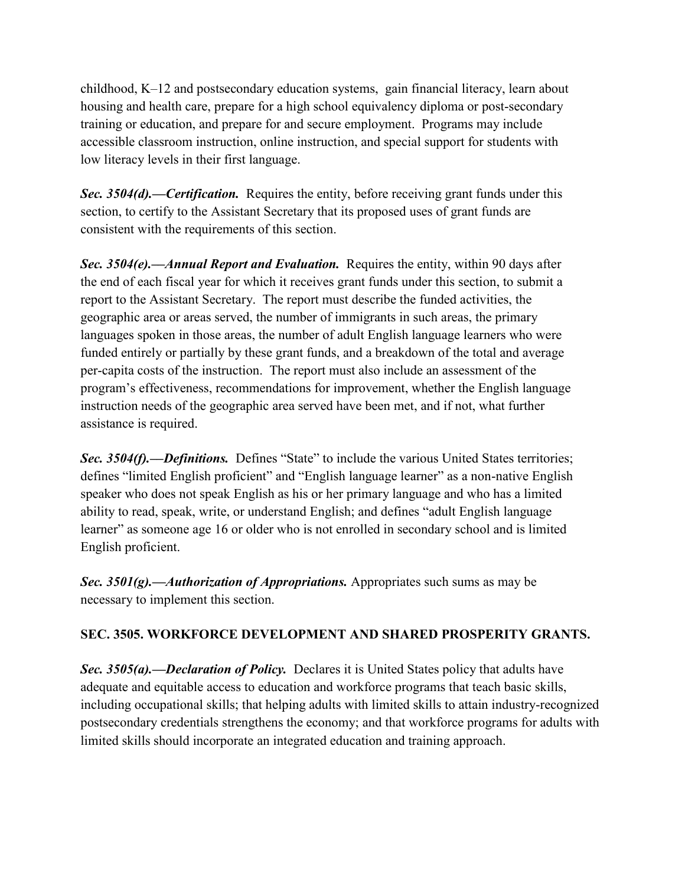childhood, K–12 and postsecondary education systems, gain financial literacy, learn about housing and health care, prepare for a high school equivalency diploma or post-secondary training or education, and prepare for and secure employment. Programs may include accessible classroom instruction, online instruction, and special support for students with low literacy levels in their first language.

***Sec. 3504(d).—Certification.*** Requires the entity, before receiving grant funds under this section, to certify to the Assistant Secretary that its proposed uses of grant funds are consistent with the requirements of this section.

***Sec. 3504(e).—Annual Report and Evaluation.*** Requires the entity, within 90 days after the end of each fiscal year for which it receives grant funds under this section, to submit a report to the Assistant Secretary. The report must describe the funded activities, the geographic area or areas served, the number of immigrants in such areas, the primary languages spoken in those areas, the number of adult English language learners who were funded entirely or partially by these grant funds, and a breakdown of the total and average per-capita costs of the instruction. The report must also include an assessment of the program's effectiveness, recommendations for improvement, whether the English language instruction needs of the geographic area served have been met, and if not, what further assistance is required.

***Sec. 3504(f).—Definitions.*** Defines "State" to include the various United States territories; defines "limited English proficient" and "English language learner" as a non-native English speaker who does not speak English as his or her primary language and who has a limited ability to read, speak, write, or understand English; and defines "adult English language learner" as someone age 16 or older who is not enrolled in secondary school and is limited English proficient.

***Sec. 3501(g).—Authorization of Appropriations.*** Appropriates such sums as may be necessary to implement this section.

**SEC. 3505. WORKFORCE DEVELOPMENT AND SHARED PROSPERITY GRANTS.**

***Sec. 3505(a).—Declaration of Policy.*** Declares it is United States policy that adults have adequate and equitable access to education and workforce programs that teach basic skills, including occupational skills; that helping adults with limited skills to attain industry-recognized postsecondary credentials strengthens the economy; and that workforce programs for adults with limited skills should incorporate an integrated education and training approach.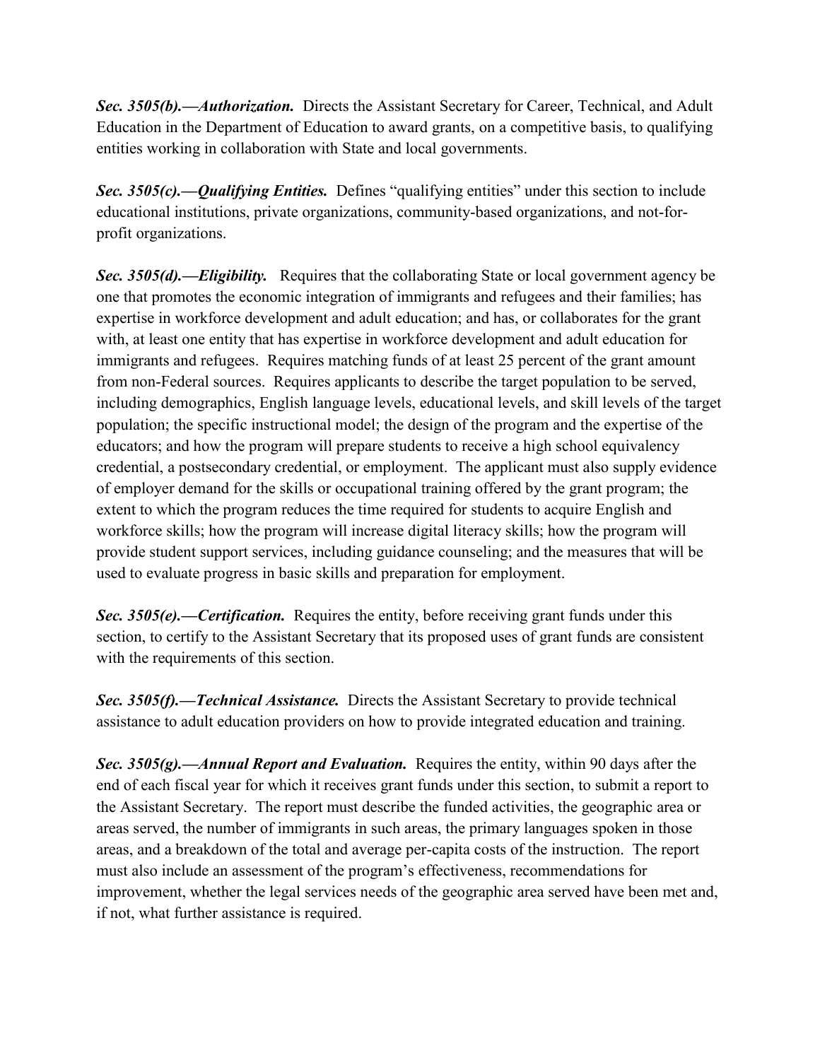***Sec. 3505(b).—Authorization.*** Directs the Assistant Secretary for Career, Technical, and Adult Education in the Department of Education to award grants, on a competitive basis, to qualifying entities working in collaboration with State and local governments.

***Sec. 3505(c).—Qualifying Entities.*** Defines "qualifying entities" under this section to include educational institutions, private organizations, community-based organizations, and not-for-profit organizations.

***Sec. 3505(d).—Eligibility.*** Requires that the collaborating State or local government agency be one that promotes the economic integration of immigrants and refugees and their families; has expertise in workforce development and adult education; and has, or collaborates for the grant with, at least one entity that has expertise in workforce development and adult education for immigrants and refugees. Requires matching funds of at least 25 percent of the grant amount from non-Federal sources. Requires applicants to describe the target population to be served, including demographics, English language levels, educational levels, and skill levels of the target population; the specific instructional model; the design of the program and the expertise of the educators; and how the program will prepare students to receive a high school equivalency credential, a postsecondary credential, or employment. The applicant must also supply evidence of employer demand for the skills or occupational training offered by the grant program; the extent to which the program reduces the time required for students to acquire English and workforce skills; how the program will increase digital literacy skills; how the program will provide student support services, including guidance counseling; and the measures that will be used to evaluate progress in basic skills and preparation for employment.

***Sec. 3505(e).—Certification.*** Requires the entity, before receiving grant funds under this section, to certify to the Assistant Secretary that its proposed uses of grant funds are consistent with the requirements of this section.

***Sec. 3505(f).—Technical Assistance.*** Directs the Assistant Secretary to provide technical assistance to adult education providers on how to provide integrated education and training.

***Sec. 3505(g).—Annual Report and Evaluation.*** Requires the entity, within 90 days after the end of each fiscal year for which it receives grant funds under this section, to submit a report to the Assistant Secretary. The report must describe the funded activities, the geographic area or areas served, the number of immigrants in such areas, the primary languages spoken in those areas, and a breakdown of the total and average per-capita costs of the instruction. The report must also include an assessment of the program's effectiveness, recommendations for improvement, whether the legal services needs of the geographic area served have been met and, if not, what further assistance is required.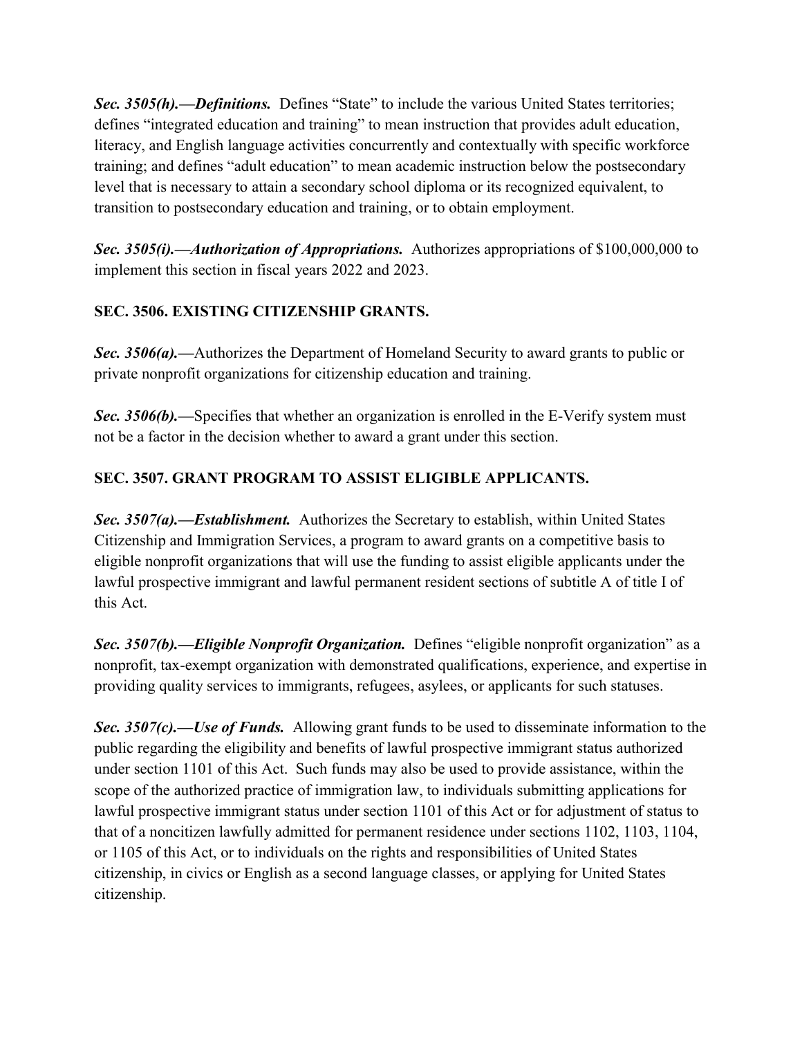***Sec. 3505(h).—Definitions.*** Defines "State" to include the various United States territories; defines "integrated education and training" to mean instruction that provides adult education, literacy, and English language activities concurrently and contextually with specific workforce training; and defines "adult education" to mean academic instruction below the postsecondary level that is necessary to attain a secondary school diploma or its recognized equivalent, to transition to postsecondary education and training, or to obtain employment.

***Sec. 3505(i).—Authorization of Appropriations.*** Authorizes appropriations of $100,000,000 to implement this section in fiscal years 2022 and 2023.

**SEC. 3506. EXISTING CITIZENSHIP GRANTS.**

***Sec. 3506(a).—***Authorizes the Department of Homeland Security to award grants to public or private nonprofit organizations for citizenship education and training.

***Sec. 3506(b).—***Specifies that whether an organization is enrolled in the E-Verify system must not be a factor in the decision whether to award a grant under this section.

**SEC. 3507. GRANT PROGRAM TO ASSIST ELIGIBLE APPLICANTS.**

***Sec. 3507(a).—Establishment.*** Authorizes the Secretary to establish, within United States Citizenship and Immigration Services, a program to award grants on a competitive basis to eligible nonprofit organizations that will use the funding to assist eligible applicants under the lawful prospective immigrant and lawful permanent resident sections of subtitle A of title I of this Act.

***Sec. 3507(b).—Eligible Nonprofit Organization.*** Defines "eligible nonprofit organization" as a nonprofit, tax-exempt organization with demonstrated qualifications, experience, and expertise in providing quality services to immigrants, refugees, asylees, or applicants for such statuses.

***Sec. 3507(c).—Use of Funds.*** Allowing grant funds to be used to disseminate information to the public regarding the eligibility and benefits of lawful prospective immigrant status authorized under section 1101 of this Act. Such funds may also be used to provide assistance, within the scope of the authorized practice of immigration law, to individuals submitting applications for lawful prospective immigrant status under section 1101 of this Act or for adjustment of status to that of a noncitizen lawfully admitted for permanent residence under sections 1102, 1103, 1104, or 1105 of this Act, or to individuals on the rights and responsibilities of United States citizenship, in civics or English as a second language classes, or applying for United States citizenship.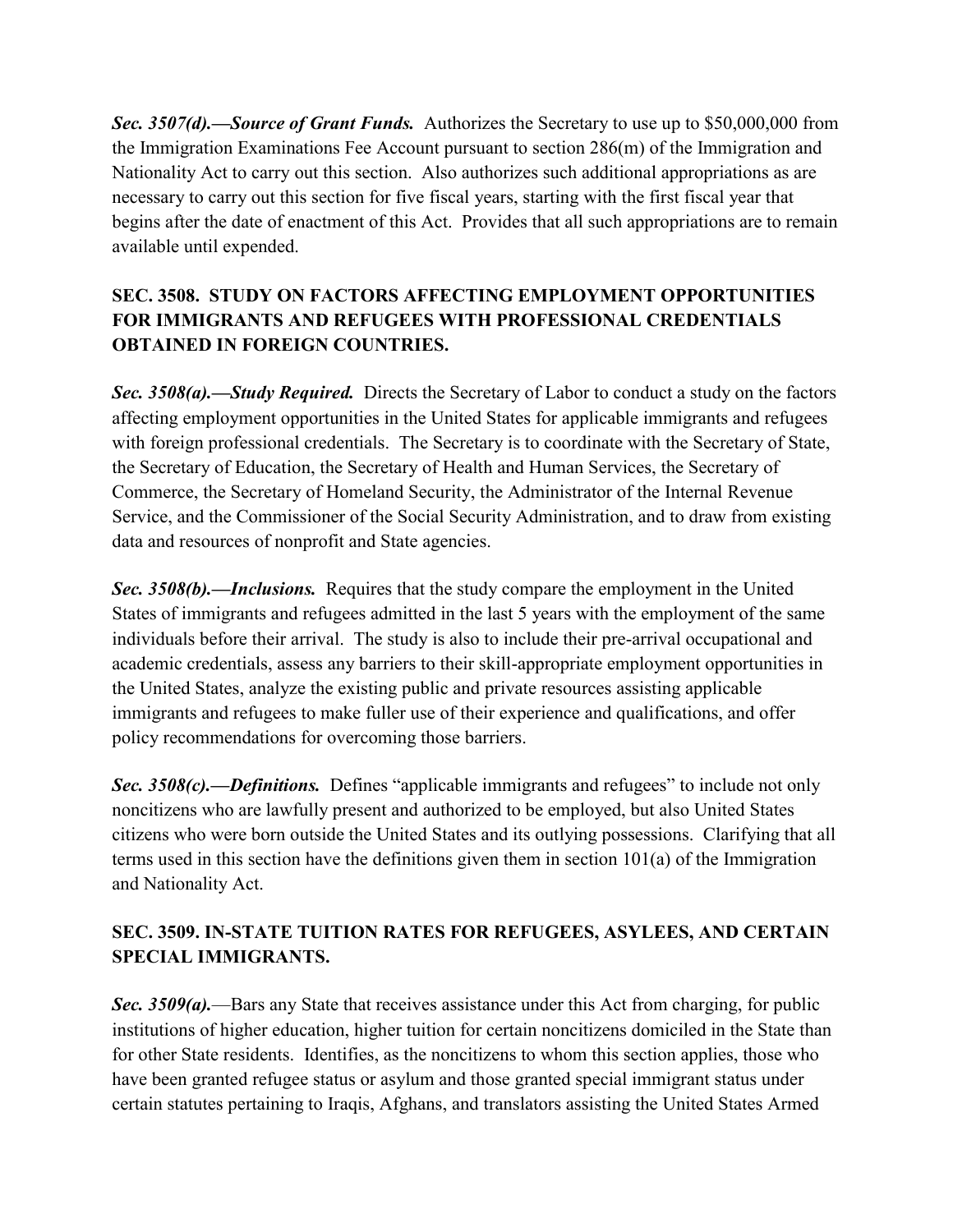***Sec. 3507(d).—Source of Grant Funds.*** Authorizes the Secretary to use up to $50,000,000 from the Immigration Examinations Fee Account pursuant to section 286(m) of the Immigration and Nationality Act to carry out this section. Also authorizes such additional appropriations as are necessary to carry out this section for five fiscal years, starting with the first fiscal year that begins after the date of enactment of this Act. Provides that all such appropriations are to remain available until expended.

## SEC. 3508. STUDY ON FACTORS AFFECTING EMPLOYMENT OPPORTUNITIES FOR IMMIGRANTS AND REFUGEES WITH PROFESSIONAL CREDENTIALS OBTAINED IN FOREIGN COUNTRIES.

***Sec. 3508(a).—Study Required.*** Directs the Secretary of Labor to conduct a study on the factors affecting employment opportunities in the United States for applicable immigrants and refugees with foreign professional credentials. The Secretary is to coordinate with the Secretary of State, the Secretary of Education, the Secretary of Health and Human Services, the Secretary of Commerce, the Secretary of Homeland Security, the Administrator of the Internal Revenue Service, and the Commissioner of the Social Security Administration, and to draw from existing data and resources of nonprofit and State agencies.

***Sec. 3508(b).—Inclusions.*** Requires that the study compare the employment in the United States of immigrants and refugees admitted in the last 5 years with the employment of the same individuals before their arrival. The study is also to include their pre-arrival occupational and academic credentials, assess any barriers to their skill-appropriate employment opportunities in the United States, analyze the existing public and private resources assisting applicable immigrants and refugees to make fuller use of their experience and qualifications, and offer policy recommendations for overcoming those barriers.

***Sec. 3508(c).—Definitions.*** Defines "applicable immigrants and refugees" to include not only noncitizens who are lawfully present and authorized to be employed, but also United States citizens who were born outside the United States and its outlying possessions. Clarifying that all terms used in this section have the definitions given them in section 101(a) of the Immigration and Nationality Act.

## SEC. 3509. IN-STATE TUITION RATES FOR REFUGEES, ASYLEES, AND CERTAIN SPECIAL IMMIGRANTS.

***Sec. 3509(a).***—Bars any State that receives assistance under this Act from charging, for public institutions of higher education, higher tuition for certain noncitizens domiciled in the State than for other State residents. Identifies, as the noncitizens to whom this section applies, those who have been granted refugee status or asylum and those granted special immigrant status under certain statutes pertaining to Iraqis, Afghans, and translators assisting the United States Armed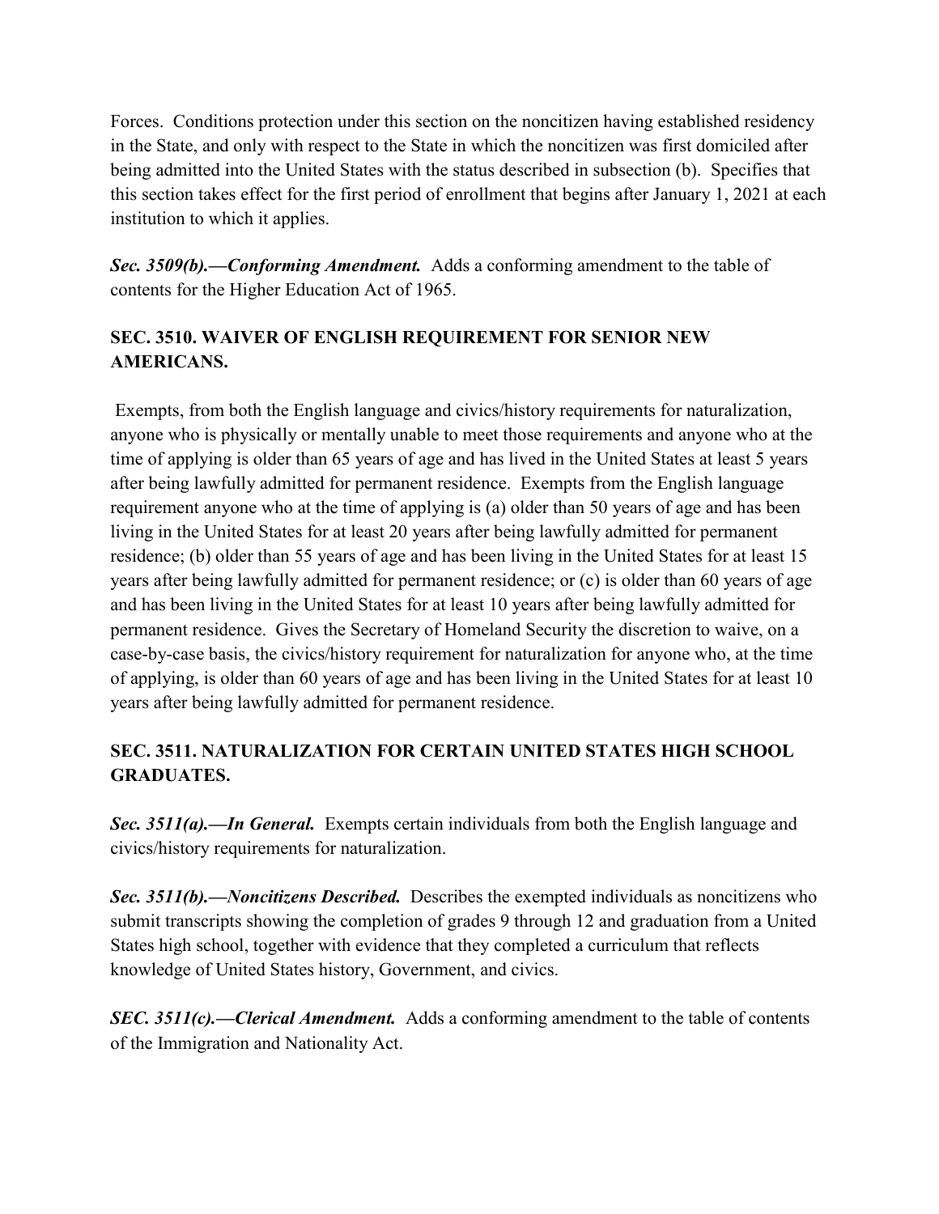Forces. Conditions protection under this section on the noncitizen having established residency in the State, and only with respect to the State in which the noncitizen was first domiciled after being admitted into the United States with the status described in subsection (b). Specifies that this section takes effect for the first period of enrollment that begins after January 1, 2021 at each institution to which it applies.

***Sec. 3509(b).—Conforming Amendment.*** Adds a conforming amendment to the table of contents for the Higher Education Act of 1965.

## SEC. 3510. WAIVER OF ENGLISH REQUIREMENT FOR SENIOR NEW AMERICANS.

Exempts, from both the English language and civics/history requirements for naturalization, anyone who is physically or mentally unable to meet those requirements and anyone who at the time of applying is older than 65 years of age and has lived in the United States at least 5 years after being lawfully admitted for permanent residence. Exempts from the English language requirement anyone who at the time of applying is (a) older than 50 years of age and has been living in the United States for at least 20 years after being lawfully admitted for permanent residence; (b) older than 55 years of age and has been living in the United States for at least 15 years after being lawfully admitted for permanent residence; or (c) is older than 60 years of age and has been living in the United States for at least 10 years after being lawfully admitted for permanent residence. Gives the Secretary of Homeland Security the discretion to waive, on a case-by-case basis, the civics/history requirement for naturalization for anyone who, at the time of applying, is older than 60 years of age and has been living in the United States for at least 10 years after being lawfully admitted for permanent residence.

## SEC. 3511. NATURALIZATION FOR CERTAIN UNITED STATES HIGH SCHOOL GRADUATES.

***Sec. 3511(a).—In General.*** Exempts certain individuals from both the English language and civics/history requirements for naturalization.

***Sec. 3511(b).—Noncitizens Described.*** Describes the exempted individuals as noncitizens who submit transcripts showing the completion of grades 9 through 12 and graduation from a United States high school, together with evidence that they completed a curriculum that reflects knowledge of United States history, Government, and civics.

***SEC. 3511(c).—Clerical Amendment.*** Adds a conforming amendment to the table of contents of the Immigration and Nationality Act.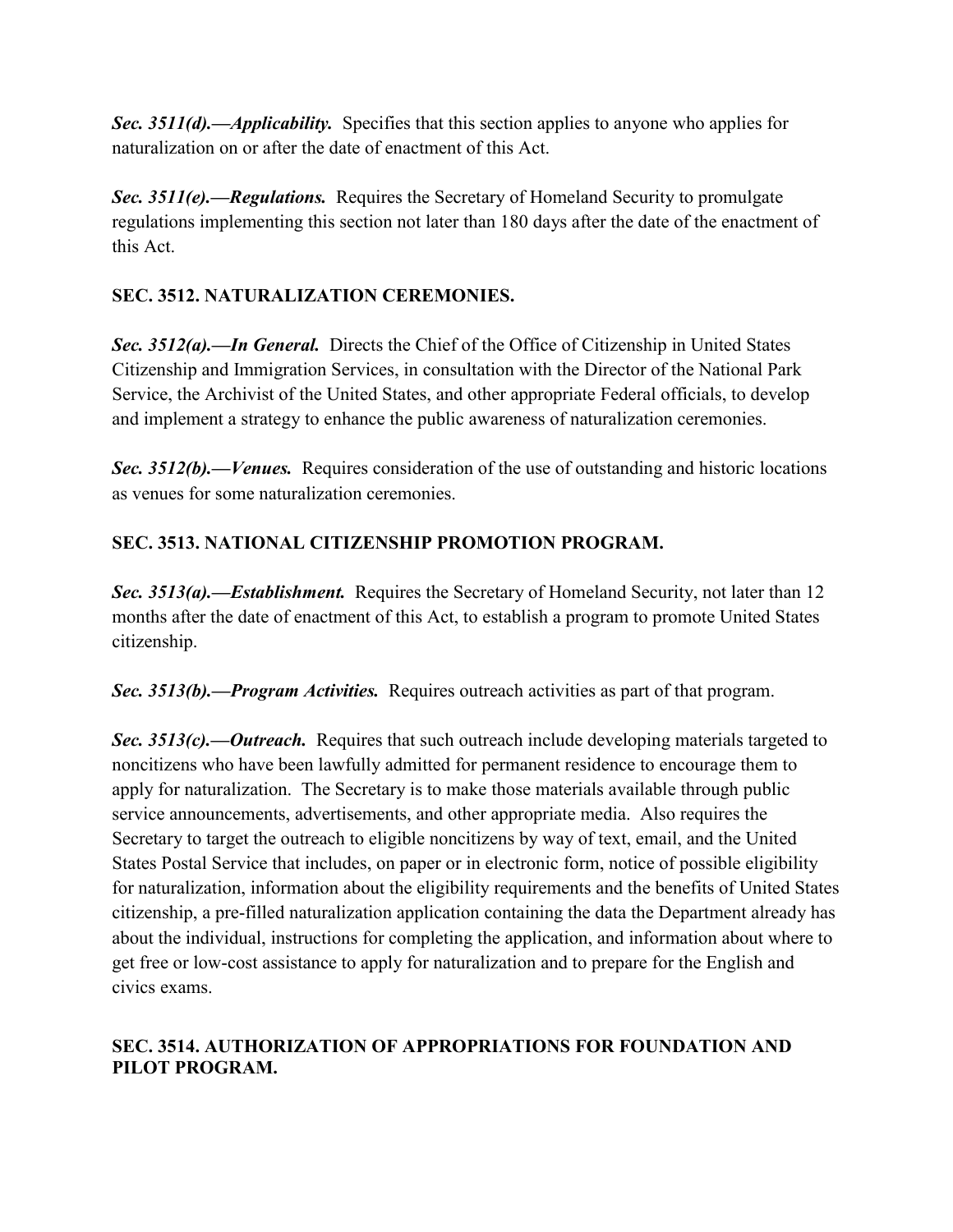***Sec. 3511(d).—Applicability.*** Specifies that this section applies to anyone who applies for naturalization on or after the date of enactment of this Act.

***Sec. 3511(e).—Regulations.*** Requires the Secretary of Homeland Security to promulgate regulations implementing this section not later than 180 days after the date of the enactment of this Act.

**SEC. 3512. NATURALIZATION CEREMONIES.**

***Sec. 3512(a).—In General.*** Directs the Chief of the Office of Citizenship in United States Citizenship and Immigration Services, in consultation with the Director of the National Park Service, the Archivist of the United States, and other appropriate Federal officials, to develop and implement a strategy to enhance the public awareness of naturalization ceremonies.

***Sec. 3512(b).—Venues.*** Requires consideration of the use of outstanding and historic locations as venues for some naturalization ceremonies.

**SEC. 3513. NATIONAL CITIZENSHIP PROMOTION PROGRAM.**

***Sec. 3513(a).—Establishment.*** Requires the Secretary of Homeland Security, not later than 12 months after the date of enactment of this Act, to establish a program to promote United States citizenship.

***Sec. 3513(b).—Program Activities.*** Requires outreach activities as part of that program.

***Sec. 3513(c).—Outreach.*** Requires that such outreach include developing materials targeted to noncitizens who have been lawfully admitted for permanent residence to encourage them to apply for naturalization. The Secretary is to make those materials available through public service announcements, advertisements, and other appropriate media. Also requires the Secretary to target the outreach to eligible noncitizens by way of text, email, and the United States Postal Service that includes, on paper or in electronic form, notice of possible eligibility for naturalization, information about the eligibility requirements and the benefits of United States citizenship, a pre-filled naturalization application containing the data the Department already has about the individual, instructions for completing the application, and information about where to get free or low-cost assistance to apply for naturalization and to prepare for the English and civics exams.

**SEC. 3514. AUTHORIZATION OF APPROPRIATIONS FOR FOUNDATION AND PILOT PROGRAM.**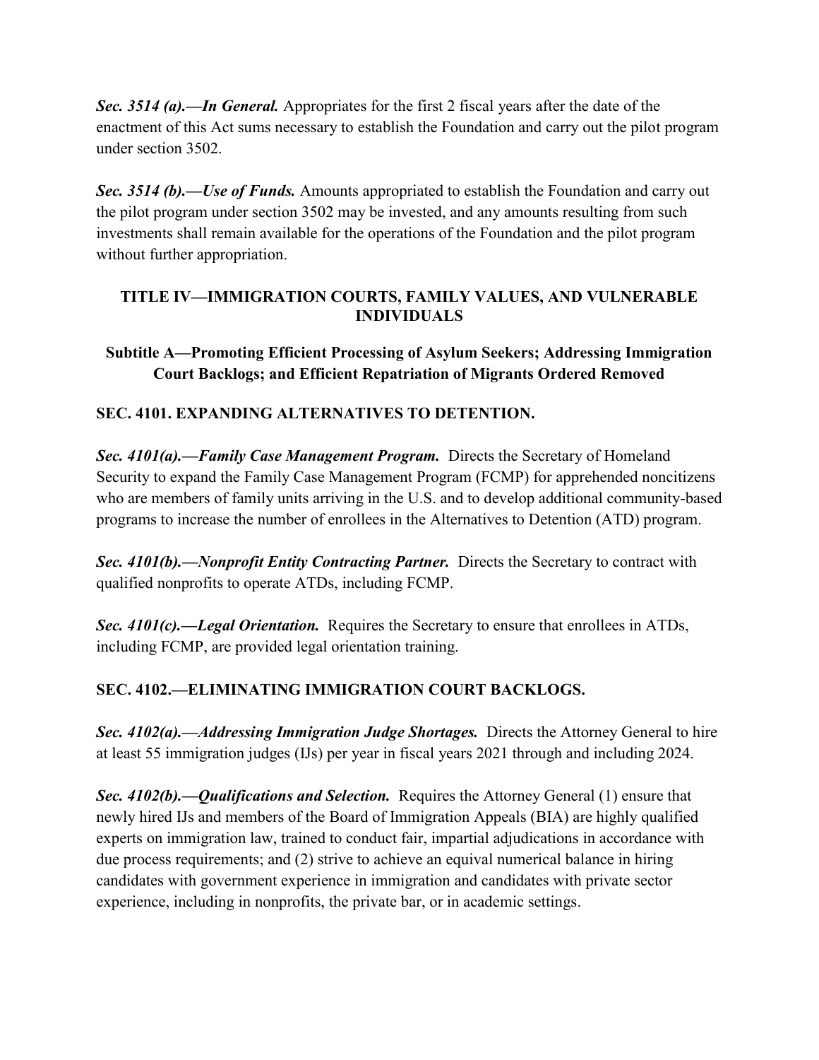***Sec. 3514 (a).—In General.*** Appropriates for the first 2 fiscal years after the date of the enactment of this Act sums necessary to establish the Foundation and carry out the pilot program under section 3502.

***Sec. 3514 (b).—Use of Funds.*** Amounts appropriated to establish the Foundation and carry out the pilot program under section 3502 may be invested, and any amounts resulting from such investments shall remain available for the operations of the Foundation and the pilot program without further appropriation.

## TITLE IV—IMMIGRATION COURTS, FAMILY VALUES, AND VULNERABLE INDIVIDUALS

### Subtitle A—Promoting Efficient Processing of Asylum Seekers; Addressing Immigration Court Backlogs; and Efficient Repatriation of Migrants Ordered Removed

#### SEC. 4101. EXPANDING ALTERNATIVES TO DETENTION.

***Sec. 4101(a).—Family Case Management Program.*** Directs the Secretary of Homeland Security to expand the Family Case Management Program (FCMP) for apprehended noncitizens who are members of family units arriving in the U.S. and to develop additional community-based programs to increase the number of enrollees in the Alternatives to Detention (ATD) program.

***Sec. 4101(b).—Nonprofit Entity Contracting Partner.*** Directs the Secretary to contract with qualified nonprofits to operate ATDs, including FCMP.

***Sec. 4101(c).—Legal Orientation.*** Requires the Secretary to ensure that enrollees in ATDs, including FCMP, are provided legal orientation training.

#### SEC. 4102.—ELIMINATING IMMIGRATION COURT BACKLOGS.

***Sec. 4102(a).—Addressing Immigration Judge Shortages.*** Directs the Attorney General to hire at least 55 immigration judges (IJs) per year in fiscal years 2021 through and including 2024.

***Sec. 4102(b).—Qualifications and Selection.*** Requires the Attorney General (1) ensure that newly hired IJs and members of the Board of Immigration Appeals (BIA) are highly qualified experts on immigration law, trained to conduct fair, impartial adjudications in accordance with due process requirements; and (2) strive to achieve an equival numerical balance in hiring candidates with government experience in immigration and candidates with private sector experience, including in nonprofits, the private bar, or in academic settings.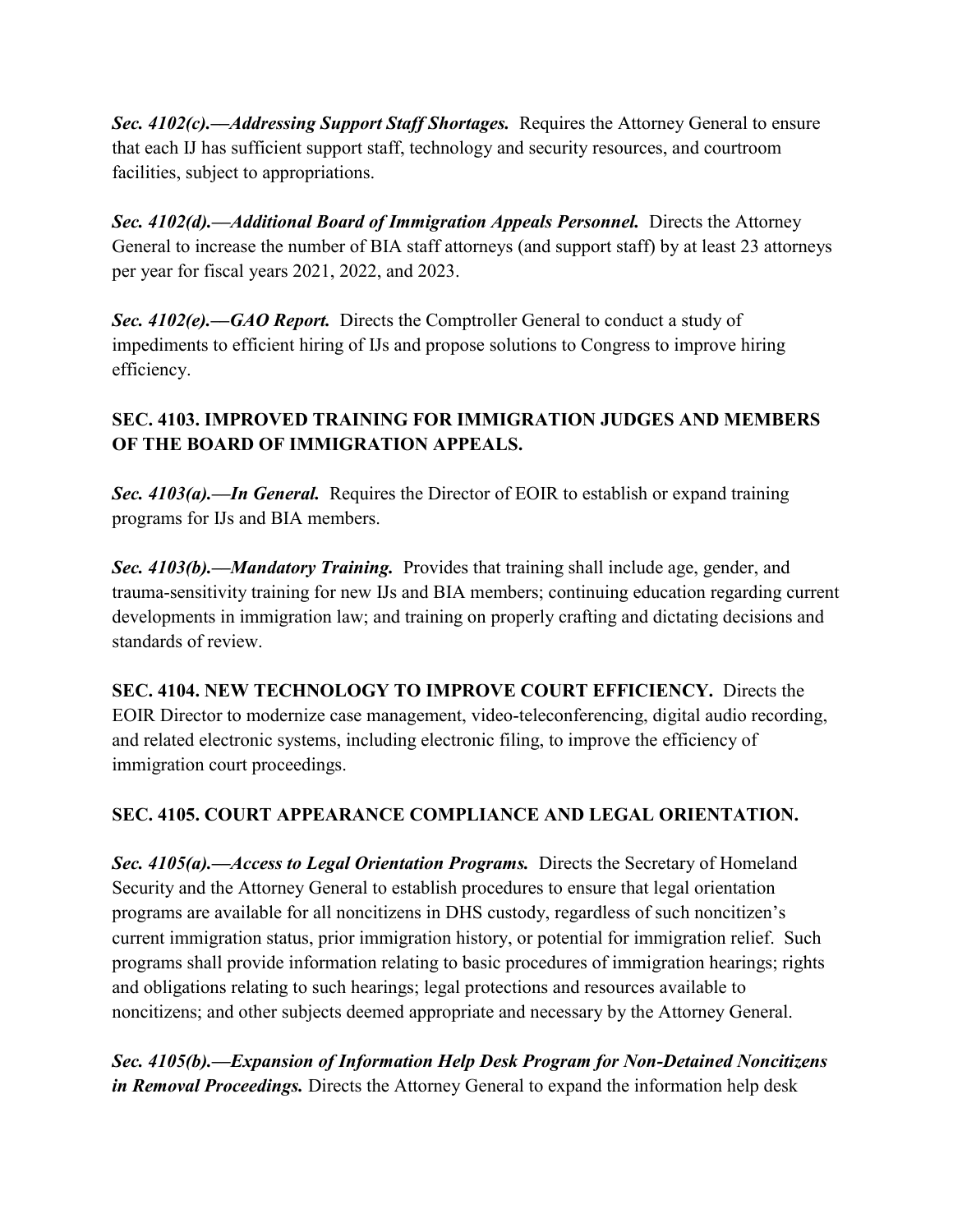***Sec. 4102(c).—Addressing Support Staff Shortages.*** Requires the Attorney General to ensure that each IJ has sufficient support staff, technology and security resources, and courtroom facilities, subject to appropriations.

***Sec. 4102(d).—Additional Board of Immigration Appeals Personnel.*** Directs the Attorney General to increase the number of BIA staff attorneys (and support staff) by at least 23 attorneys per year for fiscal years 2021, 2022, and 2023.

***Sec. 4102(e).—GAO Report.*** Directs the Comptroller General to conduct a study of impediments to efficient hiring of IJs and propose solutions to Congress to improve hiring efficiency.

## SEC. 4103. IMPROVED TRAINING FOR IMMIGRATION JUDGES AND MEMBERS OF THE BOARD OF IMMIGRATION APPEALS.

***Sec. 4103(a).—In General.*** Requires the Director of EOIR to establish or expand training programs for IJs and BIA members.

***Sec. 4103(b).—Mandatory Training.*** Provides that training shall include age, gender, and trauma-sensitivity training for new IJs and BIA members; continuing education regarding current developments in immigration law; and training on properly crafting and dictating decisions and standards of review.

**SEC. 4104. NEW TECHNOLOGY TO IMPROVE COURT EFFICIENCY.** Directs the EOIR Director to modernize case management, video-teleconferencing, digital audio recording, and related electronic systems, including electronic filing, to improve the efficiency of immigration court proceedings.

## SEC. 4105. COURT APPEARANCE COMPLIANCE AND LEGAL ORIENTATION.

***Sec. 4105(a).—Access to Legal Orientation Programs.*** Directs the Secretary of Homeland Security and the Attorney General to establish procedures to ensure that legal orientation programs are available for all noncitizens in DHS custody, regardless of such noncitizen's current immigration status, prior immigration history, or potential for immigration relief. Such programs shall provide information relating to basic procedures of immigration hearings; rights and obligations relating to such hearings; legal protections and resources available to noncitizens; and other subjects deemed appropriate and necessary by the Attorney General.

***Sec. 4105(b).—Expansion of Information Help Desk Program for Non-Detained Noncitizens in Removal Proceedings.*** Directs the Attorney General to expand the information help desk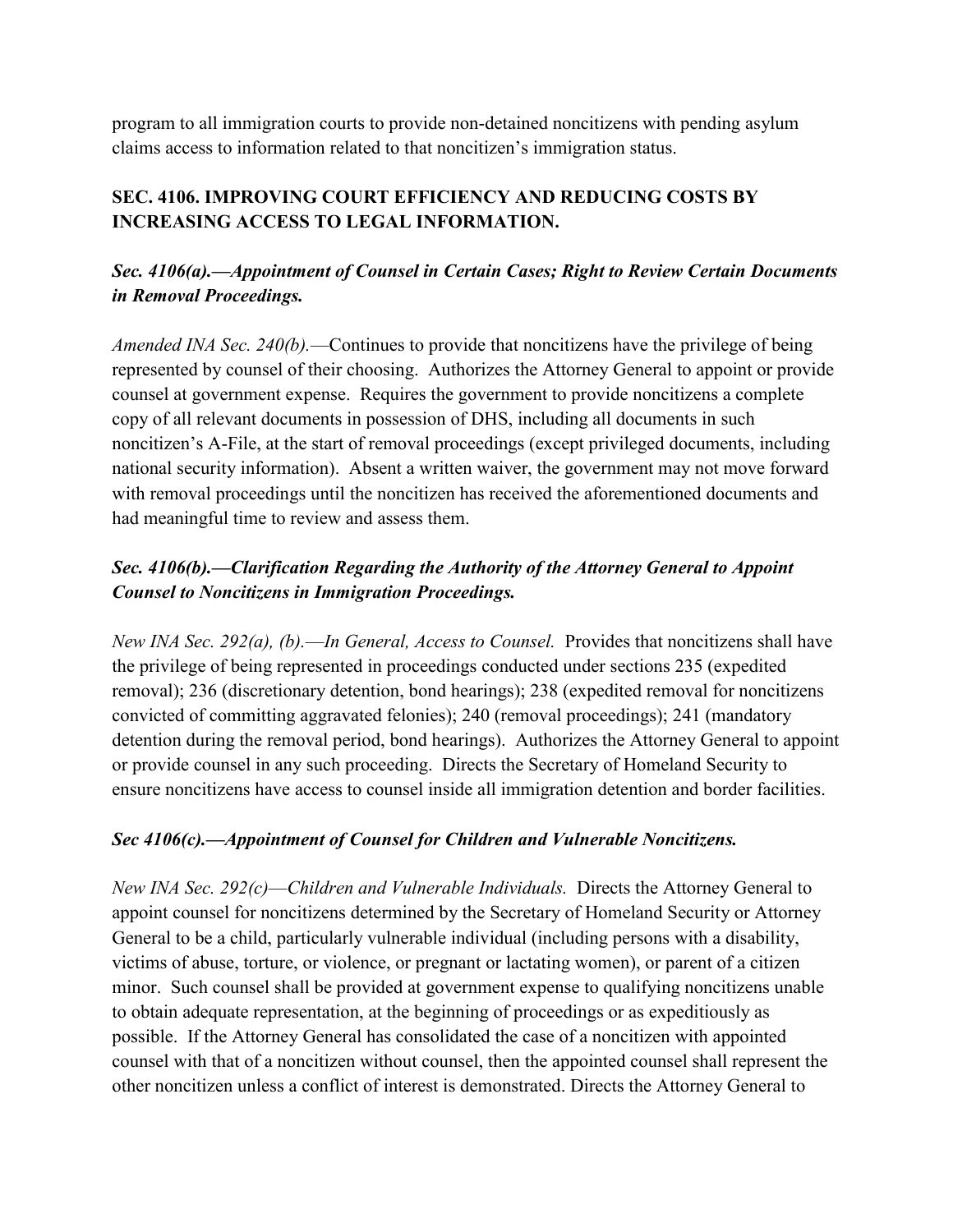program to all immigration courts to provide non-detained noncitizens with pending asylum claims access to information related to that noncitizen's immigration status.

### SEC. 4106. IMPROVING COURT EFFICIENCY AND REDUCING COSTS BY INCREASING ACCESS TO LEGAL INFORMATION.

#### *Sec. 4106(a).—Appointment of Counsel in Certain Cases; Right to Review Certain Documents in Removal Proceedings.*

*Amended INA Sec. 240(b).*—Continues to provide that noncitizens have the privilege of being represented by counsel of their choosing. Authorizes the Attorney General to appoint or provide counsel at government expense. Requires the government to provide noncitizens a complete copy of all relevant documents in possession of DHS, including all documents in such noncitizen's A-File, at the start of removal proceedings (except privileged documents, including national security information). Absent a written waiver, the government may not move forward with removal proceedings until the noncitizen has received the aforementioned documents and had meaningful time to review and assess them.

#### *Sec. 4106(b).—Clarification Regarding the Authority of the Attorney General to Appoint Counsel to Noncitizens in Immigration Proceedings.*

*New INA Sec. 292(a), (b).—In General, Access to Counsel.* Provides that noncitizens shall have the privilege of being represented in proceedings conducted under sections 235 (expedited removal); 236 (discretionary detention, bond hearings); 238 (expedited removal for noncitizens convicted of committing aggravated felonies); 240 (removal proceedings); 241 (mandatory detention during the removal period, bond hearings). Authorizes the Attorney General to appoint or provide counsel in any such proceeding. Directs the Secretary of Homeland Security to ensure noncitizens have access to counsel inside all immigration detention and border facilities.

#### *Sec 4106(c).—Appointment of Counsel for Children and Vulnerable Noncitizens.*

*New INA Sec. 292(c)—Children and Vulnerable Individuals.* Directs the Attorney General to appoint counsel for noncitizens determined by the Secretary of Homeland Security or Attorney General to be a child, particularly vulnerable individual (including persons with a disability, victims of abuse, torture, or violence, or pregnant or lactating women), or parent of a citizen minor. Such counsel shall be provided at government expense to qualifying noncitizens unable to obtain adequate representation, at the beginning of proceedings or as expeditiously as possible. If the Attorney General has consolidated the case of a noncitizen with appointed counsel with that of a noncitizen without counsel, then the appointed counsel shall represent the other noncitizen unless a conflict of interest is demonstrated. Directs the Attorney General to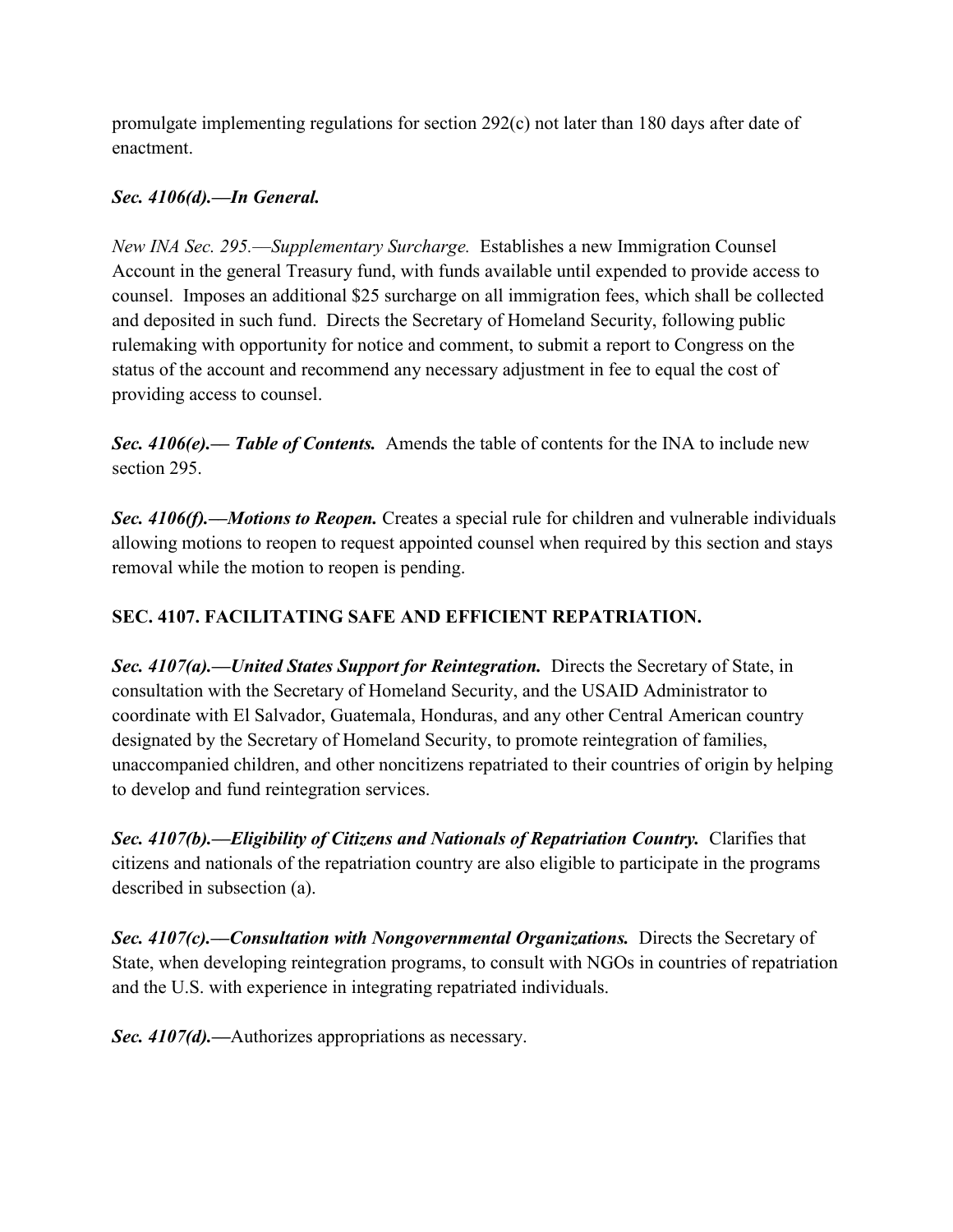promulgate implementing regulations for section 292(c) not later than 180 days after date of enactment.

***Sec. 4106(d).—In General.***

*New INA Sec. 295.—Supplementary Surcharge.* Establishes a new Immigration Counsel Account in the general Treasury fund, with funds available until expended to provide access to counsel. Imposes an additional $25 surcharge on all immigration fees, which shall be collected and deposited in such fund. Directs the Secretary of Homeland Security, following public rulemaking with opportunity for notice and comment, to submit a report to Congress on the status of the account and recommend any necessary adjustment in fee to equal the cost of providing access to counsel.

***Sec. 4106(e).— Table of Contents.*** Amends the table of contents for the INA to include new section 295.

***Sec. 4106(f).—Motions to Reopen.*** Creates a special rule for children and vulnerable individuals allowing motions to reopen to request appointed counsel when required by this section and stays removal while the motion to reopen is pending.

**SEC. 4107. FACILITATING SAFE AND EFFICIENT REPATRIATION.**

***Sec. 4107(a).—United States Support for Reintegration.*** Directs the Secretary of State, in consultation with the Secretary of Homeland Security, and the USAID Administrator to coordinate with El Salvador, Guatemala, Honduras, and any other Central American country designated by the Secretary of Homeland Security, to promote reintegration of families, unaccompanied children, and other noncitizens repatriated to their countries of origin by helping to develop and fund reintegration services.

***Sec. 4107(b).—Eligibility of Citizens and Nationals of Repatriation Country.*** Clarifies that citizens and nationals of the repatriation country are also eligible to participate in the programs described in subsection (a).

***Sec. 4107(c).—Consultation with Nongovernmental Organizations.*** Directs the Secretary of State, when developing reintegration programs, to consult with NGOs in countries of repatriation and the U.S. with experience in integrating repatriated individuals.

***Sec. 4107(d).—***Authorizes appropriations as necessary.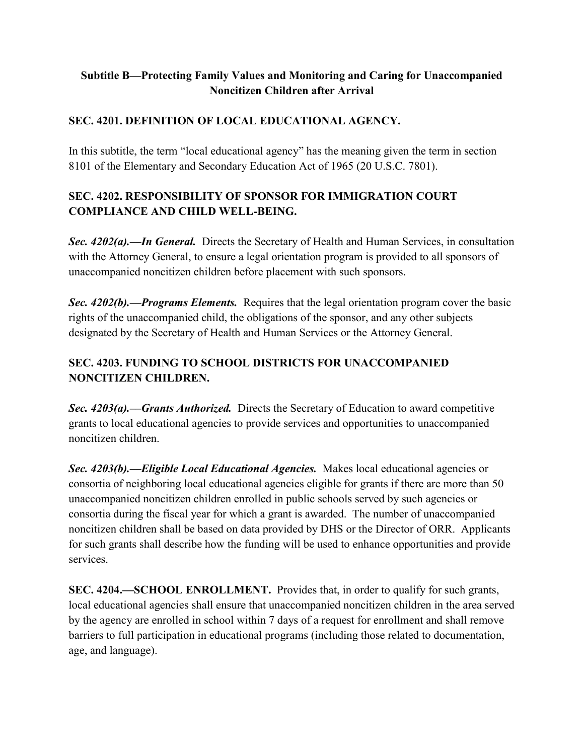## Subtitle B—Protecting Family Values and Monitoring and Caring for Unaccompanied Noncitizen Children after Arrival

### SEC. 4201. DEFINITION OF LOCAL EDUCATIONAL AGENCY.

In this subtitle, the term "local educational agency" has the meaning given the term in section 8101 of the Elementary and Secondary Education Act of 1965 (20 U.S.C. 7801).

### SEC. 4202. RESPONSIBILITY OF SPONSOR FOR IMMIGRATION COURT COMPLIANCE AND CHILD WELL-BEING.

***Sec. 4202(a).—In General.*** Directs the Secretary of Health and Human Services, in consultation with the Attorney General, to ensure a legal orientation program is provided to all sponsors of unaccompanied noncitizen children before placement with such sponsors.

***Sec. 4202(b).—Programs Elements.*** Requires that the legal orientation program cover the basic rights of the unaccompanied child, the obligations of the sponsor, and any other subjects designated by the Secretary of Health and Human Services or the Attorney General.

### SEC. 4203. FUNDING TO SCHOOL DISTRICTS FOR UNACCOMPANIED NONCITIZEN CHILDREN.

***Sec. 4203(a).—Grants Authorized.*** Directs the Secretary of Education to award competitive grants to local educational agencies to provide services and opportunities to unaccompanied noncitizen children.

***Sec. 4203(b).—Eligible Local Educational Agencies.*** Makes local educational agencies or consortia of neighboring local educational agencies eligible for grants if there are more than 50 unaccompanied noncitizen children enrolled in public schools served by such agencies or consortia during the fiscal year for which a grant is awarded. The number of unaccompanied noncitizen children shall be based on data provided by DHS or the Director of ORR. Applicants for such grants shall describe how the funding will be used to enhance opportunities and provide services.

**SEC. 4204.—SCHOOL ENROLLMENT.** Provides that, in order to qualify for such grants, local educational agencies shall ensure that unaccompanied noncitizen children in the area served by the agency are enrolled in school within 7 days of a request for enrollment and shall remove barriers to full participation in educational programs (including those related to documentation, age, and language).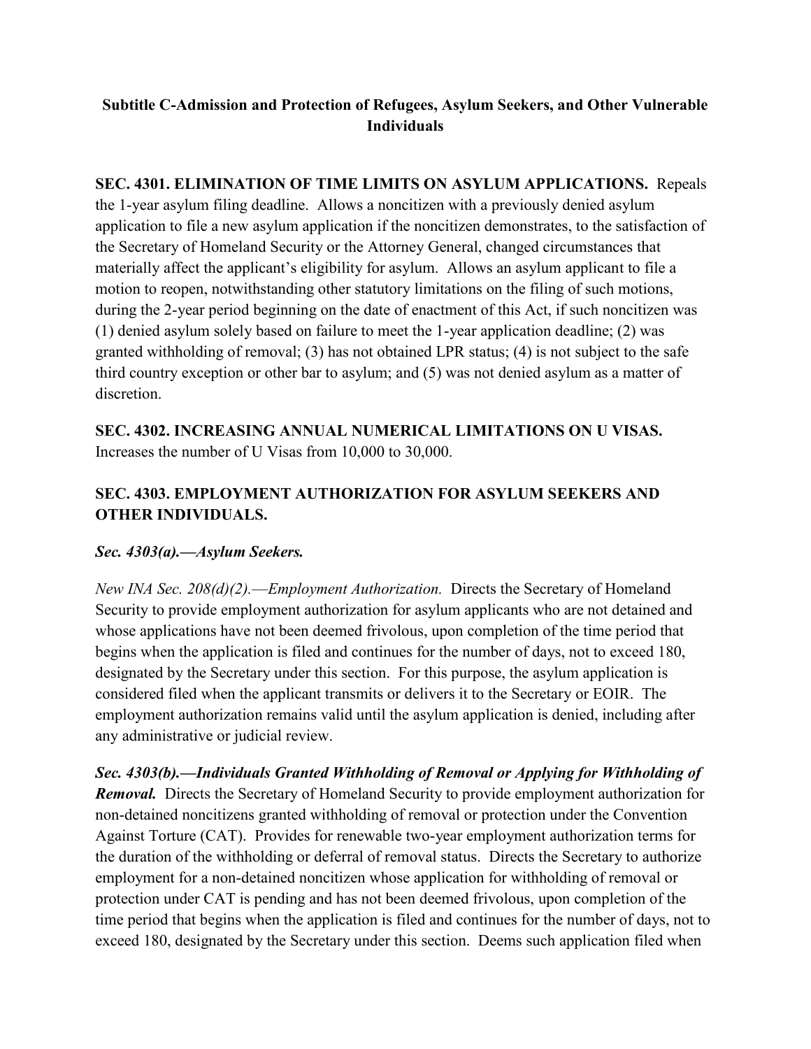## Subtitle C-Admission and Protection of Refugees, Asylum Seekers, and Other Vulnerable Individuals

**SEC. 4301. ELIMINATION OF TIME LIMITS ON ASYLUM APPLICATIONS.** Repeals the 1-year asylum filing deadline. Allows a noncitizen with a previously denied asylum application to file a new asylum application if the noncitizen demonstrates, to the satisfaction of the Secretary of Homeland Security or the Attorney General, changed circumstances that materially affect the applicant's eligibility for asylum. Allows an asylum applicant to file a motion to reopen, notwithstanding other statutory limitations on the filing of such motions, during the 2-year period beginning on the date of enactment of this Act, if such noncitizen was (1) denied asylum solely based on failure to meet the 1-year application deadline; (2) was granted withholding of removal; (3) has not obtained LPR status; (4) is not subject to the safe third country exception or other bar to asylum; and (5) was not denied asylum as a matter of discretion.

**SEC. 4302. INCREASING ANNUAL NUMERICAL LIMITATIONS ON U VISAS.** Increases the number of U Visas from 10,000 to 30,000.

**SEC. 4303. EMPLOYMENT AUTHORIZATION FOR ASYLUM SEEKERS AND OTHER INDIVIDUALS.**

***Sec. 4303(a).—Asylum Seekers.***

*New INA Sec. 208(d)(2).—Employment Authorization.* Directs the Secretary of Homeland Security to provide employment authorization for asylum applicants who are not detained and whose applications have not been deemed frivolous, upon completion of the time period that begins when the application is filed and continues for the number of days, not to exceed 180, designated by the Secretary under this section. For this purpose, the asylum application is considered filed when the applicant transmits or delivers it to the Secretary or EOIR. The employment authorization remains valid until the asylum application is denied, including after any administrative or judicial review.

***Sec. 4303(b).—Individuals Granted Withholding of Removal or Applying for Withholding of Removal.*** Directs the Secretary of Homeland Security to provide employment authorization for non-detained noncitizens granted withholding of removal or protection under the Convention Against Torture (CAT). Provides for renewable two-year employment authorization terms for the duration of the withholding or deferral of removal status. Directs the Secretary to authorize employment for a non-detained noncitizen whose application for withholding of removal or protection under CAT is pending and has not been deemed frivolous, upon completion of the time period that begins when the application is filed and continues for the number of days, not to exceed 180, designated by the Secretary under this section. Deems such application filed when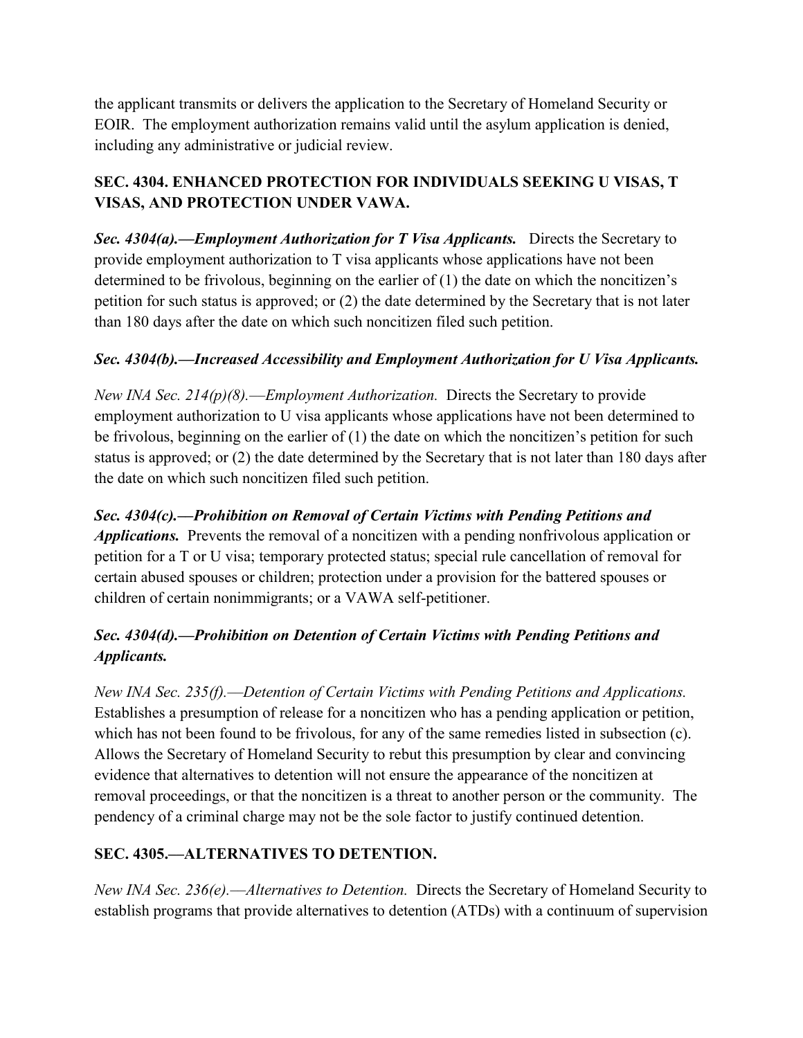the applicant transmits or delivers the application to the Secretary of Homeland Security or EOIR. The employment authorization remains valid until the asylum application is denied, including any administrative or judicial review.

## SEC. 4304. ENHANCED PROTECTION FOR INDIVIDUALS SEEKING U VISAS, T VISAS, AND PROTECTION UNDER VAWA.

***Sec. 4304(a).—Employment Authorization for T Visa Applicants.*** Directs the Secretary to provide employment authorization to T visa applicants whose applications have not been determined to be frivolous, beginning on the earlier of (1) the date on which the noncitizen's petition for such status is approved; or (2) the date determined by the Secretary that is not later than 180 days after the date on which such noncitizen filed such petition.

***Sec. 4304(b).—Increased Accessibility and Employment Authorization for U Visa Applicants.***

*New INA Sec. 214(p)(8).—Employment Authorization.* Directs the Secretary to provide employment authorization to U visa applicants whose applications have not been determined to be frivolous, beginning on the earlier of (1) the date on which the noncitizen's petition for such status is approved; or (2) the date determined by the Secretary that is not later than 180 days after the date on which such noncitizen filed such petition.

***Sec. 4304(c).—Prohibition on Removal of Certain Victims with Pending Petitions and Applications.*** Prevents the removal of a noncitizen with a pending nonfrivolous application or petition for a T or U visa; temporary protected status; special rule cancellation of removal for certain abused spouses or children; protection under a provision for the battered spouses or children of certain nonimmigrants; or a VAWA self-petitioner.

***Sec. 4304(d).—Prohibition on Detention of Certain Victims with Pending Petitions and Applicants.***

*New INA Sec. 235(f).—Detention of Certain Victims with Pending Petitions and Applications.* Establishes a presumption of release for a noncitizen who has a pending application or petition, which has not been found to be frivolous, for any of the same remedies listed in subsection (c). Allows the Secretary of Homeland Security to rebut this presumption by clear and convincing evidence that alternatives to detention will not ensure the appearance of the noncitizen at removal proceedings, or that the noncitizen is a threat to another person or the community. The pendency of a criminal charge may not be the sole factor to justify continued detention.

## SEC. 4305.—ALTERNATIVES TO DETENTION.

*New INA Sec. 236(e).—Alternatives to Detention.* Directs the Secretary of Homeland Security to establish programs that provide alternatives to detention (ATDs) with a continuum of supervision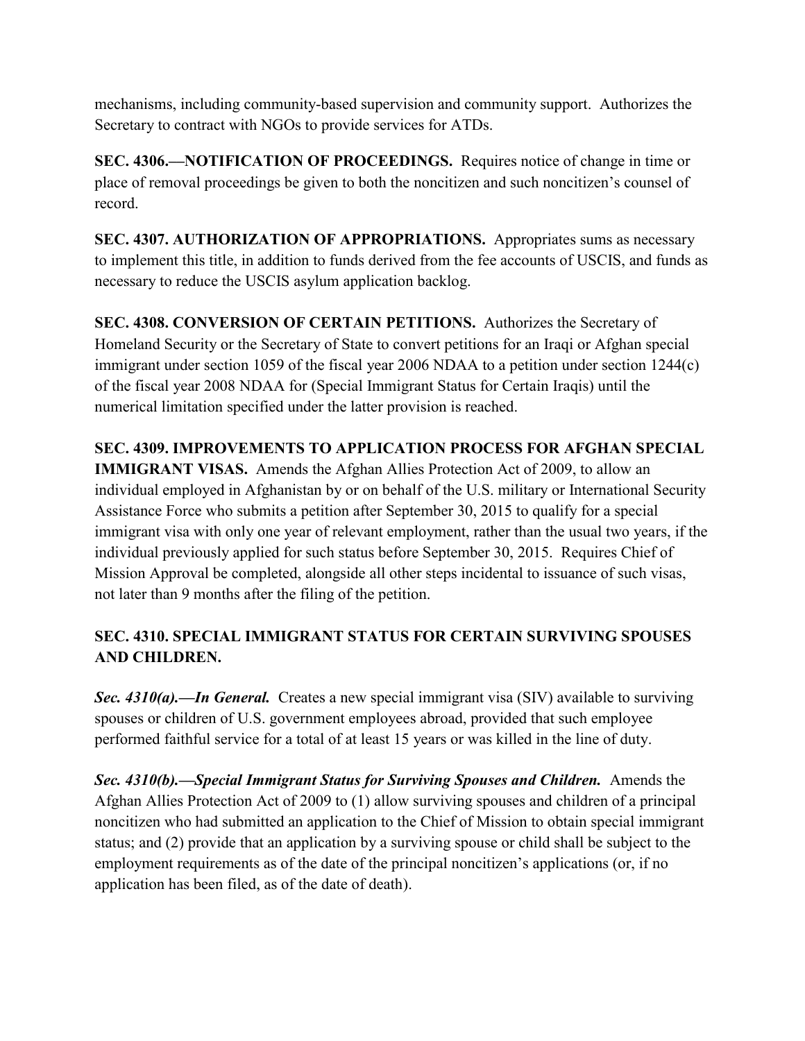mechanisms, including community-based supervision and community support. Authorizes the Secretary to contract with NGOs to provide services for ATDs.

**SEC. 4306.—NOTIFICATION OF PROCEEDINGS.** Requires notice of change in time or place of removal proceedings be given to both the noncitizen and such noncitizen's counsel of record.

**SEC. 4307. AUTHORIZATION OF APPROPRIATIONS.** Appropriates sums as necessary to implement this title, in addition to funds derived from the fee accounts of USCIS, and funds as necessary to reduce the USCIS asylum application backlog.

**SEC. 4308. CONVERSION OF CERTAIN PETITIONS.** Authorizes the Secretary of Homeland Security or the Secretary of State to convert petitions for an Iraqi or Afghan special immigrant under section 1059 of the fiscal year 2006 NDAA to a petition under section 1244(c) of the fiscal year 2008 NDAA for (Special Immigrant Status for Certain Iraqis) until the numerical limitation specified under the latter provision is reached.

**SEC. 4309. IMPROVEMENTS TO APPLICATION PROCESS FOR AFGHAN SPECIAL IMMIGRANT VISAS.** Amends the Afghan Allies Protection Act of 2009, to allow an individual employed in Afghanistan by or on behalf of the U.S. military or International Security Assistance Force who submits a petition after September 30, 2015 to qualify for a special immigrant visa with only one year of relevant employment, rather than the usual two years, if the individual previously applied for such status before September 30, 2015. Requires Chief of Mission Approval be completed, alongside all other steps incidental to issuance of such visas, not later than 9 months after the filing of the petition.

**SEC. 4310. SPECIAL IMMIGRANT STATUS FOR CERTAIN SURVIVING SPOUSES AND CHILDREN.**

***Sec. 4310(a).—In General.*** Creates a new special immigrant visa (SIV) available to surviving spouses or children of U.S. government employees abroad, provided that such employee performed faithful service for a total of at least 15 years or was killed in the line of duty.

***Sec. 4310(b).—Special Immigrant Status for Surviving Spouses and Children.*** Amends the Afghan Allies Protection Act of 2009 to (1) allow surviving spouses and children of a principal noncitizen who had submitted an application to the Chief of Mission to obtain special immigrant status; and (2) provide that an application by a surviving spouse or child shall be subject to the employment requirements as of the date of the principal noncitizen's applications (or, if no application has been filed, as of the date of death).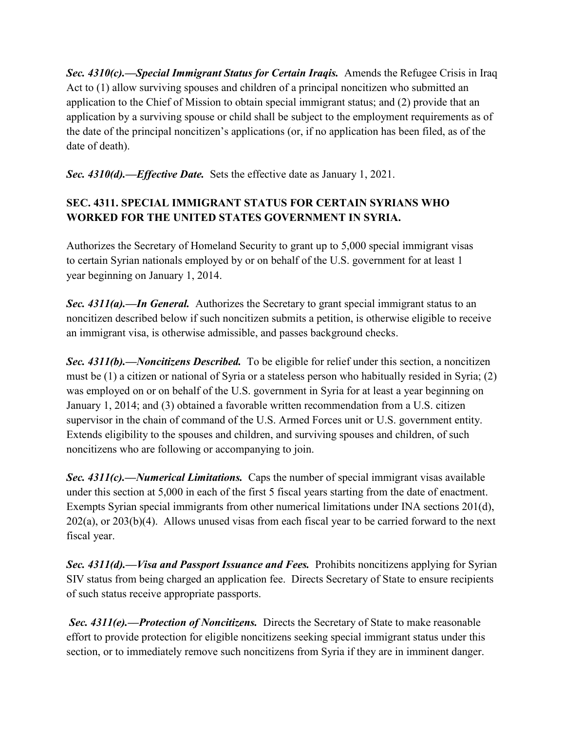***Sec. 4310(c).—Special Immigrant Status for Certain Iraqis.*** Amends the Refugee Crisis in Iraq Act to (1) allow surviving spouses and children of a principal noncitizen who submitted an application to the Chief of Mission to obtain special immigrant status; and (2) provide that an application by a surviving spouse or child shall be subject to the employment requirements as of the date of the principal noncitizen's applications (or, if no application has been filed, as of the date of death).

***Sec. 4310(d).—Effective Date.*** Sets the effective date as January 1, 2021.

### SEC. 4311. SPECIAL IMMIGRANT STATUS FOR CERTAIN SYRIANS WHO WORKED FOR THE UNITED STATES GOVERNMENT IN SYRIA.

Authorizes the Secretary of Homeland Security to grant up to 5,000 special immigrant visas to certain Syrian nationals employed by or on behalf of the U.S. government for at least 1 year beginning on January 1, 2014.

***Sec. 4311(a).—In General.*** Authorizes the Secretary to grant special immigrant status to an noncitizen described below if such noncitizen submits a petition, is otherwise eligible to receive an immigrant visa, is otherwise admissible, and passes background checks.

***Sec. 4311(b).—Noncitizens Described.*** To be eligible for relief under this section, a noncitizen must be (1) a citizen or national of Syria or a stateless person who habitually resided in Syria; (2) was employed on or on behalf of the U.S. government in Syria for at least a year beginning on January 1, 2014; and (3) obtained a favorable written recommendation from a U.S. citizen supervisor in the chain of command of the U.S. Armed Forces unit or U.S. government entity. Extends eligibility to the spouses and children, and surviving spouses and children, of such noncitizens who are following or accompanying to join.

***Sec. 4311(c).—Numerical Limitations.*** Caps the number of special immigrant visas available under this section at 5,000 in each of the first 5 fiscal years starting from the date of enactment. Exempts Syrian special immigrants from other numerical limitations under INA sections 201(d), 202(a), or 203(b)(4). Allows unused visas from each fiscal year to be carried forward to the next fiscal year.

***Sec. 4311(d).—Visa and Passport Issuance and Fees.*** Prohibits noncitizens applying for Syrian SIV status from being charged an application fee. Directs Secretary of State to ensure recipients of such status receive appropriate passports.

***Sec. 4311(e).—Protection of Noncitizens.*** Directs the Secretary of State to make reasonable effort to provide protection for eligible noncitizens seeking special immigrant status under this section, or to immediately remove such noncitizens from Syria if they are in imminent danger.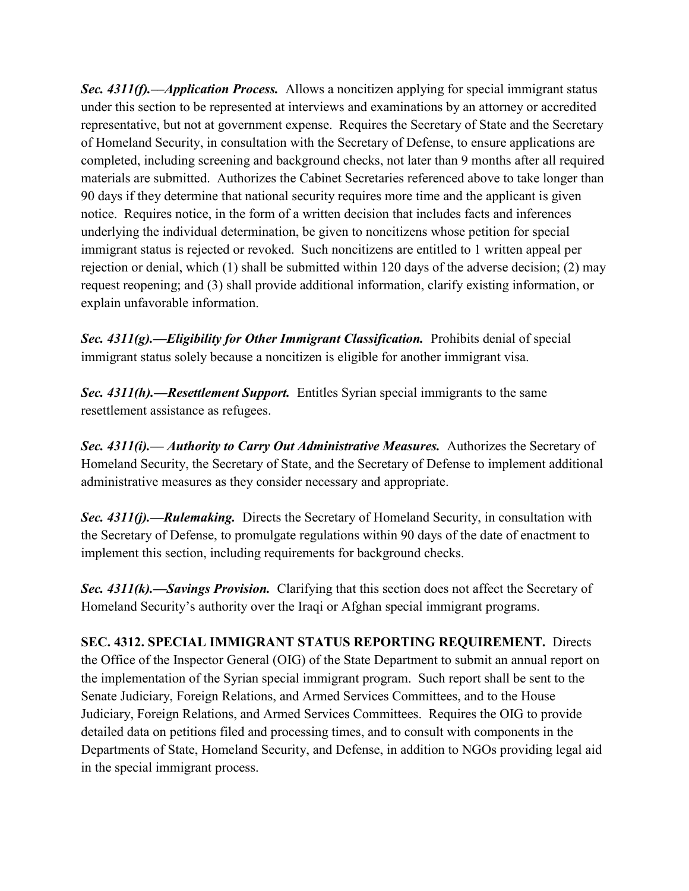***Sec. 4311(f).—Application Process.*** Allows a noncitizen applying for special immigrant status under this section to be represented at interviews and examinations by an attorney or accredited representative, but not at government expense. Requires the Secretary of State and the Secretary of Homeland Security, in consultation with the Secretary of Defense, to ensure applications are completed, including screening and background checks, not later than 9 months after all required materials are submitted. Authorizes the Cabinet Secretaries referenced above to take longer than 90 days if they determine that national security requires more time and the applicant is given notice. Requires notice, in the form of a written decision that includes facts and inferences underlying the individual determination, be given to noncitizens whose petition for special immigrant status is rejected or revoked. Such noncitizens are entitled to 1 written appeal per rejection or denial, which (1) shall be submitted within 120 days of the adverse decision; (2) may request reopening; and (3) shall provide additional information, clarify existing information, or explain unfavorable information.

***Sec. 4311(g).—Eligibility for Other Immigrant Classification.*** Prohibits denial of special immigrant status solely because a noncitizen is eligible for another immigrant visa.

***Sec. 4311(h).—Resettlement Support.*** Entitles Syrian special immigrants to the same resettlement assistance as refugees.

***Sec. 4311(i).— Authority to Carry Out Administrative Measures.*** Authorizes the Secretary of Homeland Security, the Secretary of State, and the Secretary of Defense to implement additional administrative measures as they consider necessary and appropriate.

***Sec. 4311(j).—Rulemaking.*** Directs the Secretary of Homeland Security, in consultation with the Secretary of Defense, to promulgate regulations within 90 days of the date of enactment to implement this section, including requirements for background checks.

***Sec. 4311(k).—Savings Provision.*** Clarifying that this section does not affect the Secretary of Homeland Security's authority over the Iraqi or Afghan special immigrant programs.

**SEC. 4312. SPECIAL IMMIGRANT STATUS REPORTING REQUIREMENT.** Directs the Office of the Inspector General (OIG) of the State Department to submit an annual report on the implementation of the Syrian special immigrant program. Such report shall be sent to the Senate Judiciary, Foreign Relations, and Armed Services Committees, and to the House Judiciary, Foreign Relations, and Armed Services Committees. Requires the OIG to provide detailed data on petitions filed and processing times, and to consult with components in the Departments of State, Homeland Security, and Defense, in addition to NGOs providing legal aid in the special immigrant process.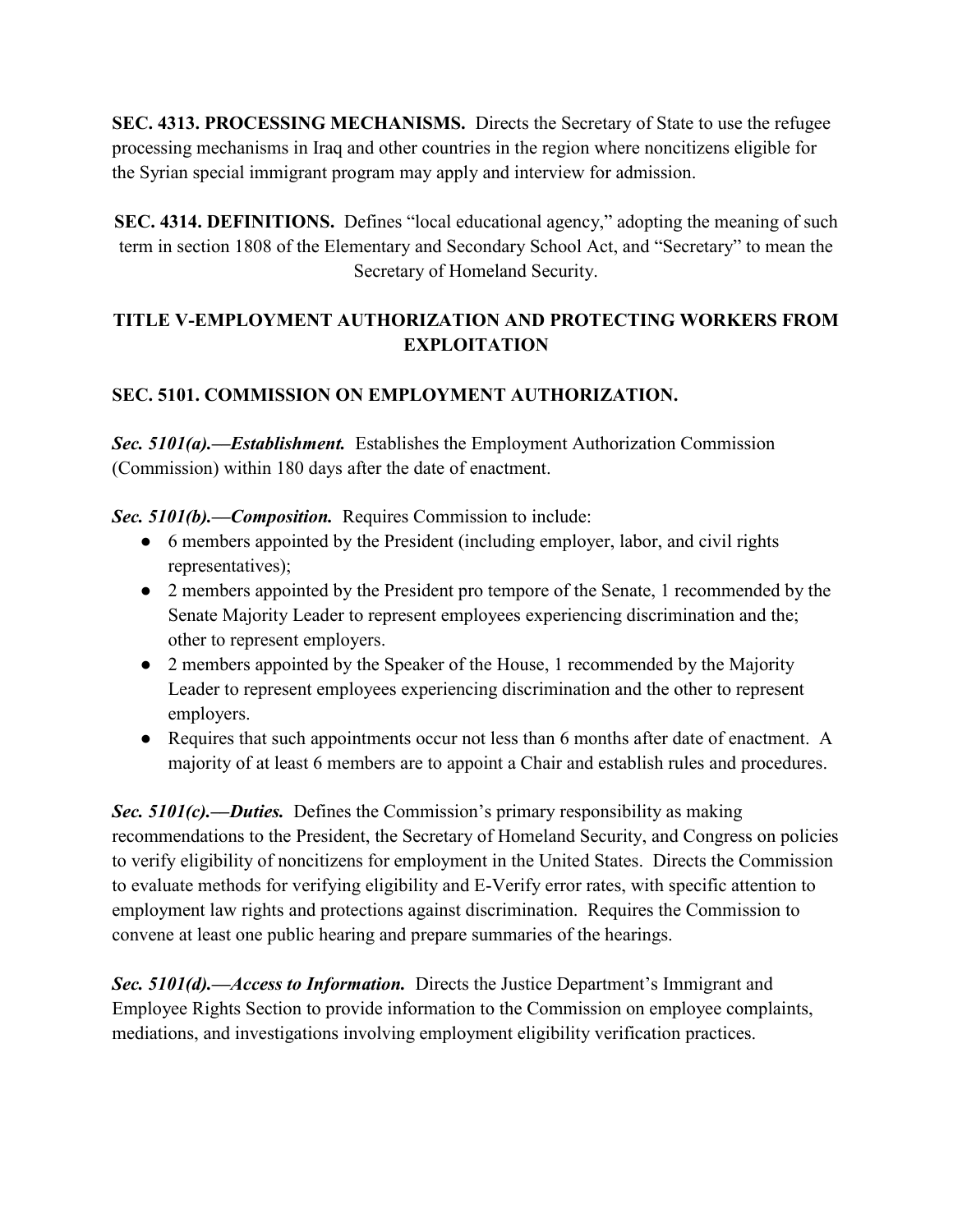**SEC. 4313. PROCESSING MECHANISMS.** Directs the Secretary of State to use the refugee processing mechanisms in Iraq and other countries in the region where noncitizens eligible for the Syrian special immigrant program may apply and interview for admission.

**SEC. 4314. DEFINITIONS.** Defines "local educational agency," adopting the meaning of such term in section 1808 of the Elementary and Secondary School Act, and "Secretary" to mean the Secretary of Homeland Security.

## TITLE V-EMPLOYMENT AUTHORIZATION AND PROTECTING WORKERS FROM EXPLOITATION

### SEC. 5101. COMMISSION ON EMPLOYMENT AUTHORIZATION.

***Sec. 5101(a).—Establishment.*** Establishes the Employment Authorization Commission (Commission) within 180 days after the date of enactment.

***Sec. 5101(b).—Composition.*** Requires Commission to include:

- 6 members appointed by the President (including employer, labor, and civil rights representatives);
- 2 members appointed by the President pro tempore of the Senate, 1 recommended by the Senate Majority Leader to represent employees experiencing discrimination and the; other to represent employers.
- 2 members appointed by the Speaker of the House, 1 recommended by the Majority Leader to represent employees experiencing discrimination and the other to represent employers.
- Requires that such appointments occur not less than 6 months after date of enactment. A majority of at least 6 members are to appoint a Chair and establish rules and procedures.

***Sec. 5101(c).—Duties.*** Defines the Commission's primary responsibility as making recommendations to the President, the Secretary of Homeland Security, and Congress on policies to verify eligibility of noncitizens for employment in the United States. Directs the Commission to evaluate methods for verifying eligibility and E-Verify error rates, with specific attention to employment law rights and protections against discrimination. Requires the Commission to convene at least one public hearing and prepare summaries of the hearings.

***Sec. 5101(d).—Access to Information.*** Directs the Justice Department's Immigrant and Employee Rights Section to provide information to the Commission on employee complaints, mediations, and investigations involving employment eligibility verification practices.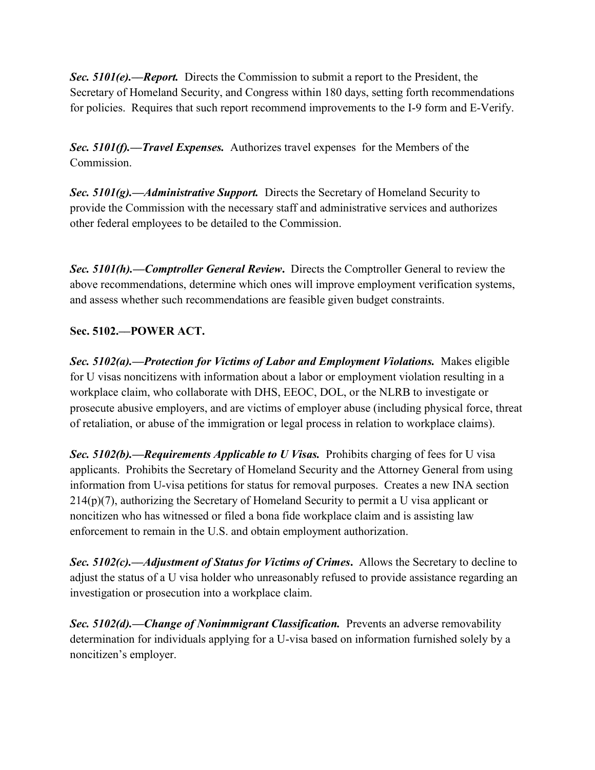***Sec. 5101(e).—Report.*** Directs the Commission to submit a report to the President, the Secretary of Homeland Security, and Congress within 180 days, setting forth recommendations for policies. Requires that such report recommend improvements to the I-9 form and E-Verify.

***Sec. 5101(f).—Travel Expenses.*** Authorizes travel expenses for the Members of the Commission.

***Sec. 5101(g).—Administrative Support.*** Directs the Secretary of Homeland Security to provide the Commission with the necessary staff and administrative services and authorizes other federal employees to be detailed to the Commission.

***Sec. 5101(h).—Comptroller General Review***. Directs the Comptroller General to review the above recommendations, determine which ones will improve employment verification systems, and assess whether such recommendations are feasible given budget constraints.

**Sec. 5102.—POWER ACT.**

***Sec. 5102(a).—Protection for Victims of Labor and Employment Violations.*** Makes eligible for U visas noncitizens with information about a labor or employment violation resulting in a workplace claim, who collaborate with DHS, EEOC, DOL, or the NLRB to investigate or prosecute abusive employers, and are victims of employer abuse (including physical force, threat of retaliation, or abuse of the immigration or legal process in relation to workplace claims).

***Sec. 5102(b).—Requirements Applicable to U Visas.*** Prohibits charging of fees for U visa applicants. Prohibits the Secretary of Homeland Security and the Attorney General from using information from U-visa petitions for status for removal purposes. Creates a new INA section 214(p)(7), authorizing the Secretary of Homeland Security to permit a U visa applicant or noncitizen who has witnessed or filed a bona fide workplace claim and is assisting law enforcement to remain in the U.S. and obtain employment authorization.

***Sec. 5102(c).—Adjustment of Status for Victims of Crimes***. Allows the Secretary to decline to adjust the status of a U visa holder who unreasonably refused to provide assistance regarding an investigation or prosecution into a workplace claim.

***Sec. 5102(d).—Change of Nonimmigrant Classification.*** Prevents an adverse removability determination for individuals applying for a U-visa based on information furnished solely by a noncitizen's employer.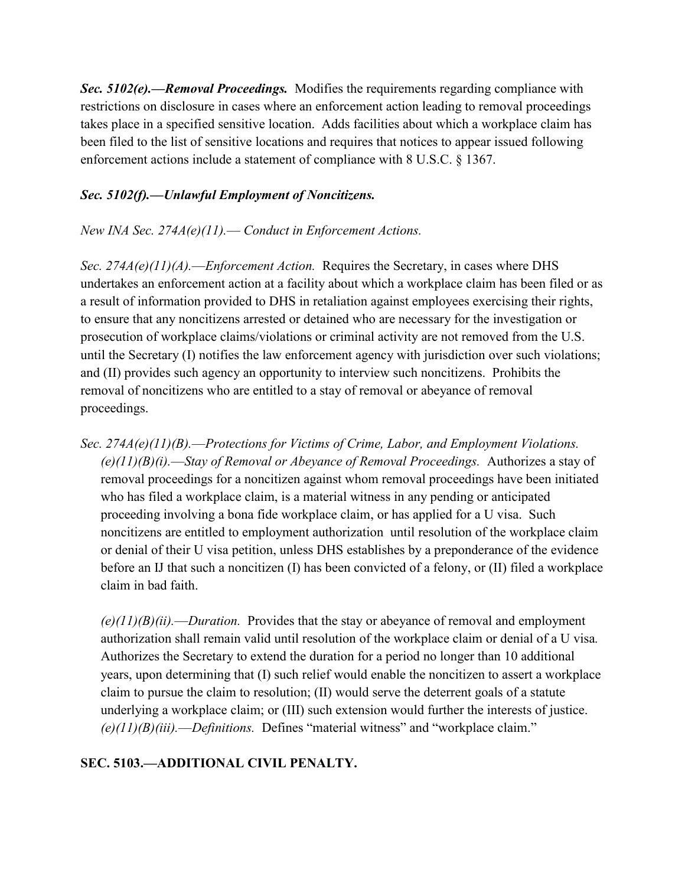***Sec. 5102(e).—Removal Proceedings.*** Modifies the requirements regarding compliance with restrictions on disclosure in cases where an enforcement action leading to removal proceedings takes place in a specified sensitive location. Adds facilities about which a workplace claim has been filed to the list of sensitive locations and requires that notices to appear issued following enforcement actions include a statement of compliance with 8 U.S.C. § 1367.

***Sec. 5102(f).—Unlawful Employment of Noncitizens.***

*New INA Sec. 274A(e)(11).— Conduct in Enforcement Actions.*

*Sec. 274A(e)(11)(A).—Enforcement Action.* Requires the Secretary, in cases where DHS undertakes an enforcement action at a facility about which a workplace claim has been filed or as a result of information provided to DHS in retaliation against employees exercising their rights, to ensure that any noncitizens arrested or detained who are necessary for the investigation or prosecution of workplace claims/violations or criminal activity are not removed from the U.S. until the Secretary (I) notifies the law enforcement agency with jurisdiction over such violations; and (II) provides such agency an opportunity to interview such noncitizens. Prohibits the removal of noncitizens who are entitled to a stay of removal or abeyance of removal proceedings.

*Sec. 274A(e)(11)(B).—Protections for Victims of Crime, Labor, and Employment Violations.*
*(e)(11)(B)(i).—Stay of Removal or Abeyance of Removal Proceedings.* Authorizes a stay of removal proceedings for a noncitizen against whom removal proceedings have been initiated who has filed a workplace claim, is a material witness in any pending or anticipated proceeding involving a bona fide workplace claim, or has applied for a U visa. Such noncitizens are entitled to employment authorization until resolution of the workplace claim or denial of their U visa petition, unless DHS establishes by a preponderance of the evidence before an IJ that such a noncitizen (I) has been convicted of a felony, or (II) filed a workplace claim in bad faith.

*(e)(11)(B)(ii).—Duration.* Provides that the stay or abeyance of removal and employment authorization shall remain valid until resolution of the workplace claim or denial of a U visa*.* Authorizes the Secretary to extend the duration for a period no longer than 10 additional years, upon determining that (I) such relief would enable the noncitizen to assert a workplace claim to pursue the claim to resolution; (II) would serve the deterrent goals of a statute underlying a workplace claim; or (III) such extension would further the interests of justice.
*(e)(11)(B)(iii).—Definitions.* Defines "material witness" and "workplace claim."

**SEC. 5103.—ADDITIONAL CIVIL PENALTY.**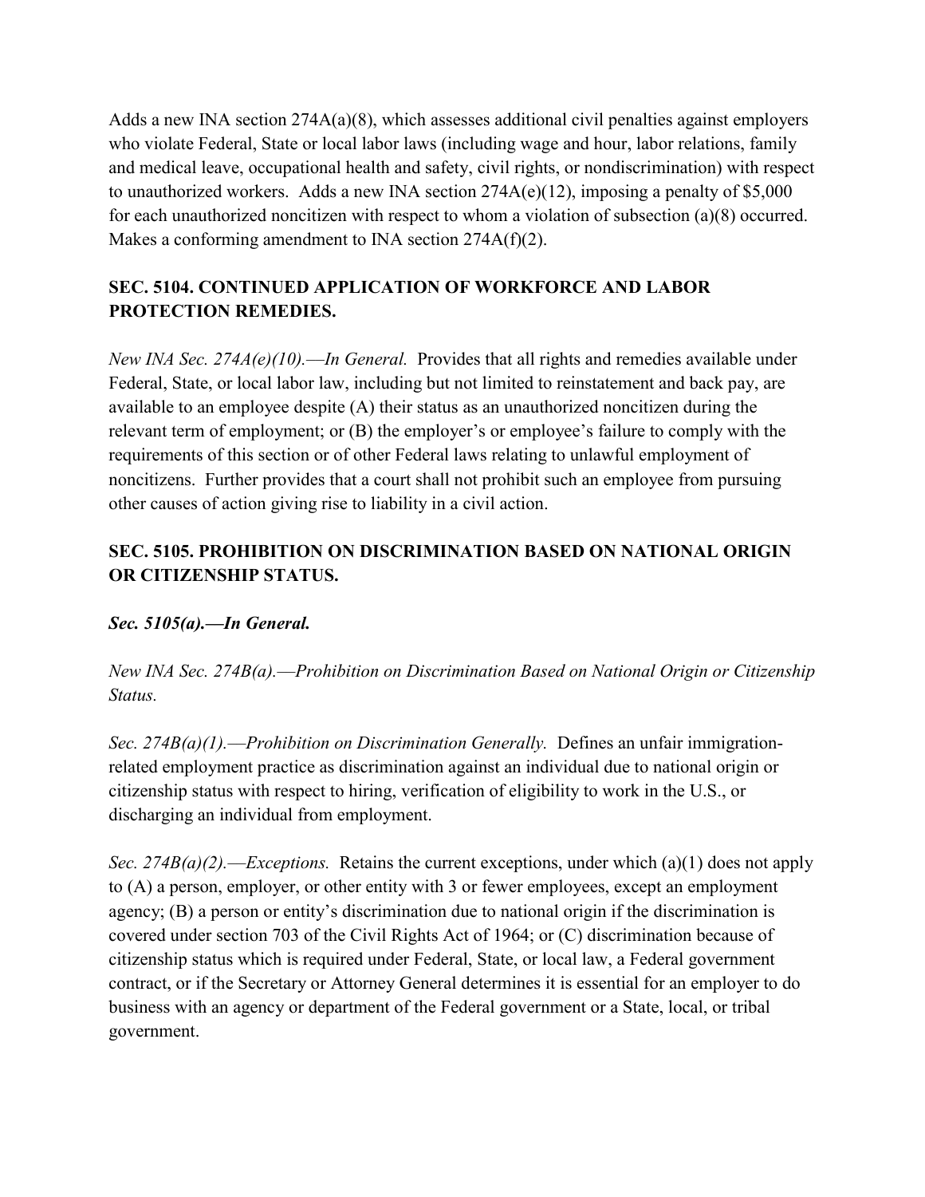Adds a new INA section 274A(a)(8), which assesses additional civil penalties against employers who violate Federal, State or local labor laws (including wage and hour, labor relations, family and medical leave, occupational health and safety, civil rights, or nondiscrimination) with respect to unauthorized workers. Adds a new INA section 274A(e)(12), imposing a penalty of $5,000 for each unauthorized noncitizen with respect to whom a violation of subsection (a)(8) occurred. Makes a conforming amendment to INA section 274A(f)(2).

## SEC. 5104. CONTINUED APPLICATION OF WORKFORCE AND LABOR PROTECTION REMEDIES.

*New INA Sec. 274A(e)(10).—In General.* Provides that all rights and remedies available under Federal, State, or local labor law, including but not limited to reinstatement and back pay, are available to an employee despite (A) their status as an unauthorized noncitizen during the relevant term of employment; or (B) the employer's or employee's failure to comply with the requirements of this section or of other Federal laws relating to unlawful employment of noncitizens. Further provides that a court shall not prohibit such an employee from pursuing other causes of action giving rise to liability in a civil action.

## SEC. 5105. PROHIBITION ON DISCRIMINATION BASED ON NATIONAL ORIGIN OR CITIZENSHIP STATUS.

***Sec. 5105(a).—In General.***

*New INA Sec. 274B(a).—Prohibition on Discrimination Based on National Origin or Citizenship Status.*

*Sec. 274B(a)(1).—Prohibition on Discrimination Generally.* Defines an unfair immigration-related employment practice as discrimination against an individual due to national origin or citizenship status with respect to hiring, verification of eligibility to work in the U.S., or discharging an individual from employment.

*Sec. 274B(a)(2).—Exceptions.* Retains the current exceptions, under which (a)(1) does not apply to (A) a person, employer, or other entity with 3 or fewer employees, except an employment agency; (B) a person or entity's discrimination due to national origin if the discrimination is covered under section 703 of the Civil Rights Act of 1964; or (C) discrimination because of citizenship status which is required under Federal, State, or local law, a Federal government contract, or if the Secretary or Attorney General determines it is essential for an employer to do business with an agency or department of the Federal government or a State, local, or tribal government.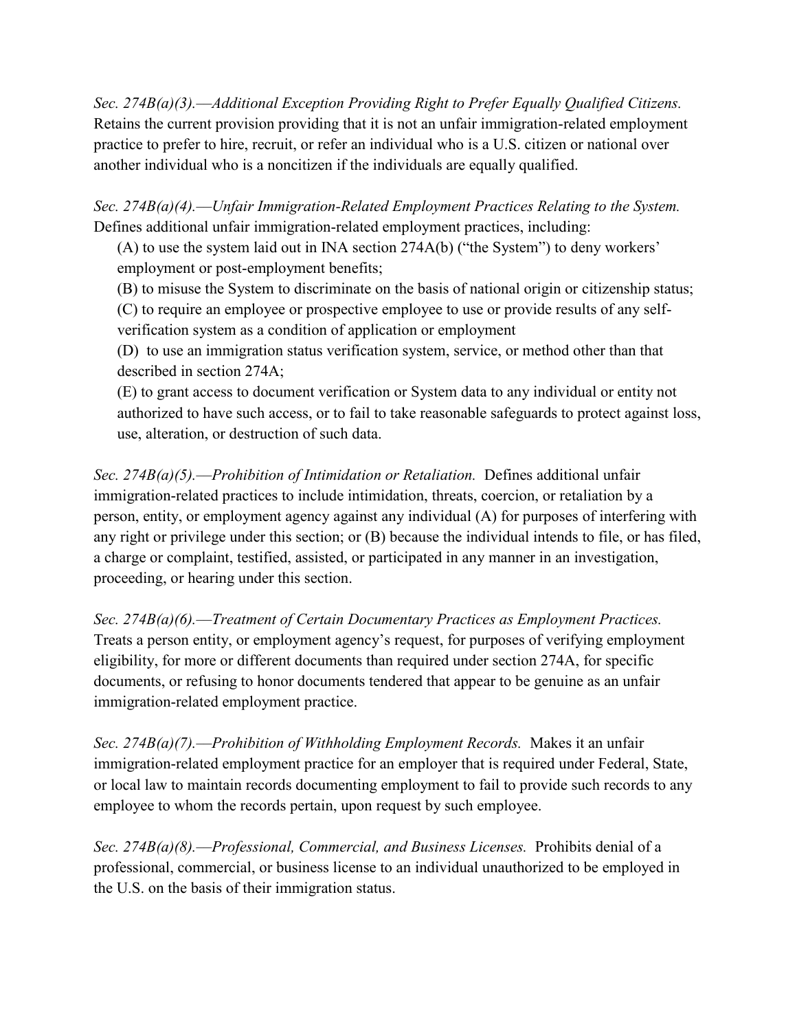*Sec. 274B(a)(3).—Additional Exception Providing Right to Prefer Equally Qualified Citizens.* Retains the current provision providing that it is not an unfair immigration-related employment practice to prefer to hire, recruit, or refer an individual who is a U.S. citizen or national over another individual who is a noncitizen if the individuals are equally qualified.

*Sec. 274B(a)(4).—Unfair Immigration-Related Employment Practices Relating to the System.* Defines additional unfair immigration-related employment practices, including:

(A) to use the system laid out in INA section 274A(b) ("the System") to deny workers' employment or post-employment benefits;

(B) to misuse the System to discriminate on the basis of national origin or citizenship status;

(C) to require an employee or prospective employee to use or provide results of any self-verification system as a condition of application or employment

(D) to use an immigration status verification system, service, or method other than that described in section 274A;

(E) to grant access to document verification or System data to any individual or entity not authorized to have such access, or to fail to take reasonable safeguards to protect against loss, use, alteration, or destruction of such data.

*Sec. 274B(a)(5).—Prohibition of Intimidation or Retaliation.* Defines additional unfair immigration-related practices to include intimidation, threats, coercion, or retaliation by a person, entity, or employment agency against any individual (A) for purposes of interfering with any right or privilege under this section; or (B) because the individual intends to file, or has filed, a charge or complaint, testified, assisted, or participated in any manner in an investigation, proceeding, or hearing under this section.

*Sec. 274B(a)(6).—Treatment of Certain Documentary Practices as Employment Practices.* Treats a person entity, or employment agency's request, for purposes of verifying employment eligibility, for more or different documents than required under section 274A, for specific documents, or refusing to honor documents tendered that appear to be genuine as an unfair immigration-related employment practice.

*Sec. 274B(a)(7).—Prohibition of Withholding Employment Records.* Makes it an unfair immigration-related employment practice for an employer that is required under Federal, State, or local law to maintain records documenting employment to fail to provide such records to any employee to whom the records pertain, upon request by such employee.

*Sec. 274B(a)(8).—Professional, Commercial, and Business Licenses.* Prohibits denial of a professional, commercial, or business license to an individual unauthorized to be employed in the U.S. on the basis of their immigration status.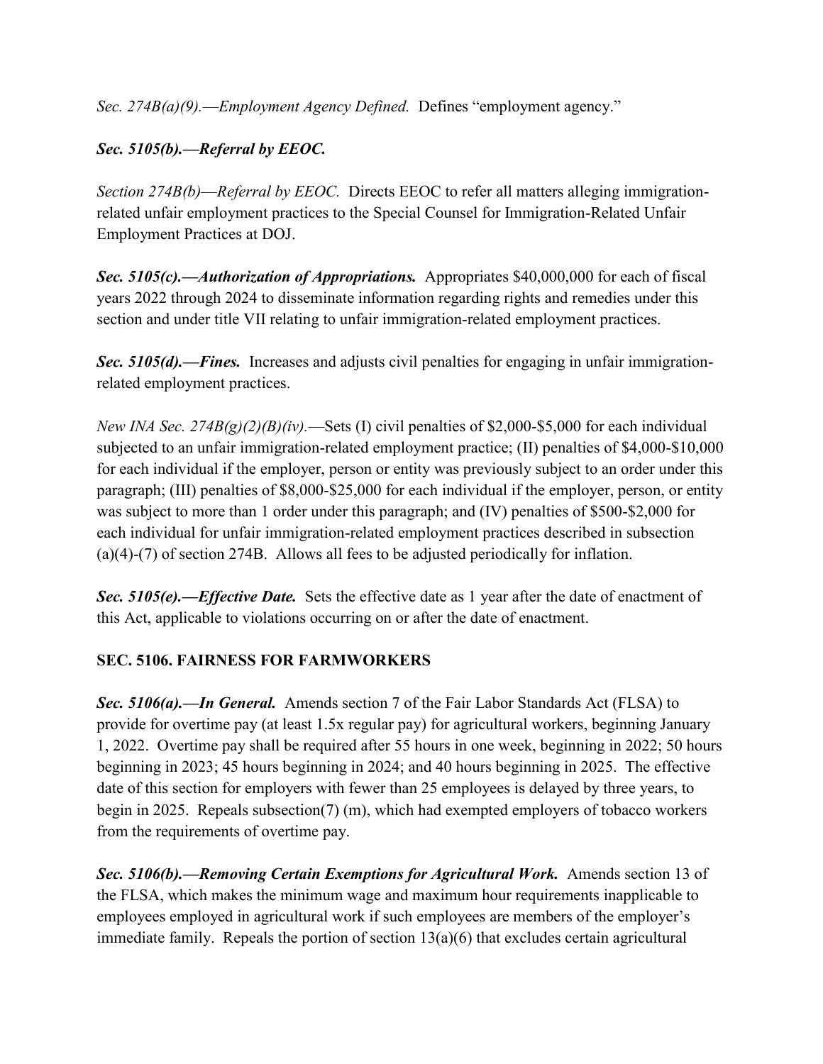*Sec. 274B(a)(9).—Employment Agency Defined.* Defines "employment agency."

***Sec. 5105(b).—Referral by EEOC.***

*Section 274B(b)—Referral by EEOC.* Directs EEOC to refer all matters alleging immigration-related unfair employment practices to the Special Counsel for Immigration-Related Unfair Employment Practices at DOJ.

***Sec. 5105(c).—Authorization of Appropriations.*** Appropriates $40,000,000 for each of fiscal years 2022 through 2024 to disseminate information regarding rights and remedies under this section and under title VII relating to unfair immigration-related employment practices.

***Sec. 5105(d).—Fines.*** Increases and adjusts civil penalties for engaging in unfair immigration-related employment practices.

*New INA Sec. 274B(g)(2)(B)(iv).*—Sets (I) civil penalties of $2,000-$5,000 for each individual subjected to an unfair immigration-related employment practice; (II) penalties of $4,000-$10,000 for each individual if the employer, person or entity was previously subject to an order under this paragraph; (III) penalties of $8,000-$25,000 for each individual if the employer, person, or entity was subject to more than 1 order under this paragraph; and (IV) penalties of $500-$2,000 for each individual for unfair immigration-related employment practices described in subsection (a)(4)-(7) of section 274B. Allows all fees to be adjusted periodically for inflation.

***Sec. 5105(e).—Effective Date.*** Sets the effective date as 1 year after the date of enactment of this Act, applicable to violations occurring on or after the date of enactment.

**SEC. 5106. FAIRNESS FOR FARMWORKERS**

***Sec. 5106(a).—In General.*** Amends section 7 of the Fair Labor Standards Act (FLSA) to provide for overtime pay (at least 1.5x regular pay) for agricultural workers, beginning January 1, 2022. Overtime pay shall be required after 55 hours in one week, beginning in 2022; 50 hours beginning in 2023; 45 hours beginning in 2024; and 40 hours beginning in 2025. The effective date of this section for employers with fewer than 25 employees is delayed by three years, to begin in 2025. Repeals subsection(7) (m), which had exempted employers of tobacco workers from the requirements of overtime pay.

***Sec. 5106(b).—Removing Certain Exemptions for Agricultural Work.*** Amends section 13 of the FLSA, which makes the minimum wage and maximum hour requirements inapplicable to employees employed in agricultural work if such employees are members of the employer's immediate family. Repeals the portion of section 13(a)(6) that excludes certain agricultural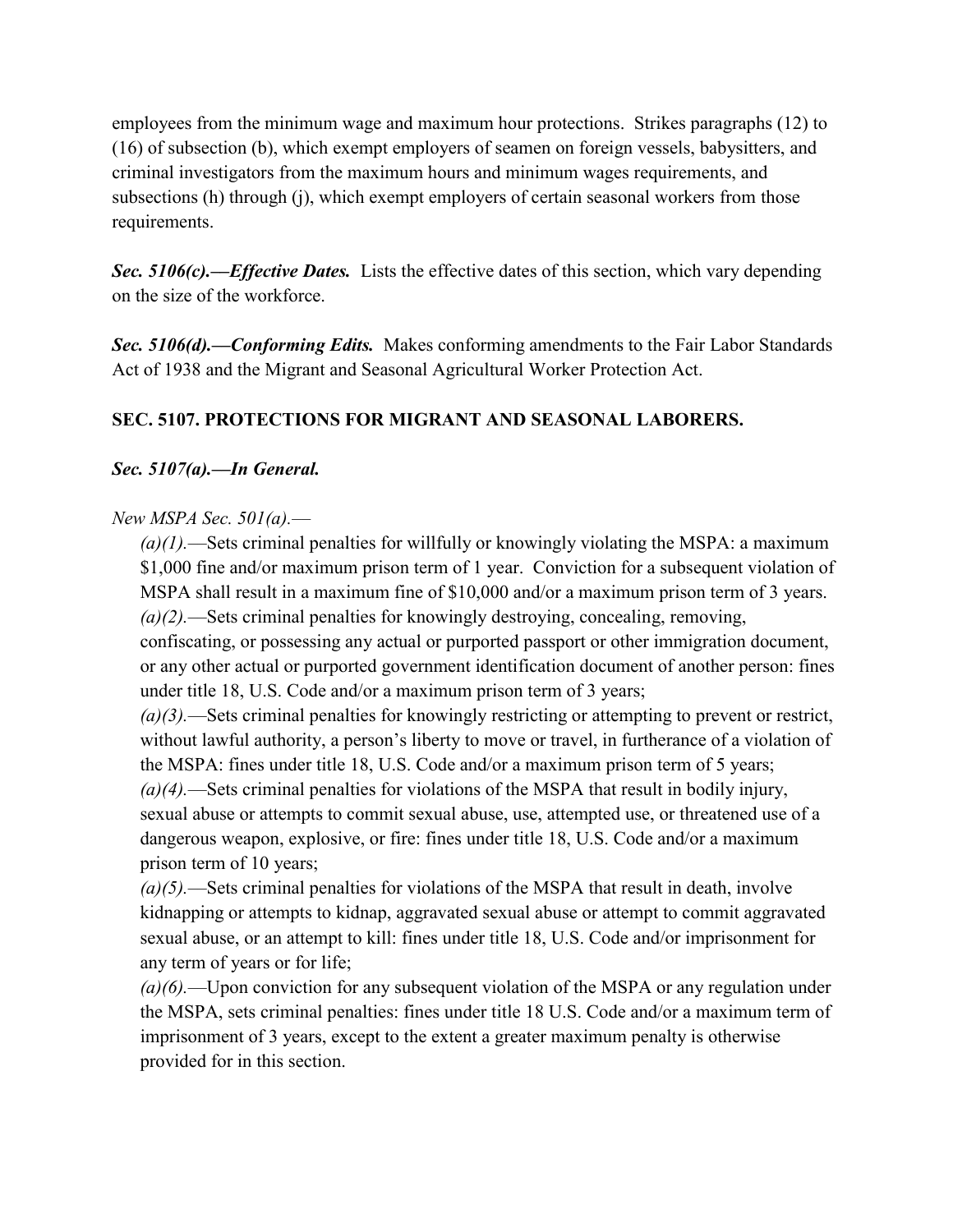employees from the minimum wage and maximum hour protections. Strikes paragraphs (12) to (16) of subsection (b), which exempt employers of seamen on foreign vessels, babysitters, and criminal investigators from the maximum hours and minimum wages requirements, and subsections (h) through (j), which exempt employers of certain seasonal workers from those requirements.

***Sec. 5106(c).—Effective Dates.*** Lists the effective dates of this section, which vary depending on the size of the workforce.

***Sec. 5106(d).—Conforming Edits.*** Makes conforming amendments to the Fair Labor Standards Act of 1938 and the Migrant and Seasonal Agricultural Worker Protection Act.

**SEC. 5107. PROTECTIONS FOR MIGRANT AND SEASONAL LABORERS.**

***Sec. 5107(a).—In General.***

*New MSPA Sec. 501(a).*—

*(a)(1).*—Sets criminal penalties for willfully or knowingly violating the MSPA: a maximum $1,000 fine and/or maximum prison term of 1 year. Conviction for a subsequent violation of MSPA shall result in a maximum fine of $10,000 and/or a maximum prison term of 3 years.

*(a)(2).*—Sets criminal penalties for knowingly destroying, concealing, removing, confiscating, or possessing any actual or purported passport or other immigration document, or any other actual or purported government identification document of another person: fines under title 18, U.S. Code and/or a maximum prison term of 3 years;

*(a)(3).*—Sets criminal penalties for knowingly restricting or attempting to prevent or restrict, without lawful authority, a person's liberty to move or travel, in furtherance of a violation of the MSPA: fines under title 18, U.S. Code and/or a maximum prison term of 5 years;

*(a)(4).*—Sets criminal penalties for violations of the MSPA that result in bodily injury, sexual abuse or attempts to commit sexual abuse, use, attempted use, or threatened use of a dangerous weapon, explosive, or fire: fines under title 18, U.S. Code and/or a maximum prison term of 10 years;

*(a)(5).*—Sets criminal penalties for violations of the MSPA that result in death, involve kidnapping or attempts to kidnap, aggravated sexual abuse or attempt to commit aggravated sexual abuse, or an attempt to kill: fines under title 18, U.S. Code and/or imprisonment for any term of years or for life;

*(a)(6).*—Upon conviction for any subsequent violation of the MSPA or any regulation under the MSPA, sets criminal penalties: fines under title 18 U.S. Code and/or a maximum term of imprisonment of 3 years, except to the extent a greater maximum penalty is otherwise provided for in this section.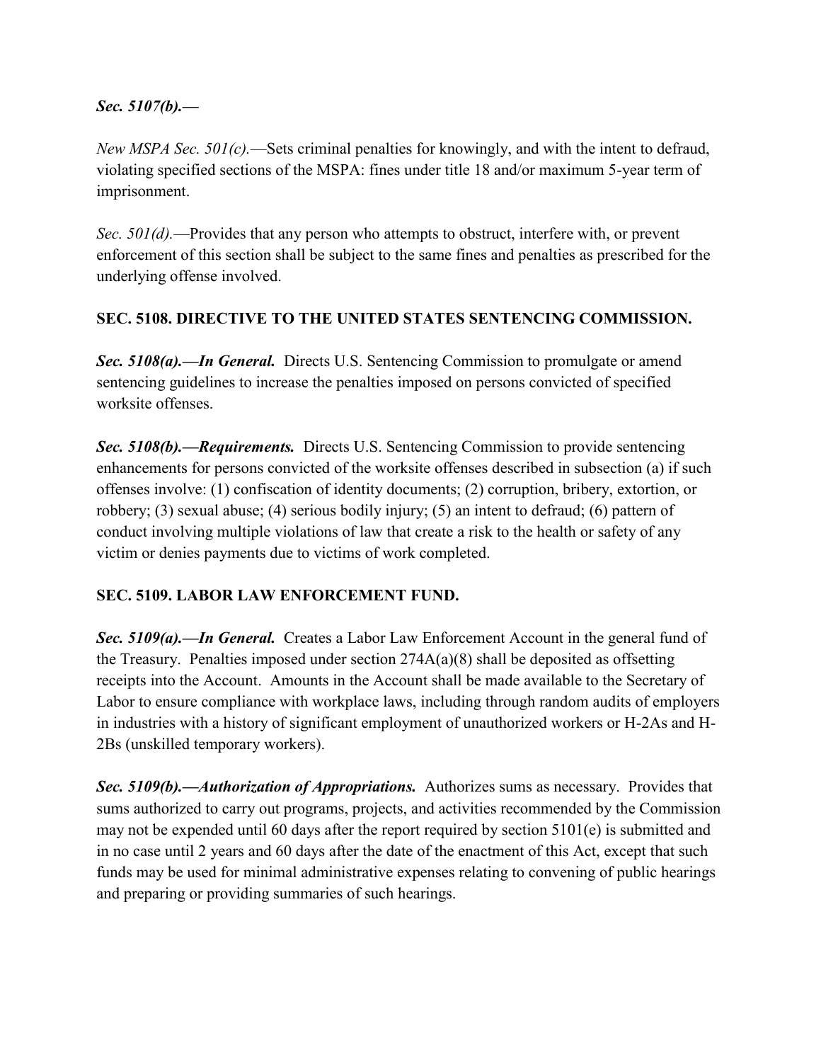***Sec. 5107(b).—***

*New MSPA Sec. 501(c).*—Sets criminal penalties for knowingly, and with the intent to defraud, violating specified sections of the MSPA: fines under title 18 and/or maximum 5-year term of imprisonment.

*Sec. 501(d).*—Provides that any person who attempts to obstruct, interfere with, or prevent enforcement of this section shall be subject to the same fines and penalties as prescribed for the underlying offense involved.

## SEC. 5108. DIRECTIVE TO THE UNITED STATES SENTENCING COMMISSION.

***Sec. 5108(a).—In General.*** Directs U.S. Sentencing Commission to promulgate or amend sentencing guidelines to increase the penalties imposed on persons convicted of specified worksite offenses.

***Sec. 5108(b).—Requirements.*** Directs U.S. Sentencing Commission to provide sentencing enhancements for persons convicted of the worksite offenses described in subsection (a) if such offenses involve: (1) confiscation of identity documents; (2) corruption, bribery, extortion, or robbery; (3) sexual abuse; (4) serious bodily injury; (5) an intent to defraud; (6) pattern of conduct involving multiple violations of law that create a risk to the health or safety of any victim or denies payments due to victims of work completed.

## SEC. 5109. LABOR LAW ENFORCEMENT FUND.

***Sec. 5109(a).—In General.*** Creates a Labor Law Enforcement Account in the general fund of the Treasury. Penalties imposed under section 274A(a)(8) shall be deposited as offsetting receipts into the Account. Amounts in the Account shall be made available to the Secretary of Labor to ensure compliance with workplace laws, including through random audits of employers in industries with a history of significant employment of unauthorized workers or H-2As and H-2Bs (unskilled temporary workers).

***Sec. 5109(b).—Authorization of Appropriations.*** Authorizes sums as necessary. Provides that sums authorized to carry out programs, projects, and activities recommended by the Commission may not be expended until 60 days after the report required by section 5101(e) is submitted and in no case until 2 years and 60 days after the date of the enactment of this Act, except that such funds may be used for minimal administrative expenses relating to convening of public hearings and preparing or providing summaries of such hearings.